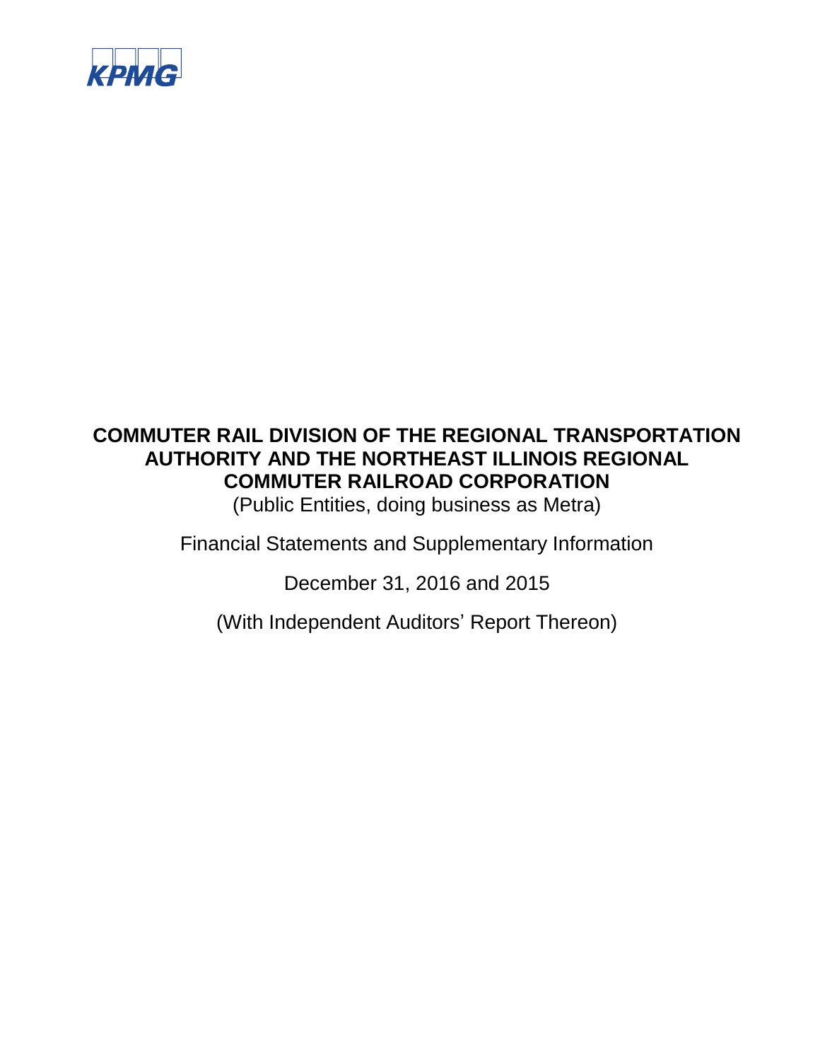KPMG

# COMMUTER RAIL DIVISION OF THE REGIONAL TRANSPORTATION AUTHORITY AND THE NORTHEAST ILLINOIS REGIONAL COMMUTER RAILROAD CORPORATION

(Public Entities, doing business as Metra)

Financial Statements and Supplementary Information

December 31, 2016 and 2015

(With Independent Auditors' Report Thereon)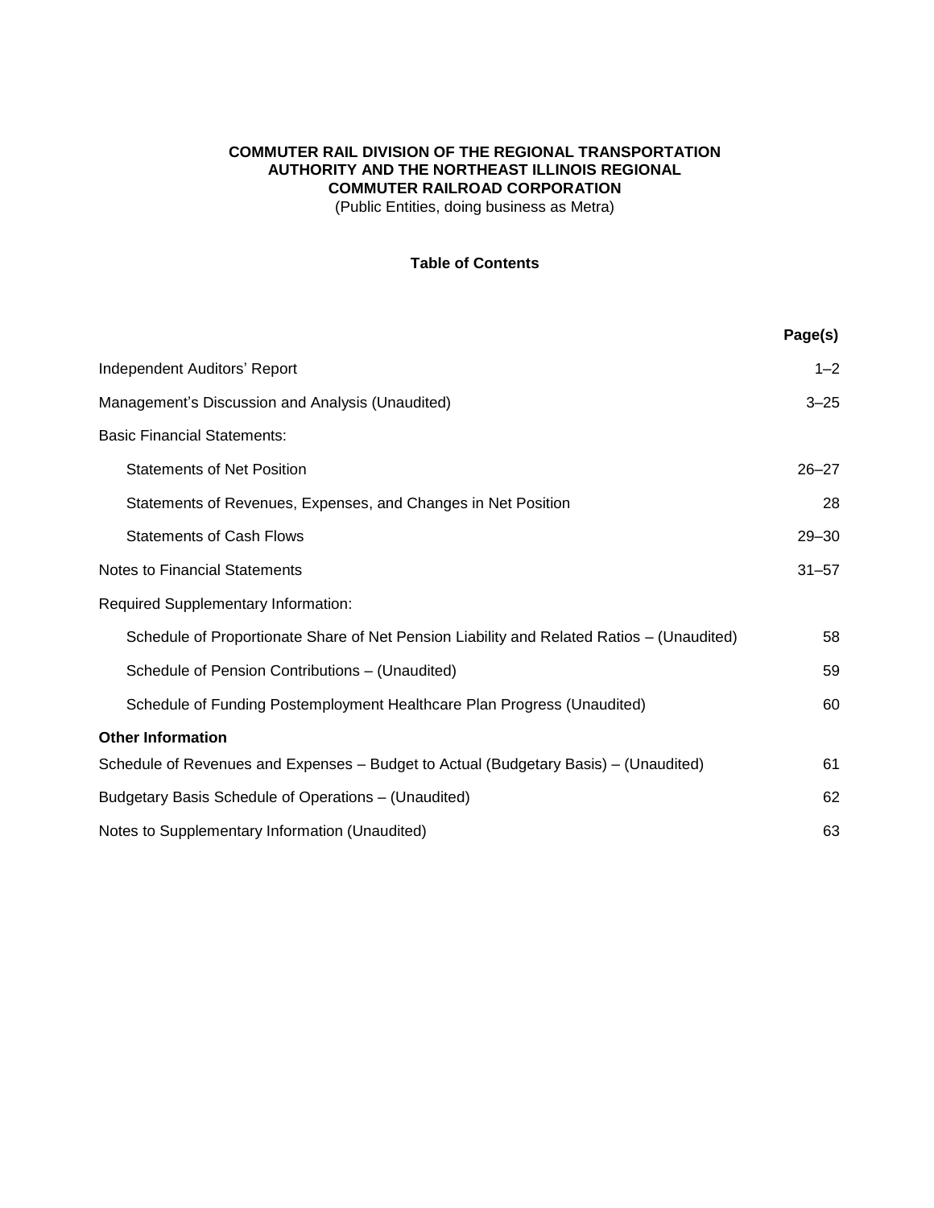**COMMUTER RAIL DIVISION OF THE REGIONAL TRANSPORTATION AUTHORITY AND THE NORTHEAST ILLINOIS REGIONAL COMMUTER RAILROAD CORPORATION**

(Public Entities, doing business as Metra)

## Table of Contents

| | Page(s) |
|---|---|
| Independent Auditors' Report | 1–2 |
| Management's Discussion and Analysis (Unaudited) | 3–25 |
| Basic Financial Statements: | |
| Statements of Net Position | 26–27 |
| Statements of Revenues, Expenses, and Changes in Net Position | 28 |
| Statements of Cash Flows | 29–30 |
| Notes to Financial Statements | 31–57 |
| Required Supplementary Information: | |
| Schedule of Proportionate Share of Net Pension Liability and Related Ratios – (Unaudited) | 58 |
| Schedule of Pension Contributions – (Unaudited) | 59 |
| Schedule of Funding Postemployment Healthcare Plan Progress (Unaudited) | 60 |
| **Other Information** | |
| Schedule of Revenues and Expenses – Budget to Actual (Budgetary Basis) – (Unaudited) | 61 |
| Budgetary Basis Schedule of Operations – (Unaudited) | 62 |
| Notes to Supplementary Information (Unaudited) | 63 |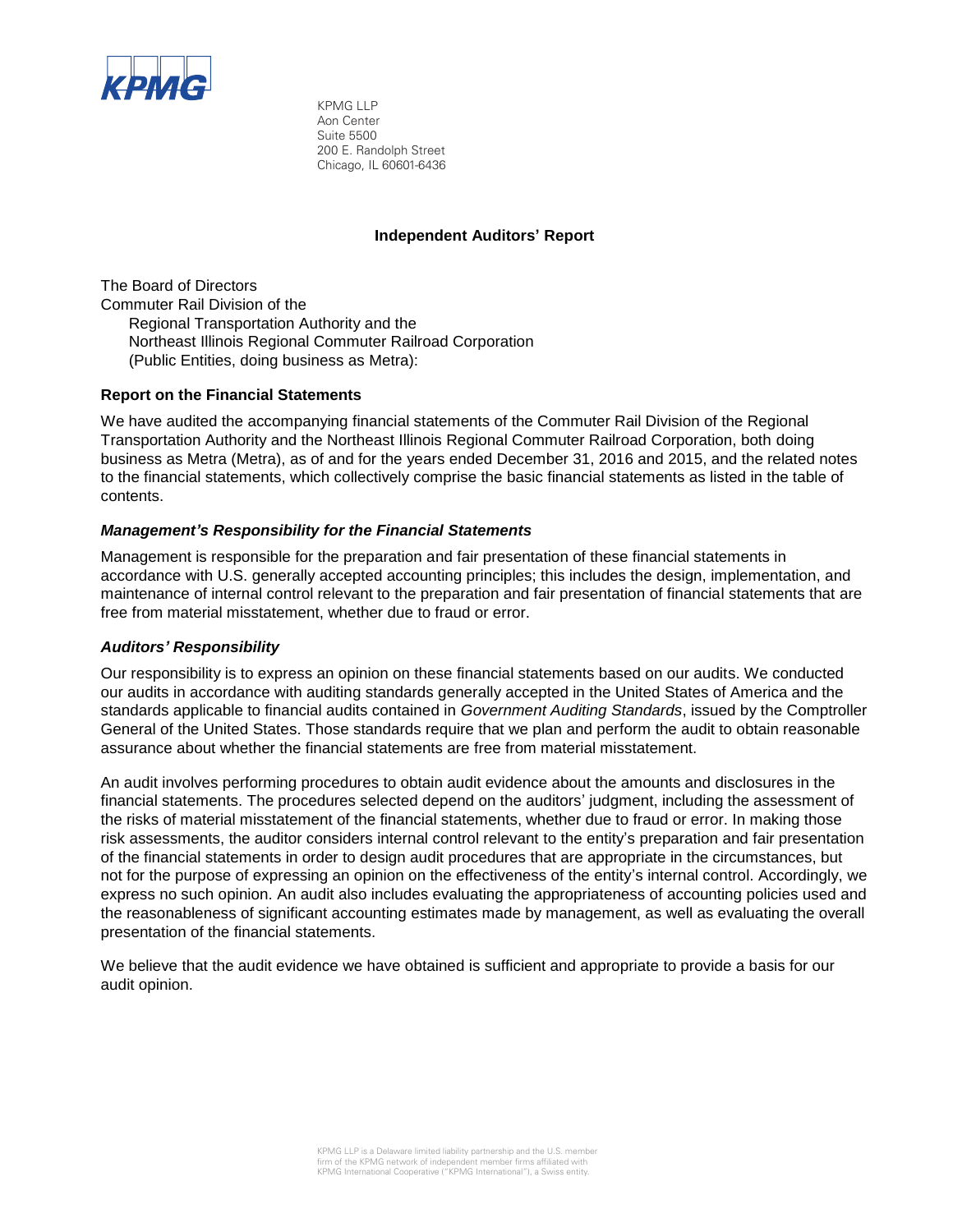KPMG LLP
Aon Center
Suite 5500
200 E. Randolph Street
Chicago, IL 60601-6436

## Independent Auditors' Report

The Board of Directors
Commuter Rail Division of the
Regional Transportation Authority and the
Northeast Illinois Regional Commuter Railroad Corporation
(Public Entities, doing business as Metra):

### Report on the Financial Statements

We have audited the accompanying financial statements of the Commuter Rail Division of the Regional Transportation Authority and the Northeast Illinois Regional Commuter Railroad Corporation, both doing business as Metra (Metra), as of and for the years ended December 31, 2016 and 2015, and the related notes to the financial statements, which collectively comprise the basic financial statements as listed in the table of contents.

#### *Management's Responsibility for the Financial Statements*

Management is responsible for the preparation and fair presentation of these financial statements in accordance with U.S. generally accepted accounting principles; this includes the design, implementation, and maintenance of internal control relevant to the preparation and fair presentation of financial statements that are free from material misstatement, whether due to fraud or error.

#### *Auditors' Responsibility*

Our responsibility is to express an opinion on these financial statements based on our audits. We conducted our audits in accordance with auditing standards generally accepted in the United States of America and the standards applicable to financial audits contained in *Government Auditing Standards*, issued by the Comptroller General of the United States. Those standards require that we plan and perform the audit to obtain reasonable assurance about whether the financial statements are free from material misstatement.

An audit involves performing procedures to obtain audit evidence about the amounts and disclosures in the financial statements. The procedures selected depend on the auditors' judgment, including the assessment of the risks of material misstatement of the financial statements, whether due to fraud or error. In making those risk assessments, the auditor considers internal control relevant to the entity's preparation and fair presentation of the financial statements in order to design audit procedures that are appropriate in the circumstances, but not for the purpose of expressing an opinion on the effectiveness of the entity's internal control. Accordingly, we express no such opinion. An audit also includes evaluating the appropriateness of accounting policies used and the reasonableness of significant accounting estimates made by management, as well as evaluating the overall presentation of the financial statements.

We believe that the audit evidence we have obtained is sufficient and appropriate to provide a basis for our audit opinion.

KPMG LLP is a Delaware limited liability partnership and the U.S. member firm of the KPMG network of independent member firms affiliated with KPMG International Cooperative ("KPMG International"), a Swiss entity.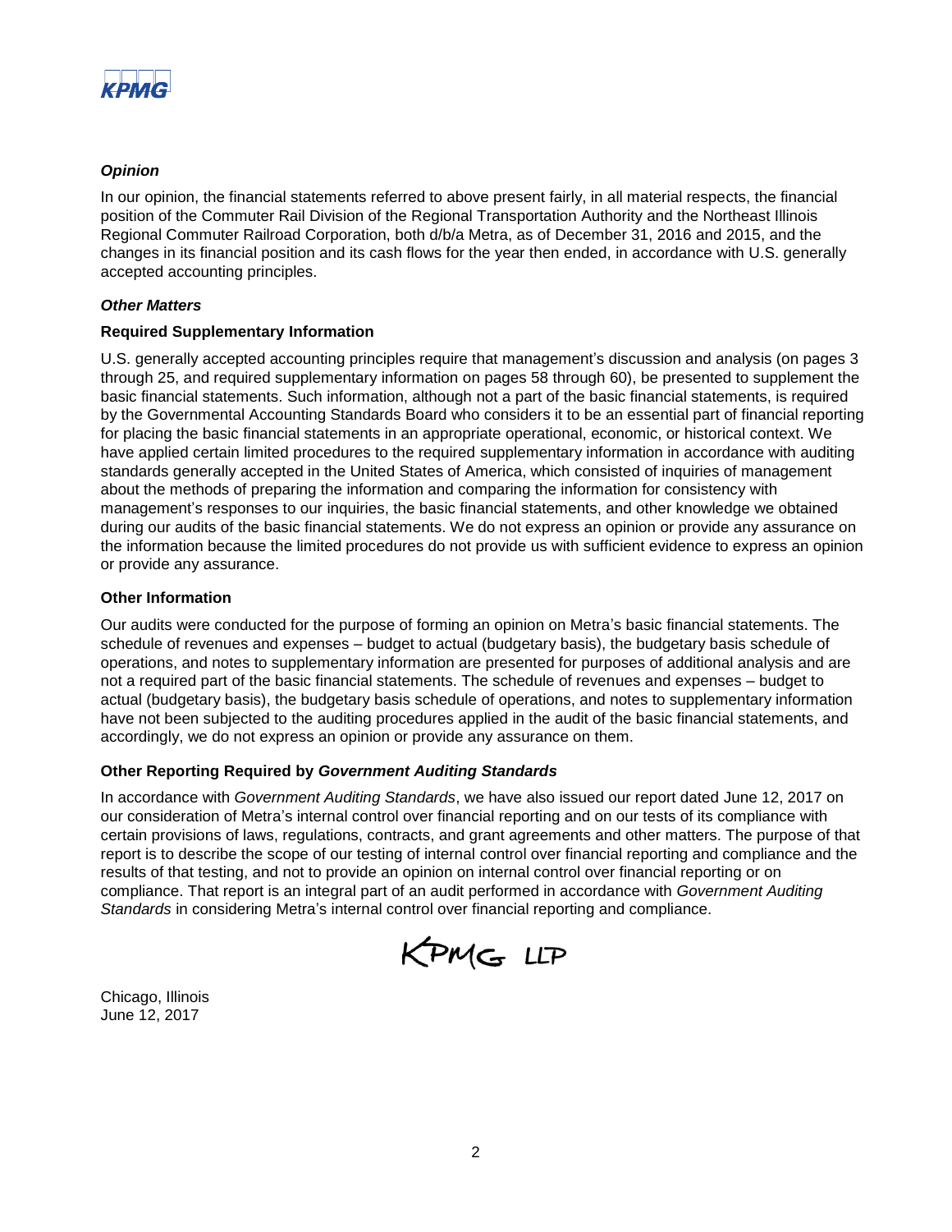### *Opinion*

In our opinion, the financial statements referred to above present fairly, in all material respects, the financial position of the Commuter Rail Division of the Regional Transportation Authority and the Northeast Illinois Regional Commuter Railroad Corporation, both d/b/a Metra, as of December 31, 2016 and 2015, and the changes in its financial position and its cash flows for the year then ended, in accordance with U.S. generally accepted accounting principles.

### *Other Matters*

**Required Supplementary Information**

U.S. generally accepted accounting principles require that management's discussion and analysis (on pages 3 through 25, and required supplementary information on pages 58 through 60), be presented to supplement the basic financial statements. Such information, although not a part of the basic financial statements, is required by the Governmental Accounting Standards Board who considers it to be an essential part of financial reporting for placing the basic financial statements in an appropriate operational, economic, or historical context. We have applied certain limited procedures to the required supplementary information in accordance with auditing standards generally accepted in the United States of America, which consisted of inquiries of management about the methods of preparing the information and comparing the information for consistency with management's responses to our inquiries, the basic financial statements, and other knowledge we obtained during our audits of the basic financial statements. We do not express an opinion or provide any assurance on the information because the limited procedures do not provide us with sufficient evidence to express an opinion or provide any assurance.

**Other Information**

Our audits were conducted for the purpose of forming an opinion on Metra's basic financial statements. The schedule of revenues and expenses – budget to actual (budgetary basis), the budgetary basis schedule of operations, and notes to supplementary information are presented for purposes of additional analysis and are not a required part of the basic financial statements. The schedule of revenues and expenses – budget to actual (budgetary basis), the budgetary basis schedule of operations, and notes to supplementary information have not been subjected to the auditing procedures applied in the audit of the basic financial statements, and accordingly, we do not express an opinion or provide any assurance on them.

**Other Reporting Required by *Government Auditing Standards***

In accordance with *Government Auditing Standards*, we have also issued our report dated June 12, 2017 on our consideration of Metra's internal control over financial reporting and on our tests of its compliance with certain provisions of laws, regulations, contracts, and grant agreements and other matters. The purpose of that report is to describe the scope of our testing of internal control over financial reporting and compliance and the results of that testing, and not to provide an opinion on internal control over financial reporting or on compliance. That report is an integral part of an audit performed in accordance with *Government Auditing Standards* in considering Metra's internal control over financial reporting and compliance.

KPMG LLP

Chicago, Illinois
June 12, 2017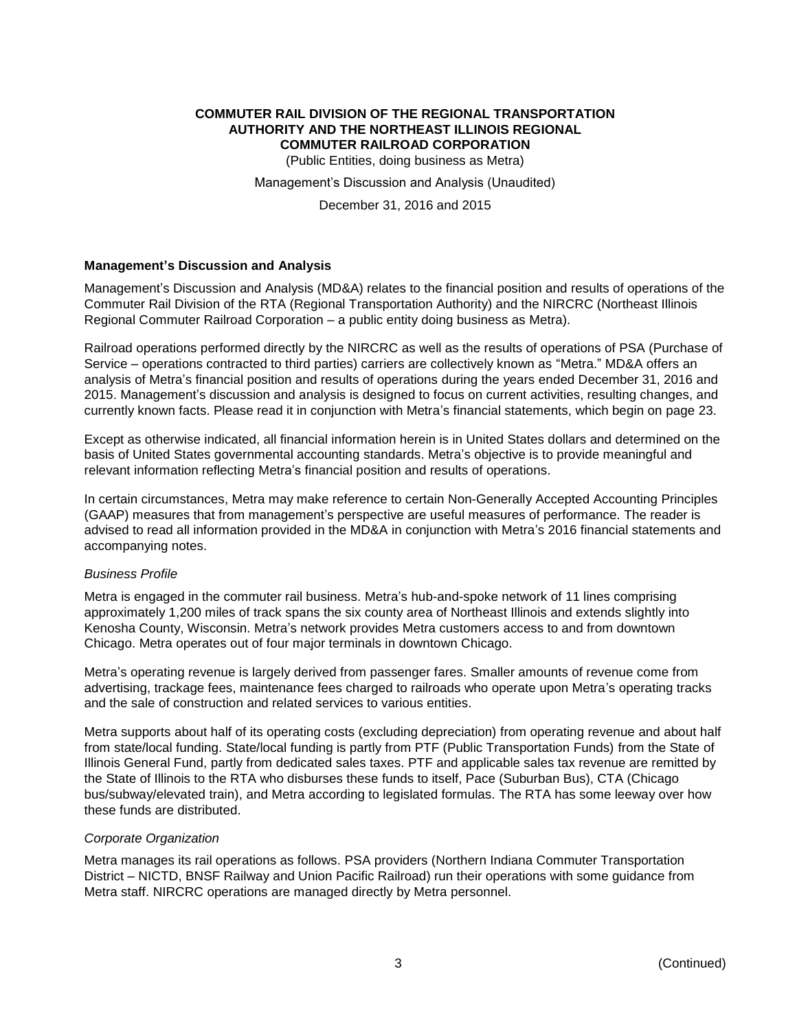# COMMUTER RAIL DIVISION OF THE REGIONAL TRANSPORTATION AUTHORITY AND THE NORTHEAST ILLINOIS REGIONAL COMMUTER RAILROAD CORPORATION

(Public Entities, doing business as Metra)

Management's Discussion and Analysis (Unaudited)

December 31, 2016 and 2015

## Management's Discussion and Analysis

Management's Discussion and Analysis (MD&A) relates to the financial position and results of operations of the Commuter Rail Division of the RTA (Regional Transportation Authority) and the NIRCRC (Northeast Illinois Regional Commuter Railroad Corporation – a public entity doing business as Metra).

Railroad operations performed directly by the NIRCRC as well as the results of operations of PSA (Purchase of Service – operations contracted to third parties) carriers are collectively known as "Metra." MD&A offers an analysis of Metra's financial position and results of operations during the years ended December 31, 2016 and 2015. Management's discussion and analysis is designed to focus on current activities, resulting changes, and currently known facts. Please read it in conjunction with Metra's financial statements, which begin on page 23.

Except as otherwise indicated, all financial information herein is in United States dollars and determined on the basis of United States governmental accounting standards. Metra's objective is to provide meaningful and relevant information reflecting Metra's financial position and results of operations.

In certain circumstances, Metra may make reference to certain Non-Generally Accepted Accounting Principles (GAAP) measures that from management's perspective are useful measures of performance. The reader is advised to read all information provided in the MD&A in conjunction with Metra's 2016 financial statements and accompanying notes.

### *Business Profile*

Metra is engaged in the commuter rail business. Metra's hub-and-spoke network of 11 lines comprising approximately 1,200 miles of track spans the six county area of Northeast Illinois and extends slightly into Kenosha County, Wisconsin. Metra's network provides Metra customers access to and from downtown Chicago. Metra operates out of four major terminals in downtown Chicago.

Metra's operating revenue is largely derived from passenger fares. Smaller amounts of revenue come from advertising, trackage fees, maintenance fees charged to railroads who operate upon Metra's operating tracks and the sale of construction and related services to various entities.

Metra supports about half of its operating costs (excluding depreciation) from operating revenue and about half from state/local funding. State/local funding is partly from PTF (Public Transportation Funds) from the State of Illinois General Fund, partly from dedicated sales taxes. PTF and applicable sales tax revenue are remitted by the State of Illinois to the RTA who disburses these funds to itself, Pace (Suburban Bus), CTA (Chicago bus/subway/elevated train), and Metra according to legislated formulas. The RTA has some leeway over how these funds are distributed.

### *Corporate Organization*

Metra manages its rail operations as follows. PSA providers (Northern Indiana Commuter Transportation District – NICTD, BNSF Railway and Union Pacific Railroad) run their operations with some guidance from Metra staff. NIRCRC operations are managed directly by Metra personnel.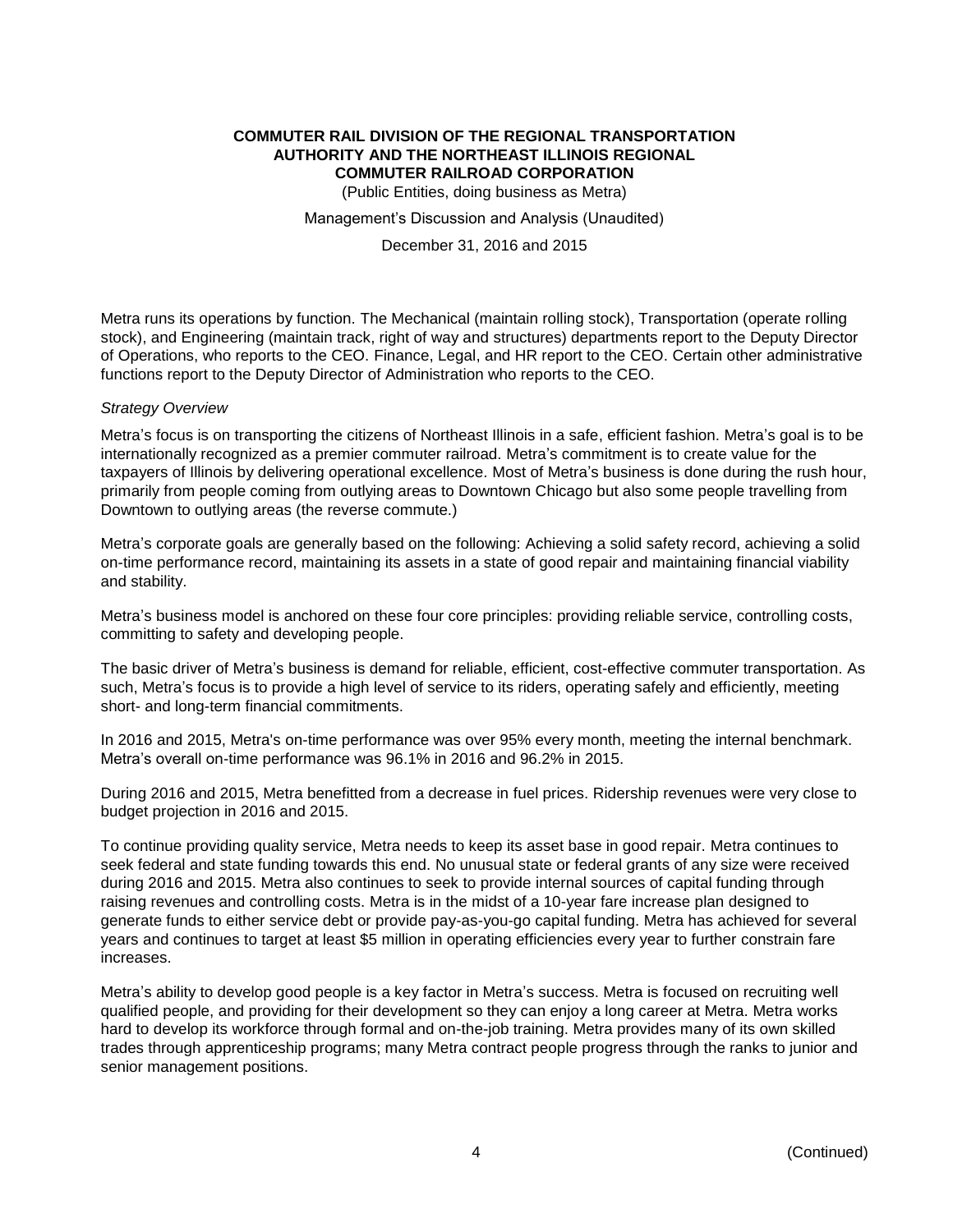Metra runs its operations by function. The Mechanical (maintain rolling stock), Transportation (operate rolling stock), and Engineering (maintain track, right of way and structures) departments report to the Deputy Director of Operations, who reports to the CEO. Finance, Legal, and HR report to the CEO. Certain other administrative functions report to the Deputy Director of Administration who reports to the CEO.

*Strategy Overview*

Metra's focus is on transporting the citizens of Northeast Illinois in a safe, efficient fashion. Metra's goal is to be internationally recognized as a premier commuter railroad. Metra's commitment is to create value for the taxpayers of Illinois by delivering operational excellence. Most of Metra's business is done during the rush hour, primarily from people coming from outlying areas to Downtown Chicago but also some people travelling from Downtown to outlying areas (the reverse commute.)

Metra's corporate goals are generally based on the following: Achieving a solid safety record, achieving a solid on-time performance record, maintaining its assets in a state of good repair and maintaining financial viability and stability.

Metra's business model is anchored on these four core principles: providing reliable service, controlling costs, committing to safety and developing people.

The basic driver of Metra's business is demand for reliable, efficient, cost-effective commuter transportation. As such, Metra's focus is to provide a high level of service to its riders, operating safely and efficiently, meeting short- and long-term financial commitments.

In 2016 and 2015, Metra's on-time performance was over 95% every month, meeting the internal benchmark. Metra's overall on-time performance was 96.1% in 2016 and 96.2% in 2015.

During 2016 and 2015, Metra benefitted from a decrease in fuel prices. Ridership revenues were very close to budget projection in 2016 and 2015.

To continue providing quality service, Metra needs to keep its asset base in good repair. Metra continues to seek federal and state funding towards this end. No unusual state or federal grants of any size were received during 2016 and 2015. Metra also continues to seek to provide internal sources of capital funding through raising revenues and controlling costs. Metra is in the midst of a 10-year fare increase plan designed to generate funds to either service debt or provide pay-as-you-go capital funding. Metra has achieved for several years and continues to target at least $5 million in operating efficiencies every year to further constrain fare increases.

Metra's ability to develop good people is a key factor in Metra's success. Metra is focused on recruiting well qualified people, and providing for their development so they can enjoy a long career at Metra. Metra works hard to develop its workforce through formal and on-the-job training. Metra provides many of its own skilled trades through apprenticeship programs; many Metra contract people progress through the ranks to junior and senior management positions.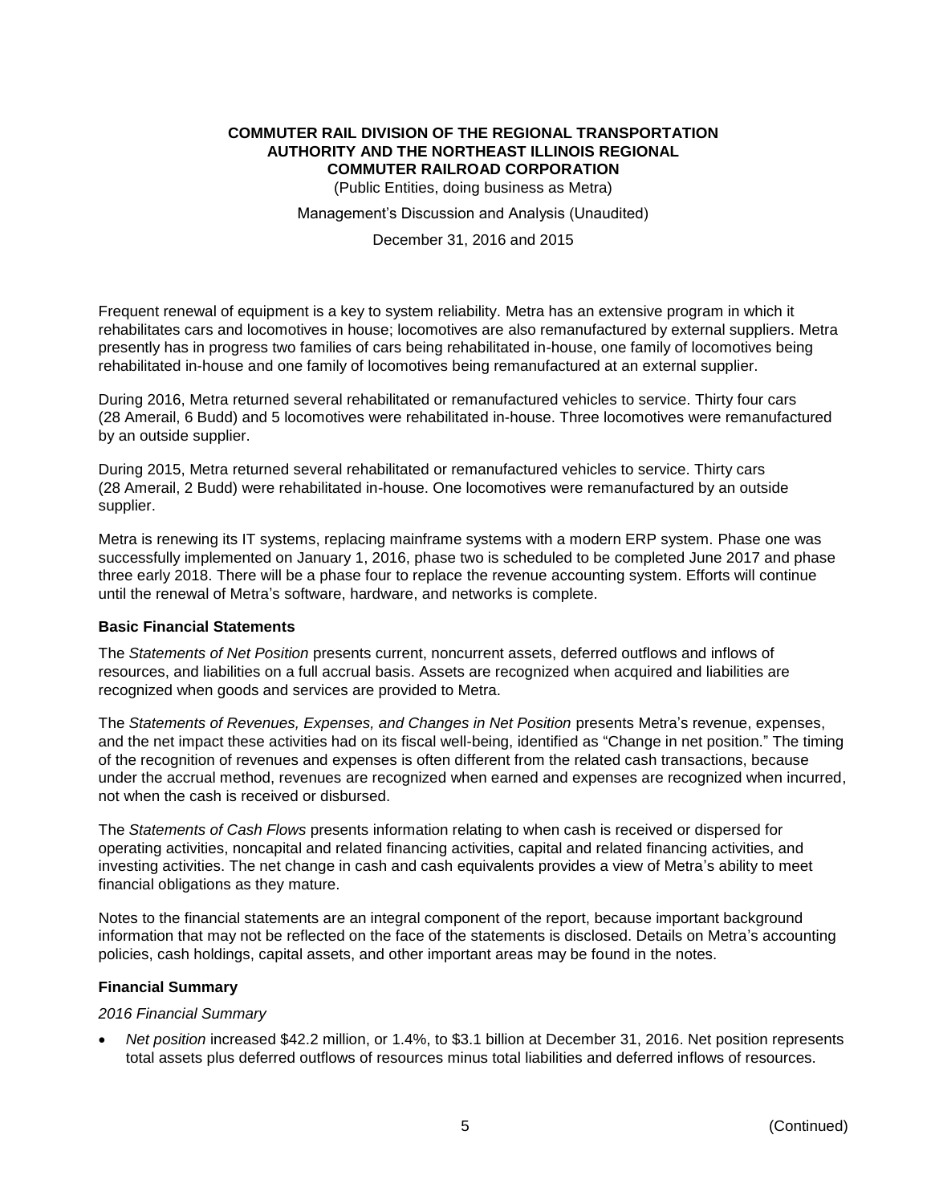Frequent renewal of equipment is a key to system reliability. Metra has an extensive program in which it rehabilitates cars and locomotives in house; locomotives are also remanufactured by external suppliers. Metra presently has in progress two families of cars being rehabilitated in-house, one family of locomotives being rehabilitated in-house and one family of locomotives being remanufactured at an external supplier.

During 2016, Metra returned several rehabilitated or remanufactured vehicles to service. Thirty four cars (28 Amerail, 6 Budd) and 5 locomotives were rehabilitated in-house. Three locomotives were remanufactured by an outside supplier.

During 2015, Metra returned several rehabilitated or remanufactured vehicles to service. Thirty cars (28 Amerail, 2 Budd) were rehabilitated in-house. One locomotives were remanufactured by an outside supplier.

Metra is renewing its IT systems, replacing mainframe systems with a modern ERP system. Phase one was successfully implemented on January 1, 2016, phase two is scheduled to be completed June 2017 and phase three early 2018. There will be a phase four to replace the revenue accounting system. Efforts will continue until the renewal of Metra's software, hardware, and networks is complete.

### Basic Financial Statements

The *Statements of Net Position* presents current, noncurrent assets, deferred outflows and inflows of resources, and liabilities on a full accrual basis. Assets are recognized when acquired and liabilities are recognized when goods and services are provided to Metra.

The *Statements of Revenues, Expenses, and Changes in Net Position* presents Metra's revenue, expenses, and the net impact these activities had on its fiscal well-being, identified as "Change in net position." The timing of the recognition of revenues and expenses is often different from the related cash transactions, because under the accrual method, revenues are recognized when earned and expenses are recognized when incurred, not when the cash is received or disbursed.

The *Statements of Cash Flows* presents information relating to when cash is received or dispersed for operating activities, noncapital and related financing activities, capital and related financing activities, and investing activities. The net change in cash and cash equivalents provides a view of Metra's ability to meet financial obligations as they mature.

Notes to the financial statements are an integral component of the report, because important background information that may not be reflected on the face of the statements is disclosed. Details on Metra's accounting policies, cash holdings, capital assets, and other important areas may be found in the notes.

### Financial Summary

*2016 Financial Summary*

- *Net position* increased $42.2 million, or 1.4%, to $3.1 billion at December 31, 2016. Net position represents total assets plus deferred outflows of resources minus total liabilities and deferred inflows of resources.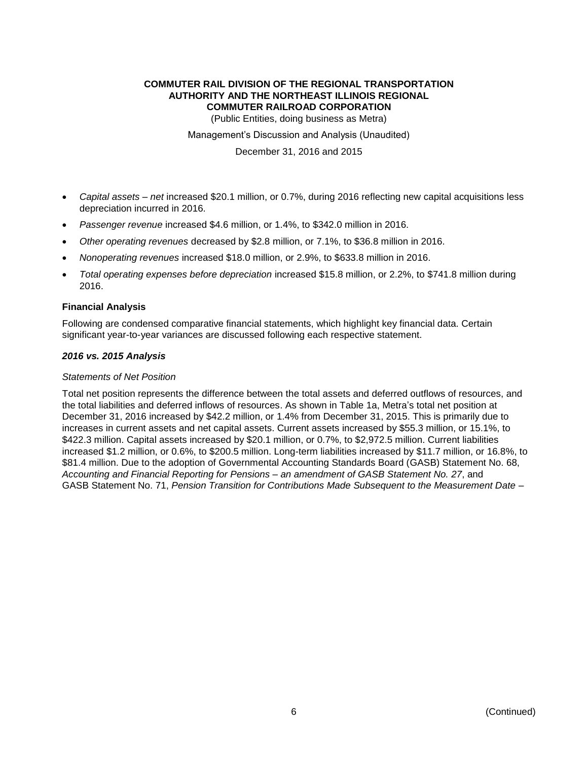- *Capital assets – net* increased $20.1 million, or 0.7%, during 2016 reflecting new capital acquisitions less depreciation incurred in 2016.
- *Passenger revenue* increased $4.6 million, or 1.4%, to $342.0 million in 2016.
- *Other operating revenues* decreased by $2.8 million, or 7.1%, to $36.8 million in 2016.
- *Nonoperating revenues* increased $18.0 million, or 2.9%, to $633.8 million in 2016.
- *Total operating expenses before depreciation* increased $15.8 million, or 2.2%, to $741.8 million during 2016.

## Financial Analysis

Following are condensed comparative financial statements, which highlight key financial data. Certain significant year-to-year variances are discussed following each respective statement.

### *2016 vs. 2015 Analysis*

*Statements of Net Position*

Total net position represents the difference between the total assets and deferred outflows of resources, and the total liabilities and deferred inflows of resources. As shown in Table 1a, Metra's total net position at December 31, 2016 increased by $42.2 million, or 1.4% from December 31, 2015. This is primarily due to increases in current assets and net capital assets. Current assets increased by $55.3 million, or 15.1%, to $422.3 million. Capital assets increased by $20.1 million, or 0.7%, to $2,972.5 million. Current liabilities increased $1.2 million, or 0.6%, to $200.5 million. Long-term liabilities increased by $11.7 million, or 16.8%, to $81.4 million. Due to the adoption of Governmental Accounting Standards Board (GASB) Statement No. 68, *Accounting and Financial Reporting for Pensions – an amendment of GASB Statement No. 27*, and GASB Statement No. 71, *Pension Transition for Contributions Made Subsequent to the Measurement Date –*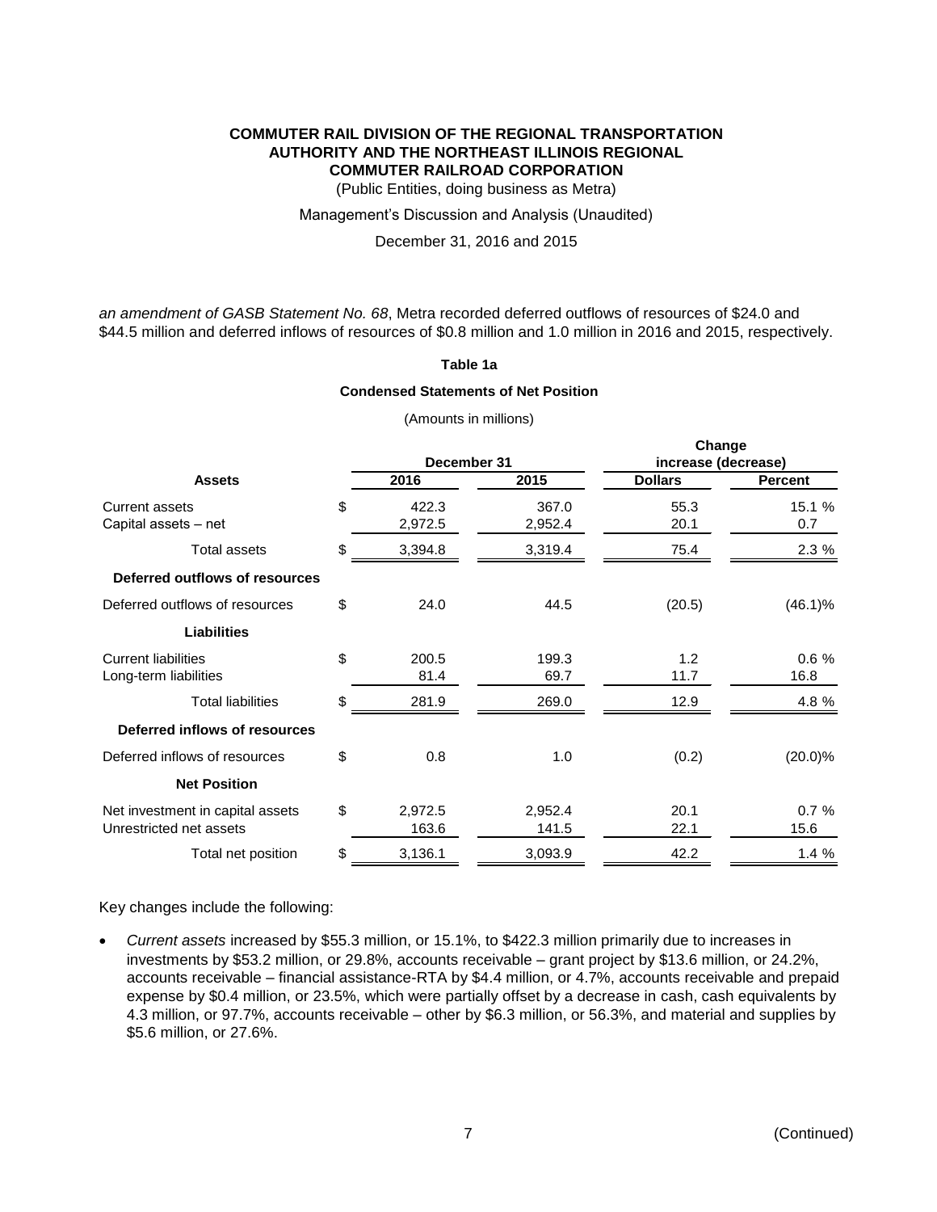*an amendment of GASB Statement No. 68*, Metra recorded deferred outflows of resources of $24.0 and $44.5 million and deferred inflows of resources of $0.8 million and 1.0 million in 2016 and 2015, respectively.

**Table 1a**

**Condensed Statements of Net Position**

(Amounts in millions)

| | | December 31 | | Change increase (decrease) | |
|---|---|---|---|---|---|
| **Assets** | | **2016** | **2015** | **Dollars** | **Percent** |
| Current assets | $ | 422.3 | 367.0 | 55.3 | 15.1 % |
| Capital assets – net | | 2,972.5 | 2,952.4 | 20.1 | 0.7 |
| Total assets | $ | 3,394.8 | 3,319.4 | 75.4 | 2.3 % |
| **Deferred outflows of resources** | | | | | |
| Deferred outflows of resources | $ | 24.0 | 44.5 | (20.5) | (46.1)% |
| **Liabilities** | | | | | |
| Current liabilities | $ | 200.5 | 199.3 | 1.2 | 0.6 % |
| Long-term liabilities | | 81.4 | 69.7 | 11.7 | 16.8 |
| Total liabilities | $ | 281.9 | 269.0 | 12.9 | 4.8 % |
| **Deferred inflows of resources** | | | | | |
| Deferred inflows of resources | $ | 0.8 | 1.0 | (0.2) | (20.0)% |
| **Net Position** | | | | | |
| Net investment in capital assets | $ | 2,972.5 | 2,952.4 | 20.1 | 0.7 % |
| Unrestricted net assets | | 163.6 | 141.5 | 22.1 | 15.6 |
| Total net position | $ | 3,136.1 | 3,093.9 | 42.2 | 1.4 % |

Key changes include the following:

- *Current assets* increased by $55.3 million, or 15.1%, to $422.3 million primarily due to increases in investments by $53.2 million, or 29.8%, accounts receivable – grant project by $13.6 million, or 24.2%, accounts receivable – financial assistance-RTA by $4.4 million, or 4.7%, accounts receivable and prepaid expense by $0.4 million, or 23.5%, which were partially offset by a decrease in cash, cash equivalents by 4.3 million, or 97.7%, accounts receivable – other by $6.3 million, or 56.3%, and material and supplies by $5.6 million, or 27.6%.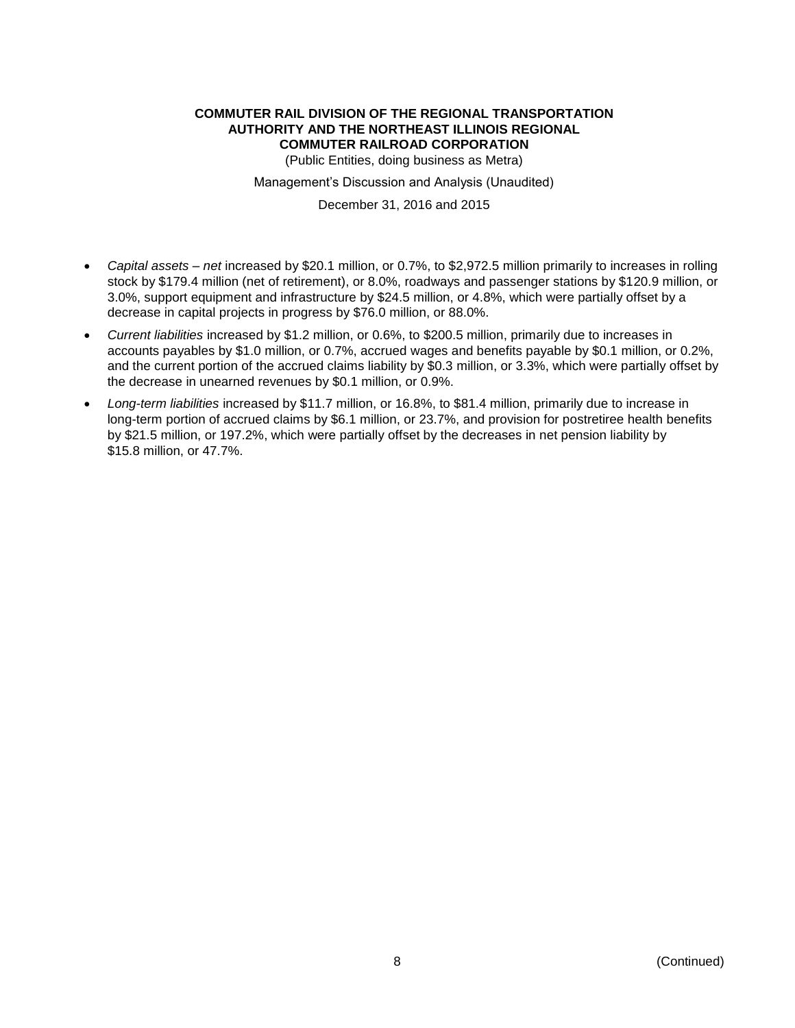- *Capital assets – net* increased by $20.1 million, or 0.7%, to $2,972.5 million primarily to increases in rolling stock by $179.4 million (net of retirement), or 8.0%, roadways and passenger stations by $120.9 million, or 3.0%, support equipment and infrastructure by $24.5 million, or 4.8%, which were partially offset by a decrease in capital projects in progress by $76.0 million, or 88.0%.
- *Current liabilities* increased by $1.2 million, or 0.6%, to $200.5 million, primarily due to increases in accounts payables by $1.0 million, or 0.7%, accrued wages and benefits payable by $0.1 million, or 0.2%, and the current portion of the accrued claims liability by $0.3 million, or 3.3%, which were partially offset by the decrease in unearned revenues by $0.1 million, or 0.9%.
- *Long-term liabilities* increased by $11.7 million, or 16.8%, to $81.4 million, primarily due to increase in long-term portion of accrued claims by $6.1 million, or 23.7%, and provision for postretiree health benefits by $21.5 million, or 197.2%, which were partially offset by the decreases in net pension liability by $15.8 million, or 47.7%.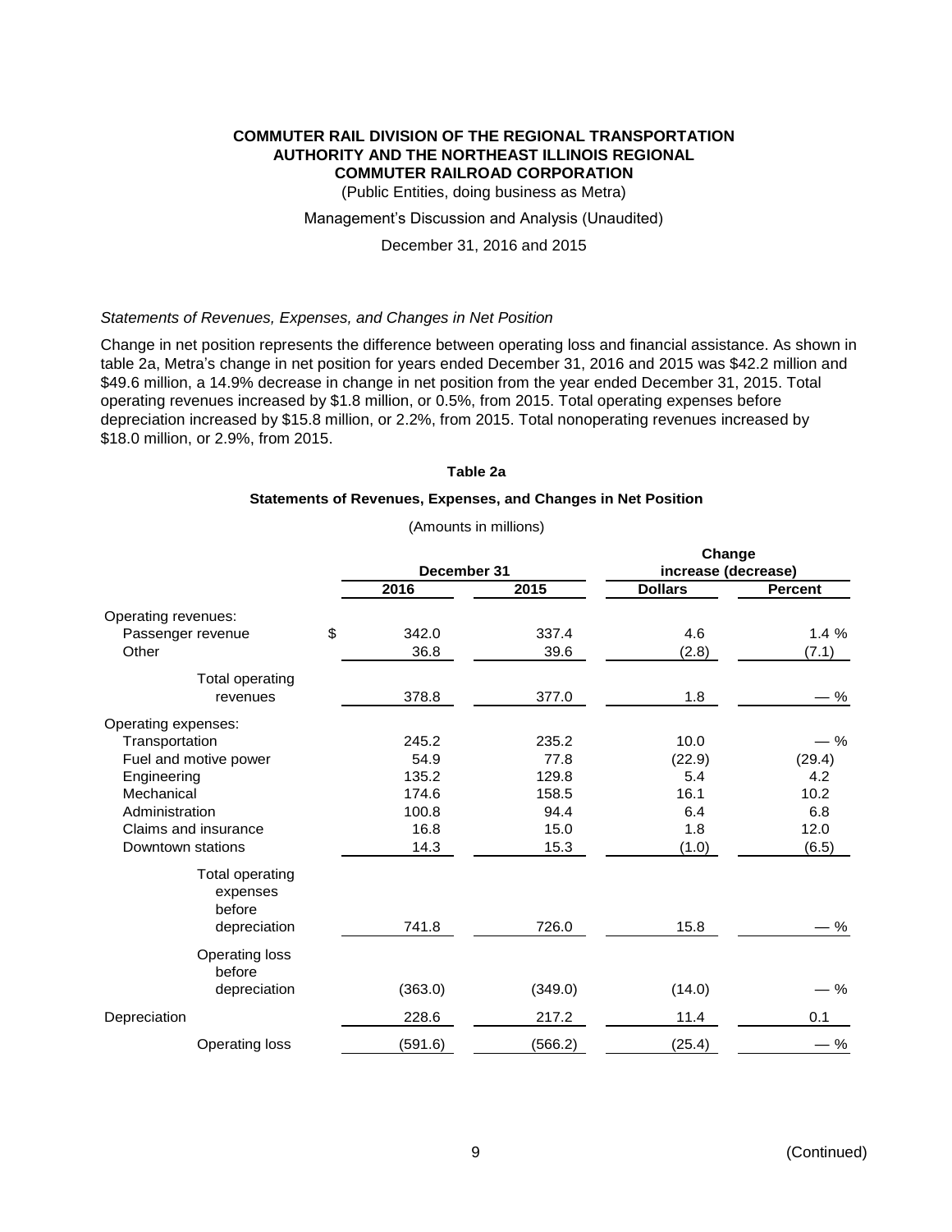**COMMUTER RAIL DIVISION OF THE REGIONAL TRANSPORTATION AUTHORITY AND THE NORTHEAST ILLINOIS REGIONAL COMMUTER RAILROAD CORPORATION**

(Public Entities, doing business as Metra)

Management's Discussion and Analysis (Unaudited)

December 31, 2016 and 2015

*Statements of Revenues, Expenses, and Changes in Net Position*

Change in net position represents the difference between operating loss and financial assistance. As shown in table 2a, Metra's change in net position for years ended December 31, 2016 and 2015 was $42.2 million and $49.6 million, a 14.9% decrease in change in net position from the year ended December 31, 2015. Total operating revenues increased by $1.8 million, or 0.5%, from 2015. Total operating expenses before depreciation increased by $15.8 million, or 2.2%, from 2015. Total nonoperating revenues increased by $18.0 million, or 2.9%, from 2015.

**Table 2a**

**Statements of Revenues, Expenses, and Changes in Net Position**

(Amounts in millions)

| | December 31 | | Change increase (decrease) | |
|---|---|---|---|---|
| | **2016** | **2015** | **Dollars** | **Percent** |
| Operating revenues: | | | | |
| Passenger revenue | $ 342.0 | 337.4 | 4.6 | 1.4 % |
| Other | 36.8 | 39.6 | (2.8) | (7.1) |
| Total operating revenues | 378.8 | 377.0 | 1.8 | — % |
| Operating expenses: | | | | |
| Transportation | 245.2 | 235.2 | 10.0 | — % |
| Fuel and motive power | 54.9 | 77.8 | (22.9) | (29.4) |
| Engineering | 135.2 | 129.8 | 5.4 | 4.2 |
| Mechanical | 174.6 | 158.5 | 16.1 | 10.2 |
| Administration | 100.8 | 94.4 | 6.4 | 6.8 |
| Claims and insurance | 16.8 | 15.0 | 1.8 | 12.0 |
| Downtown stations | 14.3 | 15.3 | (1.0) | (6.5) |
| Total operating expenses before depreciation | 741.8 | 726.0 | 15.8 | — % |
| Operating loss before depreciation | (363.0) | (349.0) | (14.0) | — % |
| Depreciation | 228.6 | 217.2 | 11.4 | 0.1 |
| Operating loss | (591.6) | (566.2) | (25.4) | — % |

(Continued)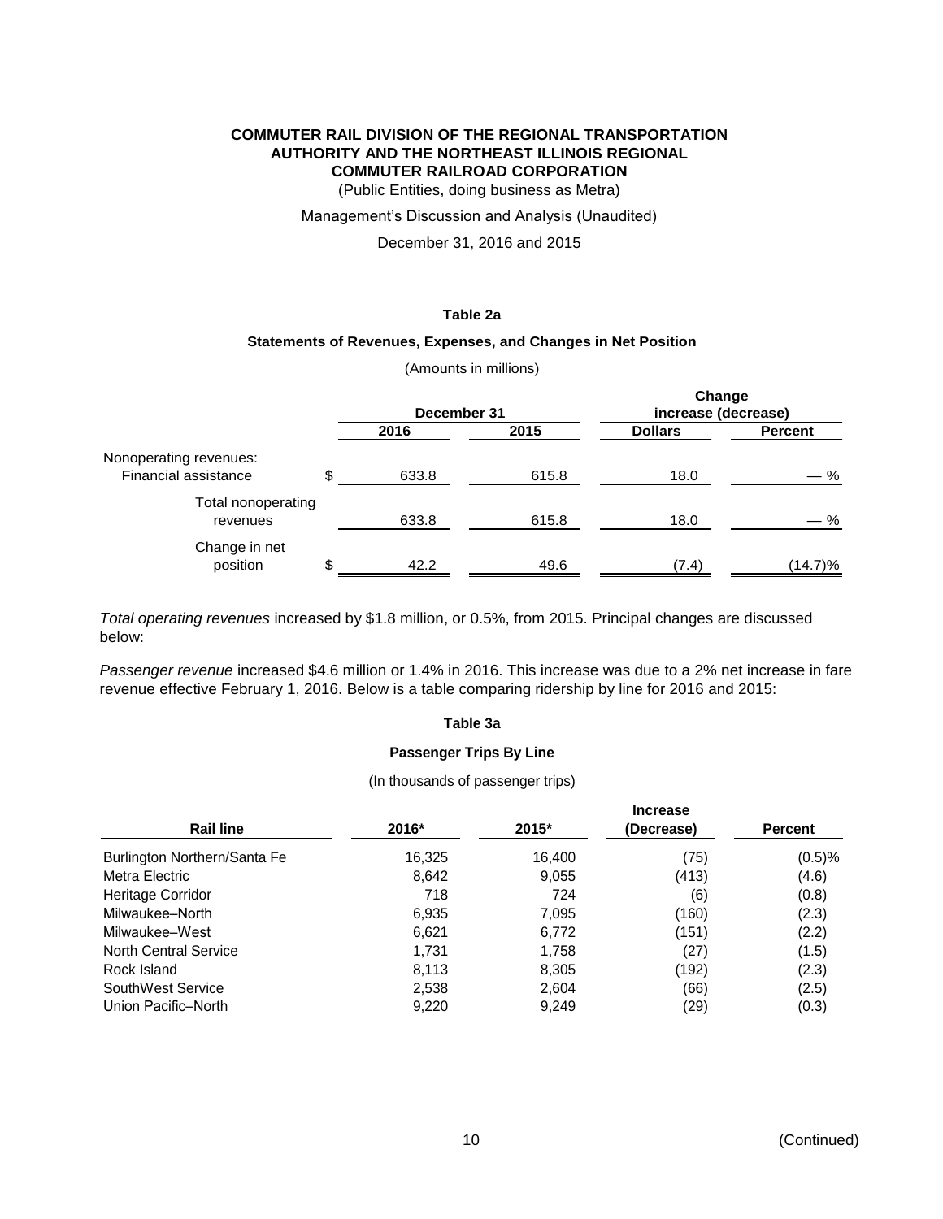**COMMUTER RAIL DIVISION OF THE REGIONAL TRANSPORTATION AUTHORITY AND THE NORTHEAST ILLINOIS REGIONAL COMMUTER RAILROAD CORPORATION**

(Public Entities, doing business as Metra)

Management's Discussion and Analysis (Unaudited)

December 31, 2016 and 2015

**Table 2a**

**Statements of Revenues, Expenses, and Changes in Net Position**

(Amounts in millions)

| | December 31 | | Change increase (decrease) | |
|---|---|---|---|---|
| | **2016** | **2015** | **Dollars** | **Percent** |
| Nonoperating revenues: | | | | |
| Financial assistance | $ 633.8 | 615.8 | 18.0 | — % |
| Total nonoperating revenues | 633.8 | 615.8 | 18.0 | — % |
| Change in net position | $ 42.2 | 49.6 | (7.4) | (14.7)% |

*Total operating revenues* increased by $1.8 million, or 0.5%, from 2015. Principal changes are discussed below:

*Passenger revenue* increased $4.6 million or 1.4% in 2016. This increase was due to a 2% net increase in fare revenue effective February 1, 2016. Below is a table comparing ridership by line for 2016 and 2015:

**Table 3a**

**Passenger Trips By Line**

(In thousands of passenger trips)

| Rail line | 2016* | 2015* | Increase (Decrease) | Percent |
|---|---|---|---|---|
| Burlington Northern/Santa Fe | 16,325 | 16,400 | (75) | (0.5)% |
| Metra Electric | 8,642 | 9,055 | (413) | (4.6) |
| Heritage Corridor | 718 | 724 | (6) | (0.8) |
| Milwaukee–North | 6,935 | 7,095 | (160) | (2.3) |
| Milwaukee–West | 6,621 | 6,772 | (151) | (2.2) |
| North Central Service | 1,731 | 1,758 | (27) | (1.5) |
| Rock Island | 8,113 | 8,305 | (192) | (2.3) |
| SouthWest Service | 2,538 | 2,604 | (66) | (2.5) |
| Union Pacific–North | 9,220 | 9,249 | (29) | (0.3) |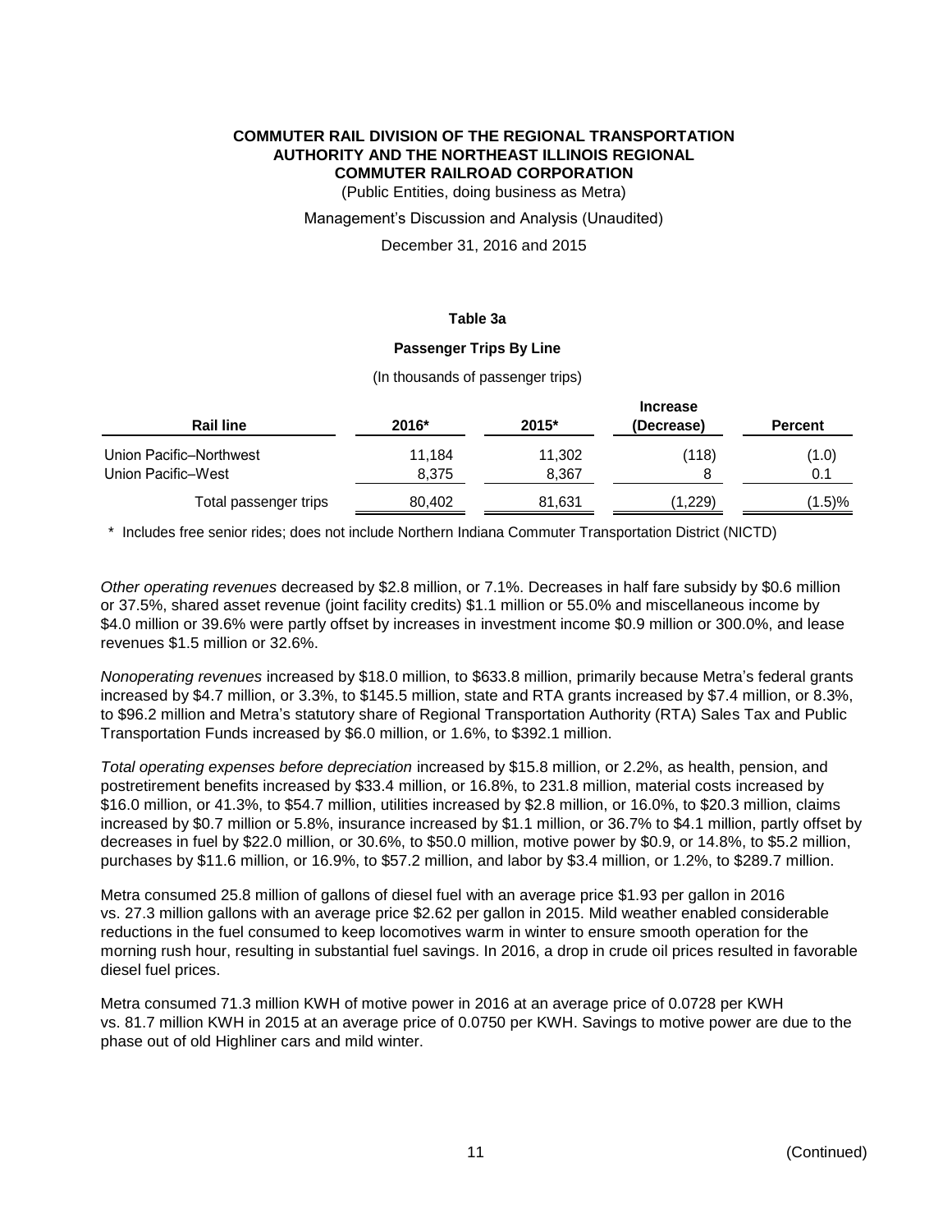**COMMUTER RAIL DIVISION OF THE REGIONAL TRANSPORTATION AUTHORITY AND THE NORTHEAST ILLINOIS REGIONAL COMMUTER RAILROAD CORPORATION**

(Public Entities, doing business as Metra)

Management's Discussion and Analysis (Unaudited)

December 31, 2016 and 2015

**Table 3a**

**Passenger Trips By Line**

(In thousands of passenger trips)

| Rail line | 2016* | 2015* | Increase (Decrease) | Percent |
|---|---|---|---|---|
| Union Pacific–Northwest | 11,184 | 11,302 | (118) | (1.0) |
| Union Pacific–West | 8,375 | 8,367 | 8 | 0.1 |
| Total passenger trips | 80,402 | 81,631 | (1,229) | (1.5)% |

\* Includes free senior rides; does not include Northern Indiana Commuter Transportation District (NICTD)

*Other operating revenues* decreased by $2.8 million, or 7.1%. Decreases in half fare subsidy by $0.6 million or 37.5%, shared asset revenue (joint facility credits) $1.1 million or 55.0% and miscellaneous income by $4.0 million or 39.6% were partly offset by increases in investment income $0.9 million or 300.0%, and lease revenues $1.5 million or 32.6%.

*Nonoperating revenues* increased by $18.0 million, to $633.8 million, primarily because Metra's federal grants increased by $4.7 million, or 3.3%, to $145.5 million, state and RTA grants increased by $7.4 million, or 8.3%, to $96.2 million and Metra's statutory share of Regional Transportation Authority (RTA) Sales Tax and Public Transportation Funds increased by $6.0 million, or 1.6%, to $392.1 million.

*Total operating expenses before depreciation* increased by $15.8 million, or 2.2%, as health, pension, and postretirement benefits increased by $33.4 million, or 16.8%, to 231.8 million, material costs increased by $16.0 million, or 41.3%, to $54.7 million, utilities increased by $2.8 million, or 16.0%, to $20.3 million, claims increased by $0.7 million or 5.8%, insurance increased by $1.1 million, or 36.7% to $4.1 million, partly offset by decreases in fuel by $22.0 million, or 30.6%, to $50.0 million, motive power by $0.9, or 14.8%, to $5.2 million, purchases by $11.6 million, or 16.9%, to $57.2 million, and labor by $3.4 million, or 1.2%, to $289.7 million.

Metra consumed 25.8 million of gallons of diesel fuel with an average price $1.93 per gallon in 2016 vs. 27.3 million gallons with an average price $2.62 per gallon in 2015. Mild weather enabled considerable reductions in the fuel consumed to keep locomotives warm in winter to ensure smooth operation for the morning rush hour, resulting in substantial fuel savings. In 2016, a drop in crude oil prices resulted in favorable diesel fuel prices.

Metra consumed 71.3 million KWH of motive power in 2016 at an average price of 0.0728 per KWH vs. 81.7 million KWH in 2015 at an average price of 0.0750 per KWH. Savings to motive power are due to the phase out of old Highliner cars and mild winter.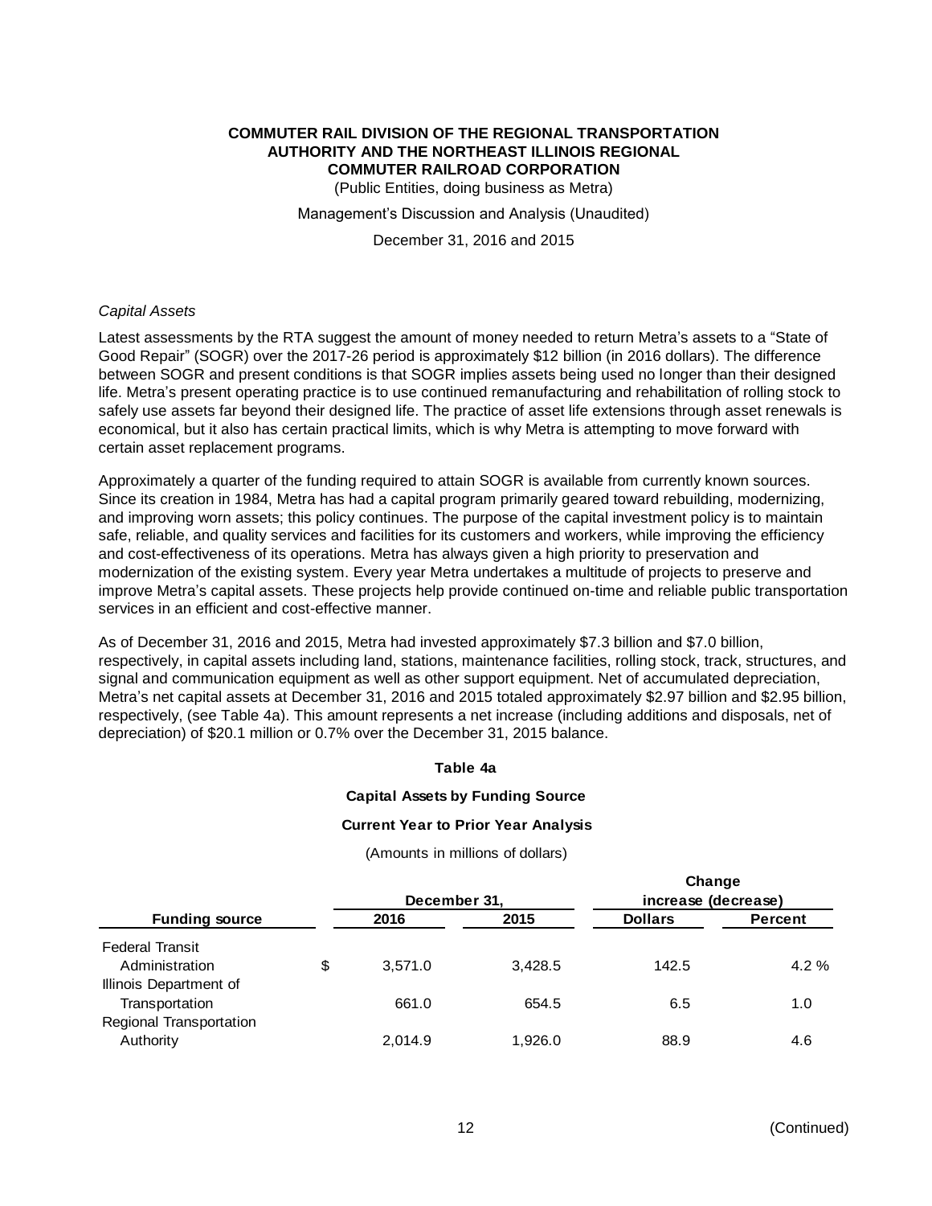*Capital Assets*

Latest assessments by the RTA suggest the amount of money needed to return Metra's assets to a "State of Good Repair" (SOGR) over the 2017-26 period is approximately \$12 billion (in 2016 dollars). The difference between SOGR and present conditions is that SOGR implies assets being used no longer than their designed life. Metra's present operating practice is to use continued remanufacturing and rehabilitation of rolling stock to safely use assets far beyond their designed life. The practice of asset life extensions through asset renewals is economical, but it also has certain practical limits, which is why Metra is attempting to move forward with certain asset replacement programs.

Approximately a quarter of the funding required to attain SOGR is available from currently known sources. Since its creation in 1984, Metra has had a capital program primarily geared toward rebuilding, modernizing, and improving worn assets; this policy continues. The purpose of the capital investment policy is to maintain safe, reliable, and quality services and facilities for its customers and workers, while improving the efficiency and cost-effectiveness of its operations. Metra has always given a high priority to preservation and modernization of the existing system. Every year Metra undertakes a multitude of projects to preserve and improve Metra's capital assets. These projects help provide continued on-time and reliable public transportation services in an efficient and cost-effective manner.

As of December 31, 2016 and 2015, Metra had invested approximately \$7.3 billion and \$7.0 billion, respectively, in capital assets including land, stations, maintenance facilities, rolling stock, track, structures, and signal and communication equipment as well as other support equipment. Net of accumulated depreciation, Metra's net capital assets at December 31, 2016 and 2015 totaled approximately \$2.97 billion and \$2.95 billion, respectively, (see Table 4a). This amount represents a net increase (including additions and disposals, net of depreciation) of \$20.1 million or 0.7% over the December 31, 2015 balance.

**Table 4a**

**Capital Assets by Funding Source**

**Current Year to Prior Year Analysis**

(Amounts in millions of dollars)

| Funding source | December 31, 2016 | December 31, 2015 | Change increase (decrease) Dollars | Change increase (decrease) Percent |
|---|---|---|---|---|
| Federal Transit Administration | $ 3,571.0 | 3,428.5 | 142.5 | 4.2 % |
| Illinois Department of Transportation | 661.0 | 654.5 | 6.5 | 1.0 |
| Regional Transportation Authority | 2,014.9 | 1,926.0 | 88.9 | 4.6 |

(Continued)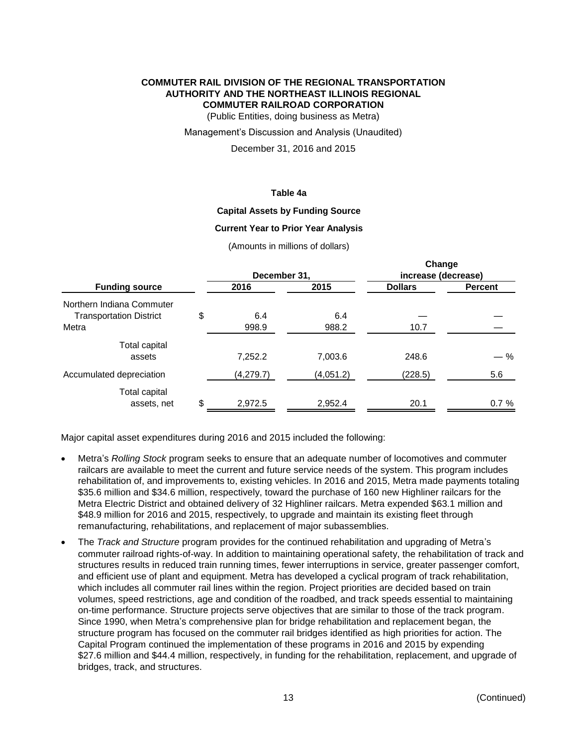**COMMUTER RAIL DIVISION OF THE REGIONAL TRANSPORTATION AUTHORITY AND THE NORTHEAST ILLINOIS REGIONAL COMMUTER RAILROAD CORPORATION**

(Public Entities, doing business as Metra)

Management's Discussion and Analysis (Unaudited)

December 31, 2016 and 2015

**Table 4a**

**Capital Assets by Funding Source**

**Current Year to Prior Year Analysis**

(Amounts in millions of dollars)

| | December 31, | | Change increase (decrease) | |
|---|---|---|---|---|
| **Funding source** | **2016** | **2015** | **Dollars** | **Percent** |
| Northern Indiana Commuter Transportation District | $ 6.4 | 6.4 | — | — |
| Metra | 998.9 | 988.2 | 10.7 | — |
| Total capital assets | 7,252.2 | 7,003.6 | 248.6 | — % |
| Accumulated depreciation | (4,279.7) | (4,051.2) | (228.5) | 5.6 |
| Total capital assets, net | $ 2,972.5 | 2,952.4 | 20.1 | 0.7 % |

Major capital asset expenditures during 2016 and 2015 included the following:

- Metra's *Rolling Stock* program seeks to ensure that an adequate number of locomotives and commuter railcars are available to meet the current and future service needs of the system. This program includes rehabilitation of, and improvements to, existing vehicles. In 2016 and 2015, Metra made payments totaling $35.6 million and $34.6 million, respectively, toward the purchase of 160 new Highliner railcars for the Metra Electric District and obtained delivery of 32 Highliner railcars. Metra expended $63.1 million and $48.9 million for 2016 and 2015, respectively, to upgrade and maintain its existing fleet through remanufacturing, rehabilitations, and replacement of major subassemblies.
- The *Track and Structure* program provides for the continued rehabilitation and upgrading of Metra's commuter railroad rights-of-way. In addition to maintaining operational safety, the rehabilitation of track and structures results in reduced train running times, fewer interruptions in service, greater passenger comfort, and efficient use of plant and equipment. Metra has developed a cyclical program of track rehabilitation, which includes all commuter rail lines within the region. Project priorities are decided based on train volumes, speed restrictions, age and condition of the roadbed, and track speeds essential to maintaining on-time performance. Structure projects serve objectives that are similar to those of the track program. Since 1990, when Metra's comprehensive plan for bridge rehabilitation and replacement began, the structure program has focused on the commuter rail bridges identified as high priorities for action. The Capital Program continued the implementation of these programs in 2016 and 2015 by expending $27.6 million and $44.4 million, respectively, in funding for the rehabilitation, replacement, and upgrade of bridges, track, and structures.

(Continued)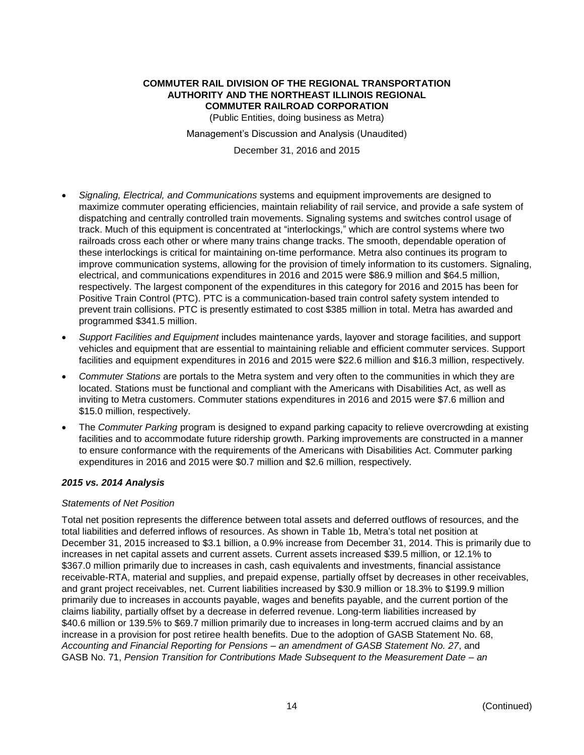- *Signaling, Electrical, and Communications* systems and equipment improvements are designed to maximize commuter operating efficiencies, maintain reliability of rail service, and provide a safe system of dispatching and centrally controlled train movements. Signaling systems and switches control usage of track. Much of this equipment is concentrated at "interlockings," which are control systems where two railroads cross each other or where many trains change tracks. The smooth, dependable operation of these interlockings is critical for maintaining on-time performance. Metra also continues its program to improve communication systems, allowing for the provision of timely information to its customers. Signaling, electrical, and communications expenditures in 2016 and 2015 were $86.9 million and $64.5 million, respectively. The largest component of the expenditures in this category for 2016 and 2015 has been for Positive Train Control (PTC). PTC is a communication-based train control safety system intended to prevent train collisions. PTC is presently estimated to cost $385 million in total. Metra has awarded and programmed $341.5 million.
- *Support Facilities and Equipment* includes maintenance yards, layover and storage facilities, and support vehicles and equipment that are essential to maintaining reliable and efficient commuter services. Support facilities and equipment expenditures in 2016 and 2015 were $22.6 million and $16.3 million, respectively.
- *Commuter Stations* are portals to the Metra system and very often to the communities in which they are located. Stations must be functional and compliant with the Americans with Disabilities Act, as well as inviting to Metra customers. Commuter stations expenditures in 2016 and 2015 were $7.6 million and $15.0 million, respectively.
- The *Commuter Parking* program is designed to expand parking capacity to relieve overcrowding at existing facilities and to accommodate future ridership growth. Parking improvements are constructed in a manner to ensure conformance with the requirements of the Americans with Disabilities Act. Commuter parking expenditures in 2016 and 2015 were $0.7 million and $2.6 million, respectively.

### *2015 vs. 2014 Analysis*

*Statements of Net Position*

Total net position represents the difference between total assets and deferred outflows of resources, and the total liabilities and deferred inflows of resources. As shown in Table 1b, Metra's total net position at December 31, 2015 increased to $3.1 billion, a 0.9% increase from December 31, 2014. This is primarily due to increases in net capital assets and current assets. Current assets increased $39.5 million, or 12.1% to $367.0 million primarily due to increases in cash, cash equivalents and investments, financial assistance receivable-RTA, material and supplies, and prepaid expense, partially offset by decreases in other receivables, and grant project receivables, net. Current liabilities increased by $30.9 million or 18.3% to $199.9 million primarily due to increases in accounts payable, wages and benefits payable, and the current portion of the claims liability, partially offset by a decrease in deferred revenue. Long-term liabilities increased by $40.6 million or 139.5% to $69.7 million primarily due to increases in long-term accrued claims and by an increase in a provision for post retiree health benefits. Due to the adoption of GASB Statement No. 68, *Accounting and Financial Reporting for Pensions – an amendment of GASB Statement No. 27*, and GASB No. 71, *Pension Transition for Contributions Made Subsequent to the Measurement Date – an*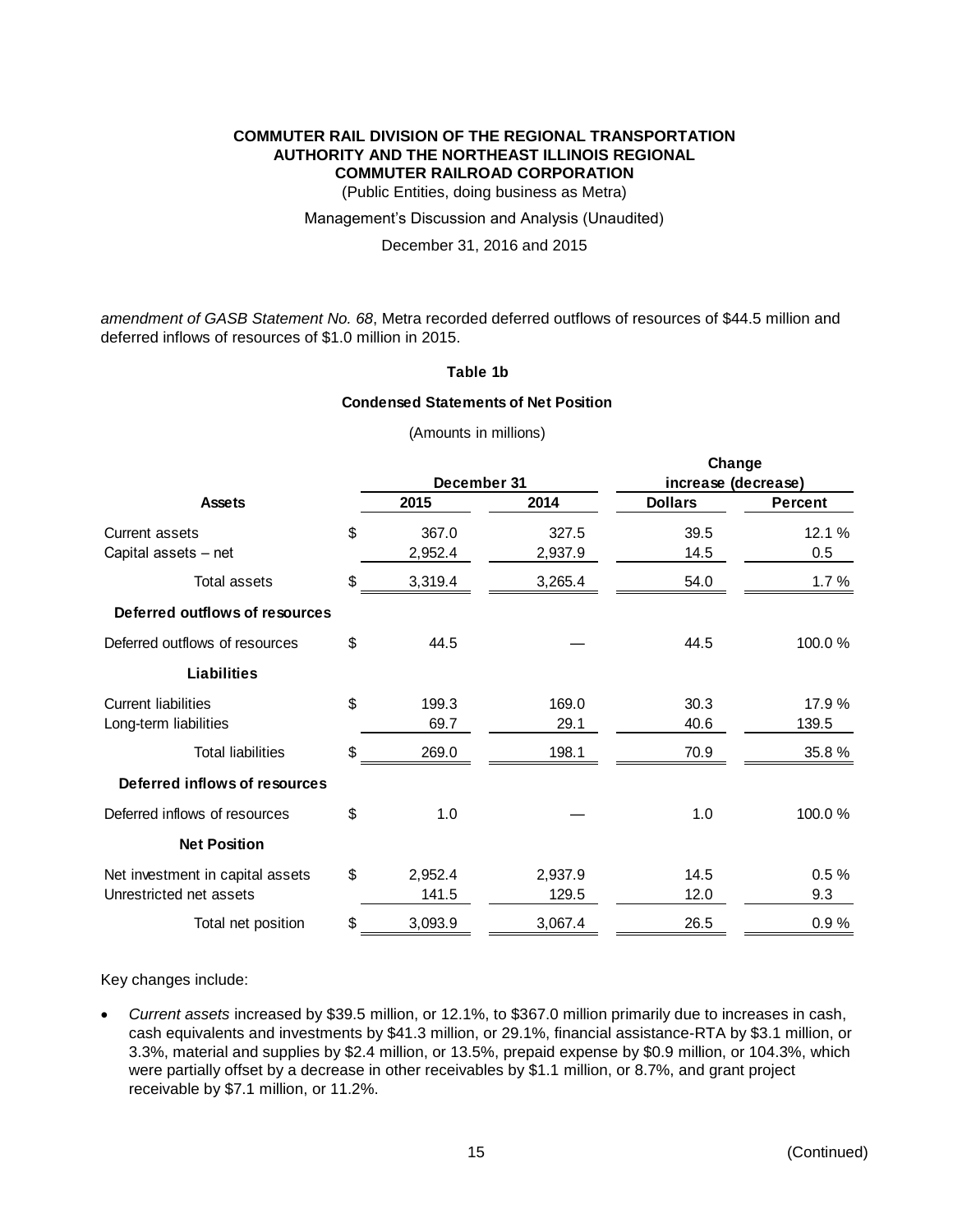*amendment of GASB Statement No. 68*, Metra recorded deferred outflows of resources of $44.5 million and deferred inflows of resources of $1.0 million in 2015.

**Table 1b**

**Condensed Statements of Net Position**

(Amounts in millions)

| | December 31 | | Change increase (decrease) | |
|---|---|---|---|---|
| **Assets** | **2015** | **2014** | **Dollars** | **Percent** |
| Current assets | $ 367.0 | 327.5 | 39.5 | 12.1 % |
| Capital assets – net | 2,952.4 | 2,937.9 | 14.5 | 0.5 |
| Total assets | $ 3,319.4 | 3,265.4 | 54.0 | 1.7 % |
| **Deferred outflows of resources** | | | | |
| Deferred outflows of resources | $ 44.5 | — | 44.5 | 100.0 % |
| **Liabilities** | | | | |
| Current liabilities | $ 199.3 | 169.0 | 30.3 | 17.9 % |
| Long-term liabilities | 69.7 | 29.1 | 40.6 | 139.5 |
| Total liabilities | $ 269.0 | 198.1 | 70.9 | 35.8 % |
| **Deferred inflows of resources** | | | | |
| Deferred inflows of resources | $ 1.0 | — | 1.0 | 100.0 % |
| **Net Position** | | | | |
| Net investment in capital assets | $ 2,952.4 | 2,937.9 | 14.5 | 0.5 % |
| Unrestricted net assets | 141.5 | 129.5 | 12.0 | 9.3 |
| Total net position | $ 3,093.9 | 3,067.4 | 26.5 | 0.9 % |

Key changes include:

- *Current assets* increased by $39.5 million, or 12.1%, to $367.0 million primarily due to increases in cash, cash equivalents and investments by $41.3 million, or 29.1%, financial assistance-RTA by $3.1 million, or 3.3%, material and supplies by $2.4 million, or 13.5%, prepaid expense by $0.9 million, or 104.3%, which were partially offset by a decrease in other receivables by $1.1 million, or 8.7%, and grant project receivable by $7.1 million, or 11.2%.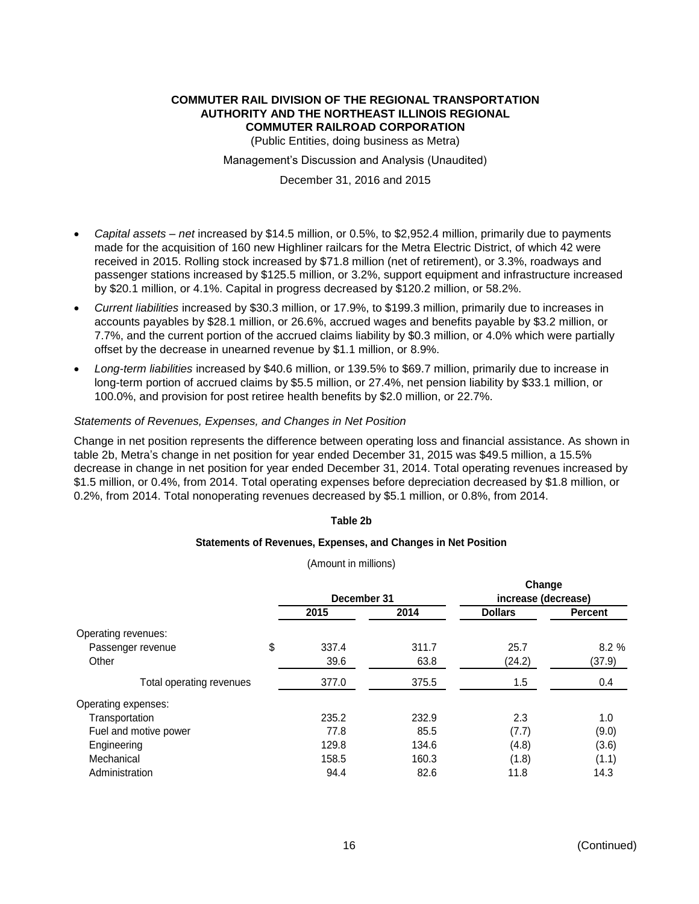**COMMUTER RAIL DIVISION OF THE REGIONAL TRANSPORTATION AUTHORITY AND THE NORTHEAST ILLINOIS REGIONAL COMMUTER RAILROAD CORPORATION**

(Public Entities, doing business as Metra)

Management's Discussion and Analysis (Unaudited)

December 31, 2016 and 2015

- *Capital assets – net* increased by $14.5 million, or 0.5%, to $2,952.4 million, primarily due to payments made for the acquisition of 160 new Highliner railcars for the Metra Electric District, of which 42 were received in 2015. Rolling stock increased by $71.8 million (net of retirement), or 3.3%, roadways and passenger stations increased by $125.5 million, or 3.2%, support equipment and infrastructure increased by $20.1 million, or 4.1%. Capital in progress decreased by $120.2 million, or 58.2%.
- *Current liabilities* increased by $30.3 million, or 17.9%, to $199.3 million, primarily due to increases in accounts payables by $28.1 million, or 26.6%, accrued wages and benefits payable by $3.2 million, or 7.7%, and the current portion of the accrued claims liability by $0.3 million, or 4.0% which were partially offset by the decrease in unearned revenue by $1.1 million, or 8.9%.
- *Long-term liabilities* increased by $40.6 million, or 139.5% to $69.7 million, primarily due to increase in long-term portion of accrued claims by $5.5 million, or 27.4%, net pension liability by $33.1 million, or 100.0%, and provision for post retiree health benefits by $2.0 million, or 22.7%.

*Statements of Revenues, Expenses, and Changes in Net Position*

Change in net position represents the difference between operating loss and financial assistance. As shown in table 2b, Metra's change in net position for year ended December 31, 2015 was $49.5 million, a 15.5% decrease in change in net position for year ended December 31, 2014. Total operating revenues increased by $1.5 million, or 0.4%, from 2014. Total operating expenses before depreciation decreased by $1.8 million, or 0.2%, from 2014. Total nonoperating revenues decreased by $5.1 million, or 0.8%, from 2014.

**Table 2b**

**Statements of Revenues, Expenses, and Changes in Net Position**

(Amount in millions)

| | December 31 | | Change increase (decrease) | |
|---|---|---|---|---|
| | 2015 | 2014 | Dollars | Percent |
| Operating revenues: | | | | |
| Passenger revenue | $ 337.4 | 311.7 | 25.7 | 8.2 % |
| Other | 39.6 | 63.8 | (24.2) | (37.9) |
| Total operating revenues | 377.0 | 375.5 | 1.5 | 0.4 |
| Operating expenses: | | | | |
| Transportation | 235.2 | 232.9 | 2.3 | 1.0 |
| Fuel and motive power | 77.8 | 85.5 | (7.7) | (9.0) |
| Engineering | 129.8 | 134.6 | (4.8) | (3.6) |
| Mechanical | 158.5 | 160.3 | (1.8) | (1.1) |
| Administration | 94.4 | 82.6 | 11.8 | 14.3 |

(Continued)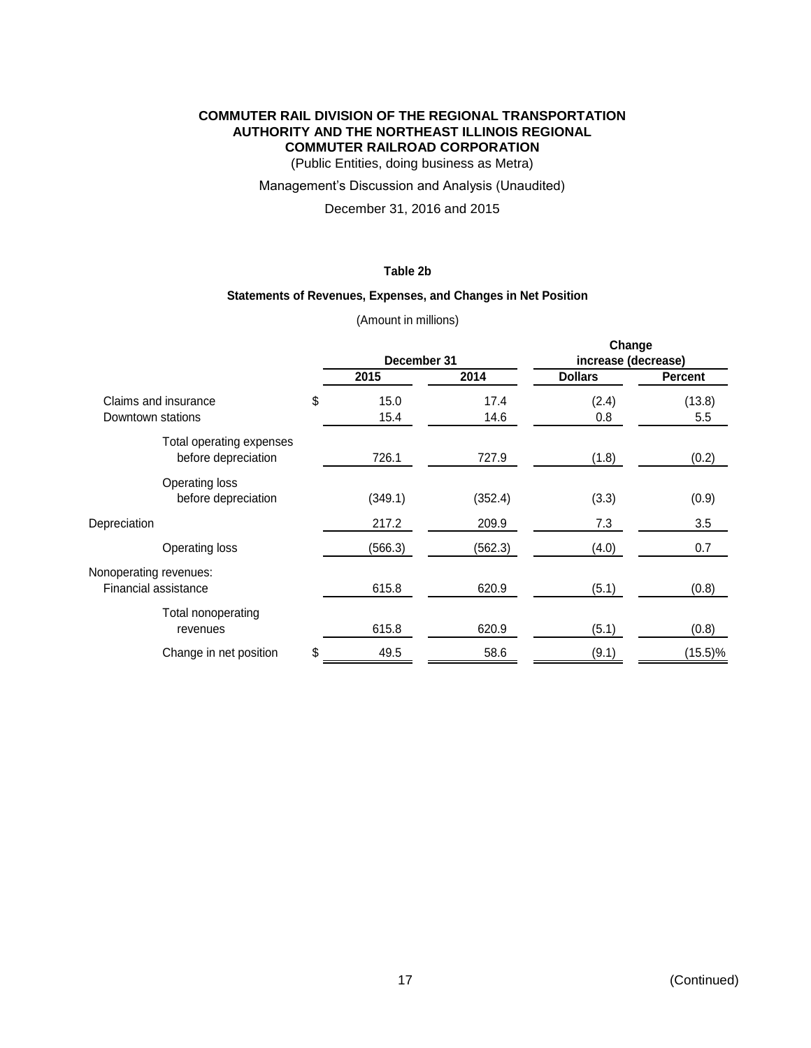# COMMUTER RAIL DIVISION OF THE REGIONAL TRANSPORTATION AUTHORITY AND THE NORTHEAST ILLINOIS REGIONAL COMMUTER RAILROAD CORPORATION

(Public Entities, doing business as Metra)

Management's Discussion and Analysis (Unaudited)

December 31, 2016 and 2015

**Table 2b**

**Statements of Revenues, Expenses, and Changes in Net Position**

(Amount in millions)

| | December 31 | | Change increase (decrease) | |
|---|---|---|---|---|
| | **2015** | **2014** | **Dollars** | **Percent** |
| Claims and insurance | $ 15.0 | 17.4 | (2.4) | (13.8) |
| Downtown stations | 15.4 | 14.6 | 0.8 | 5.5 |
| Total operating expenses before depreciation | 726.1 | 727.9 | (1.8) | (0.2) |
| Operating loss before depreciation | (349.1) | (352.4) | (3.3) | (0.9) |
| Depreciation | 217.2 | 209.9 | 7.3 | 3.5 |
| Operating loss | (566.3) | (562.3) | (4.0) | 0.7 |
| Nonoperating revenues: | | | | |
| Financial assistance | 615.8 | 620.9 | (5.1) | (0.8) |
| Total nonoperating revenues | 615.8 | 620.9 | (5.1) | (0.8) |
| Change in net position | $ 49.5 | 58.6 | (9.1) | (15.5)% |

(Continued)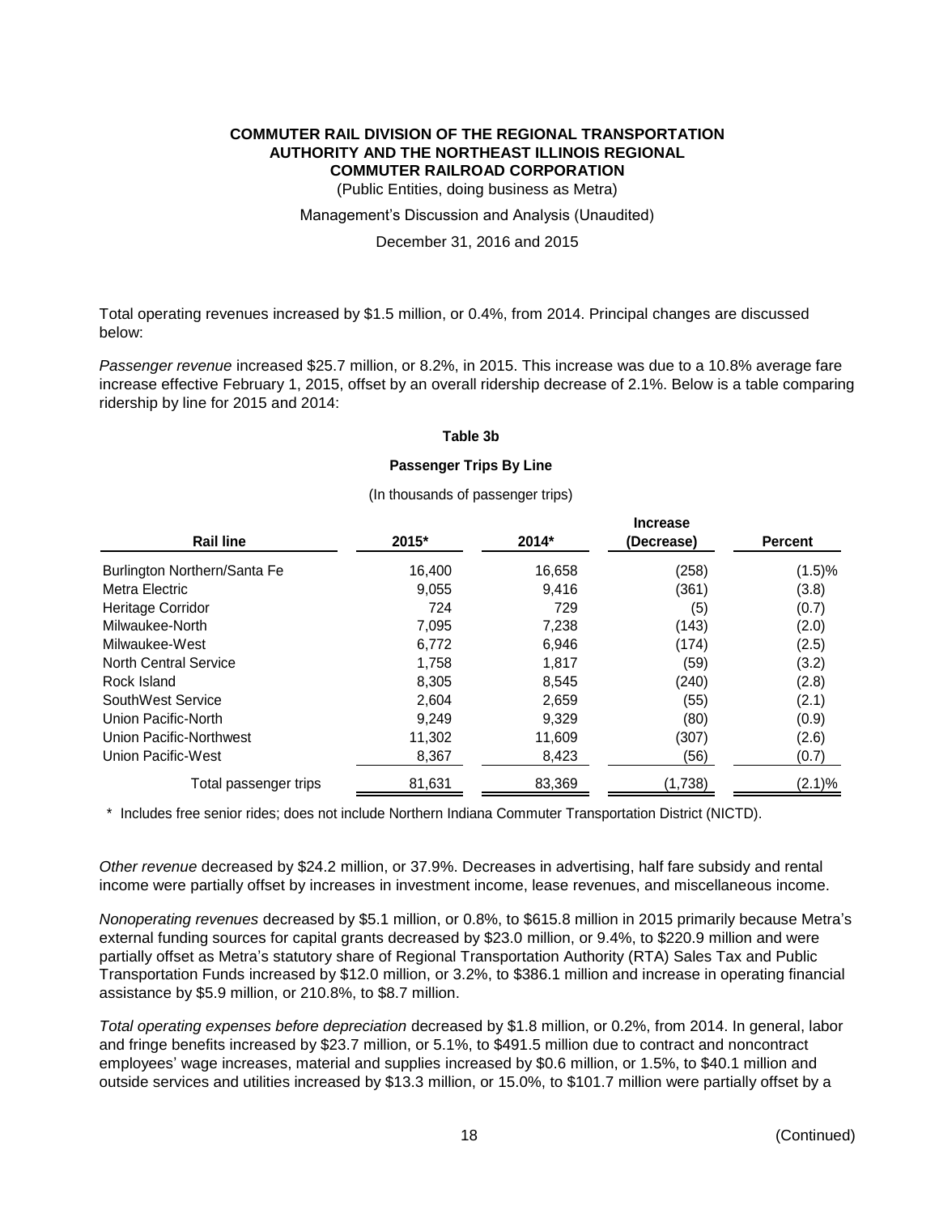Total operating revenues increased by $1.5 million, or 0.4%, from 2014. Principal changes are discussed below:

*Passenger revenue* increased $25.7 million, or 8.2%, in 2015. This increase was due to a 10.8% average fare increase effective February 1, 2015, offset by an overall ridership decrease of 2.1%. Below is a table comparing ridership by line for 2015 and 2014:

**Table 3b**

**Passenger Trips By Line**

(In thousands of passenger trips)

| Rail line | 2015* | 2014* | Increase (Decrease) | Percent |
|---|---|---|---|---|
| Burlington Northern/Santa Fe | 16,400 | 16,658 | (258) | (1.5)% |
| Metra Electric | 9,055 | 9,416 | (361) | (3.8) |
| Heritage Corridor | 724 | 729 | (5) | (0.7) |
| Milwaukee-North | 7,095 | 7,238 | (143) | (2.0) |
| Milwaukee-West | 6,772 | 6,946 | (174) | (2.5) |
| North Central Service | 1,758 | 1,817 | (59) | (3.2) |
| Rock Island | 8,305 | 8,545 | (240) | (2.8) |
| SouthWest Service | 2,604 | 2,659 | (55) | (2.1) |
| Union Pacific-North | 9,249 | 9,329 | (80) | (0.9) |
| Union Pacific-Northwest | 11,302 | 11,609 | (307) | (2.6) |
| Union Pacific-West | 8,367 | 8,423 | (56) | (0.7) |
| Total passenger trips | 81,631 | 83,369 | (1,738) | (2.1)% |

\* Includes free senior rides; does not include Northern Indiana Commuter Transportation District (NICTD).

*Other revenue* decreased by $24.2 million, or 37.9%. Decreases in advertising, half fare subsidy and rental income were partially offset by increases in investment income, lease revenues, and miscellaneous income.

*Nonoperating revenues* decreased by $5.1 million, or 0.8%, to $615.8 million in 2015 primarily because Metra's external funding sources for capital grants decreased by $23.0 million, or 9.4%, to $220.9 million and were partially offset as Metra's statutory share of Regional Transportation Authority (RTA) Sales Tax and Public Transportation Funds increased by $12.0 million, or 3.2%, to $386.1 million and increase in operating financial assistance by $5.9 million, or 210.8%, to $8.7 million.

*Total operating expenses before depreciation* decreased by $1.8 million, or 0.2%, from 2014. In general, labor and fringe benefits increased by $23.7 million, or 5.1%, to $491.5 million due to contract and noncontract employees' wage increases, material and supplies increased by $0.6 million, or 1.5%, to $40.1 million and outside services and utilities increased by $13.3 million, or 15.0%, to $101.7 million were partially offset by a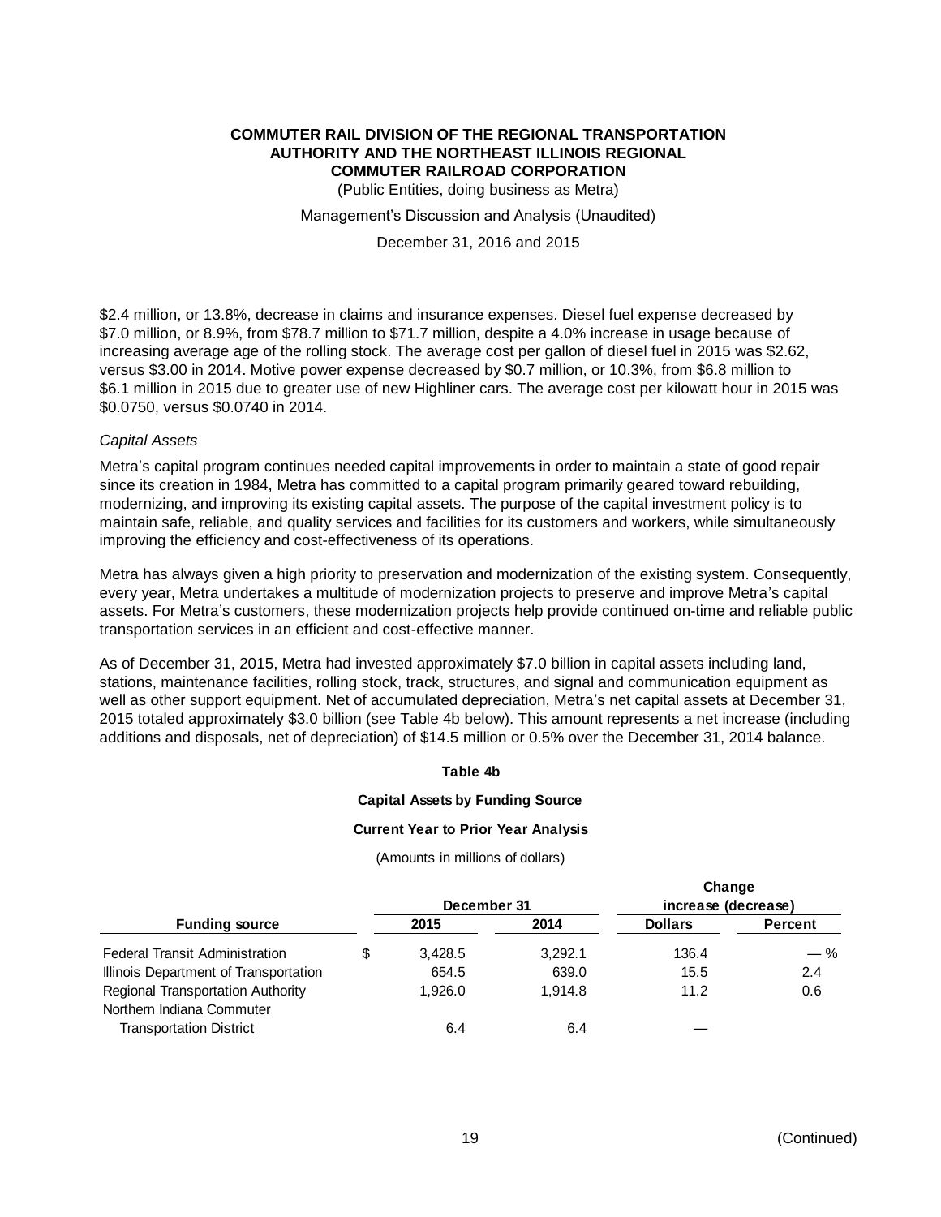$2.4 million, or 13.8%, decrease in claims and insurance expenses. Diesel fuel expense decreased by $7.0 million, or 8.9%, from $78.7 million to $71.7 million, despite a 4.0% increase in usage because of increasing average age of the rolling stock. The average cost per gallon of diesel fuel in 2015 was $2.62, versus $3.00 in 2014. Motive power expense decreased by $0.7 million, or 10.3%, from $6.8 million to $6.1 million in 2015 due to greater use of new Highliner cars. The average cost per kilowatt hour in 2015 was $0.0750, versus $0.0740 in 2014.

*Capital Assets*

Metra's capital program continues needed capital improvements in order to maintain a state of good repair since its creation in 1984, Metra has committed to a capital program primarily geared toward rebuilding, modernizing, and improving its existing capital assets. The purpose of the capital investment policy is to maintain safe, reliable, and quality services and facilities for its customers and workers, while simultaneously improving the efficiency and cost-effectiveness of its operations.

Metra has always given a high priority to preservation and modernization of the existing system. Consequently, every year, Metra undertakes a multitude of modernization projects to preserve and improve Metra's capital assets. For Metra's customers, these modernization projects help provide continued on-time and reliable public transportation services in an efficient and cost-effective manner.

As of December 31, 2015, Metra had invested approximately $7.0 billion in capital assets including land, stations, maintenance facilities, rolling stock, track, structures, and signal and communication equipment as well as other support equipment. Net of accumulated depreciation, Metra's net capital assets at December 31, 2015 totaled approximately $3.0 billion (see Table 4b below). This amount represents a net increase (including additions and disposals, net of depreciation) of $14.5 million or 0.5% over the December 31, 2014 balance.

**Table 4b**

**Capital Assets by Funding Source**

**Current Year to Prior Year Analysis**

(Amounts in millions of dollars)

| Funding source | December 31 | | Change increase (decrease) | |
|---|---|---|---|---|
| | 2015 | 2014 | Dollars | Percent |
| Federal Transit Administration | $ 3,428.5 | 3,292.1 | 136.4 | — % |
| Illinois Department of Transportation | 654.5 | 639.0 | 15.5 | 2.4 |
| Regional Transportation Authority | 1,926.0 | 1,914.8 | 11.2 | 0.6 |
| Northern Indiana Commuter Transportation District | 6.4 | 6.4 | — | |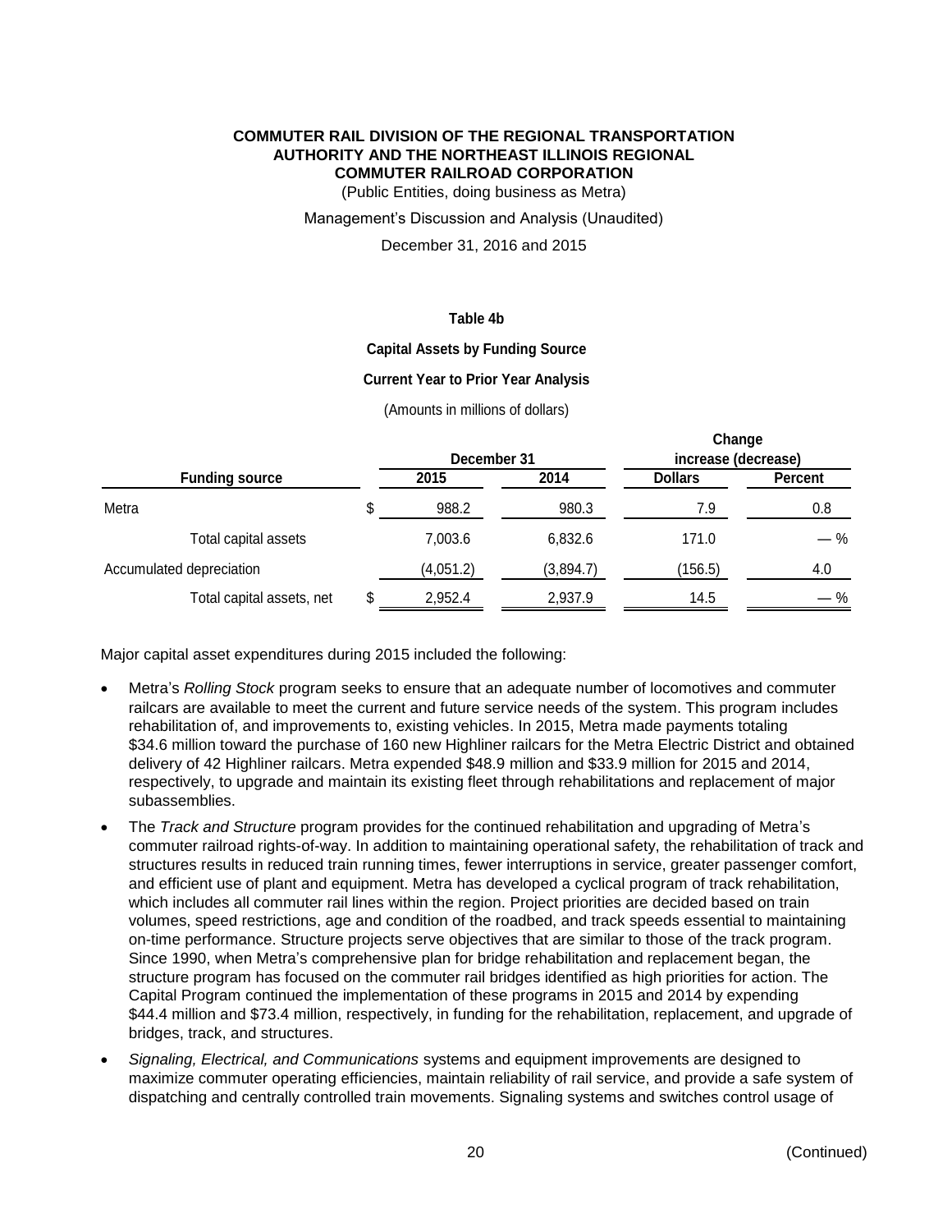**COMMUTER RAIL DIVISION OF THE REGIONAL TRANSPORTATION AUTHORITY AND THE NORTHEAST ILLINOIS REGIONAL COMMUTER RAILROAD CORPORATION**

(Public Entities, doing business as Metra)

Management's Discussion and Analysis (Unaudited)

December 31, 2016 and 2015

**Table 4b**

**Capital Assets by Funding Source**

**Current Year to Prior Year Analysis**

(Amounts in millions of dollars)

| | December 31 | | Change increase (decrease) | |
|---|---|---|---|---|
| **Funding source** | **2015** | **2014** | **Dollars** | **Percent** |
| Metra | $ 988.2 | 980.3 | 7.9 | 0.8 |
| Total capital assets | 7,003.6 | 6,832.6 | 171.0 | — % |
| Accumulated depreciation | (4,051.2) | (3,894.7) | (156.5) | 4.0 |
| Total capital assets, net | $ 2,952.4 | 2,937.9 | 14.5 | — % |

Major capital asset expenditures during 2015 included the following:

- Metra's *Rolling Stock* program seeks to ensure that an adequate number of locomotives and commuter railcars are available to meet the current and future service needs of the system. This program includes rehabilitation of, and improvements to, existing vehicles. In 2015, Metra made payments totaling $34.6 million toward the purchase of 160 new Highliner railcars for the Metra Electric District and obtained delivery of 42 Highliner railcars. Metra expended $48.9 million and $33.9 million for 2015 and 2014, respectively, to upgrade and maintain its existing fleet through rehabilitations and replacement of major subassemblies.
- The *Track and Structure* program provides for the continued rehabilitation and upgrading of Metra's commuter railroad rights-of-way. In addition to maintaining operational safety, the rehabilitation of track and structures results in reduced train running times, fewer interruptions in service, greater passenger comfort, and efficient use of plant and equipment. Metra has developed a cyclical program of track rehabilitation, which includes all commuter rail lines within the region. Project priorities are decided based on train volumes, speed restrictions, age and condition of the roadbed, and track speeds essential to maintaining on-time performance. Structure projects serve objectives that are similar to those of the track program. Since 1990, when Metra's comprehensive plan for bridge rehabilitation and replacement began, the structure program has focused on the commuter rail bridges identified as high priorities for action. The Capital Program continued the implementation of these programs in 2015 and 2014 by expending $44.4 million and $73.4 million, respectively, in funding for the rehabilitation, replacement, and upgrade of bridges, track, and structures.
- *Signaling, Electrical, and Communications* systems and equipment improvements are designed to maximize commuter operating efficiencies, maintain reliability of rail service, and provide a safe system of dispatching and centrally controlled train movements. Signaling systems and switches control usage of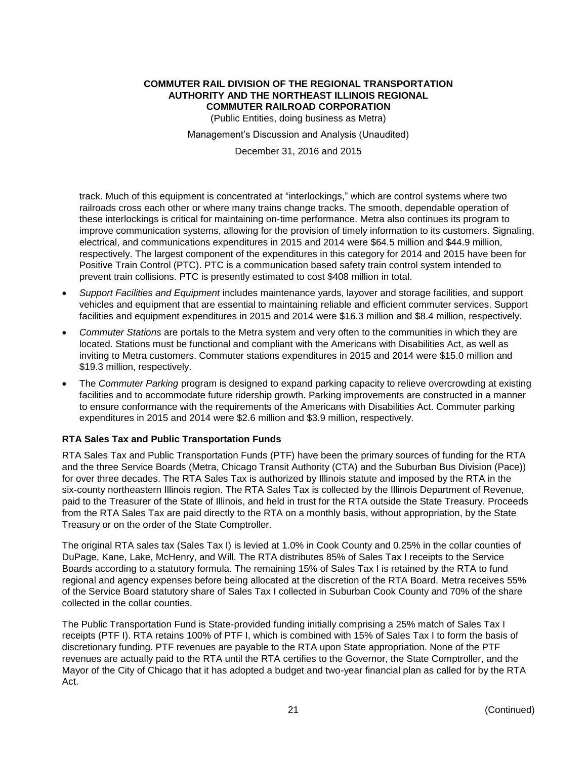track. Much of this equipment is concentrated at "interlockings," which are control systems where two railroads cross each other or where many trains change tracks. The smooth, dependable operation of these interlockings is critical for maintaining on-time performance. Metra also continues its program to improve communication systems, allowing for the provision of timely information to its customers. Signaling, electrical, and communications expenditures in 2015 and 2014 were $64.5 million and $44.9 million, respectively. The largest component of the expenditures in this category for 2014 and 2015 have been for Positive Train Control (PTC). PTC is a communication based safety train control system intended to prevent train collisions. PTC is presently estimated to cost $408 million in total.

- *Support Facilities and Equipment* includes maintenance yards, layover and storage facilities, and support vehicles and equipment that are essential to maintaining reliable and efficient commuter services. Support facilities and equipment expenditures in 2015 and 2014 were $16.3 million and $8.4 million, respectively.
- *Commuter Stations* are portals to the Metra system and very often to the communities in which they are located. Stations must be functional and compliant with the Americans with Disabilities Act, as well as inviting to Metra customers. Commuter stations expenditures in 2015 and 2014 were $15.0 million and $19.3 million, respectively.
- The *Commuter Parking* program is designed to expand parking capacity to relieve overcrowding at existing facilities and to accommodate future ridership growth. Parking improvements are constructed in a manner to ensure conformance with the requirements of the Americans with Disabilities Act. Commuter parking expenditures in 2015 and 2014 were $2.6 million and $3.9 million, respectively.

**RTA Sales Tax and Public Transportation Funds**

RTA Sales Tax and Public Transportation Funds (PTF) have been the primary sources of funding for the RTA and the three Service Boards (Metra, Chicago Transit Authority (CTA) and the Suburban Bus Division (Pace)) for over three decades. The RTA Sales Tax is authorized by Illinois statute and imposed by the RTA in the six-county northeastern Illinois region. The RTA Sales Tax is collected by the Illinois Department of Revenue, paid to the Treasurer of the State of Illinois, and held in trust for the RTA outside the State Treasury. Proceeds from the RTA Sales Tax are paid directly to the RTA on a monthly basis, without appropriation, by the State Treasury or on the order of the State Comptroller.

The original RTA sales tax (Sales Tax I) is levied at 1.0% in Cook County and 0.25% in the collar counties of DuPage, Kane, Lake, McHenry, and Will. The RTA distributes 85% of Sales Tax I receipts to the Service Boards according to a statutory formula. The remaining 15% of Sales Tax I is retained by the RTA to fund regional and agency expenses before being allocated at the discretion of the RTA Board. Metra receives 55% of the Service Board statutory share of Sales Tax I collected in Suburban Cook County and 70% of the share collected in the collar counties.

The Public Transportation Fund is State-provided funding initially comprising a 25% match of Sales Tax I receipts (PTF I). RTA retains 100% of PTF I, which is combined with 15% of Sales Tax I to form the basis of discretionary funding. PTF revenues are payable to the RTA upon State appropriation. None of the PTF revenues are actually paid to the RTA until the RTA certifies to the Governor, the State Comptroller, and the Mayor of the City of Chicago that it has adopted a budget and two-year financial plan as called for by the RTA Act.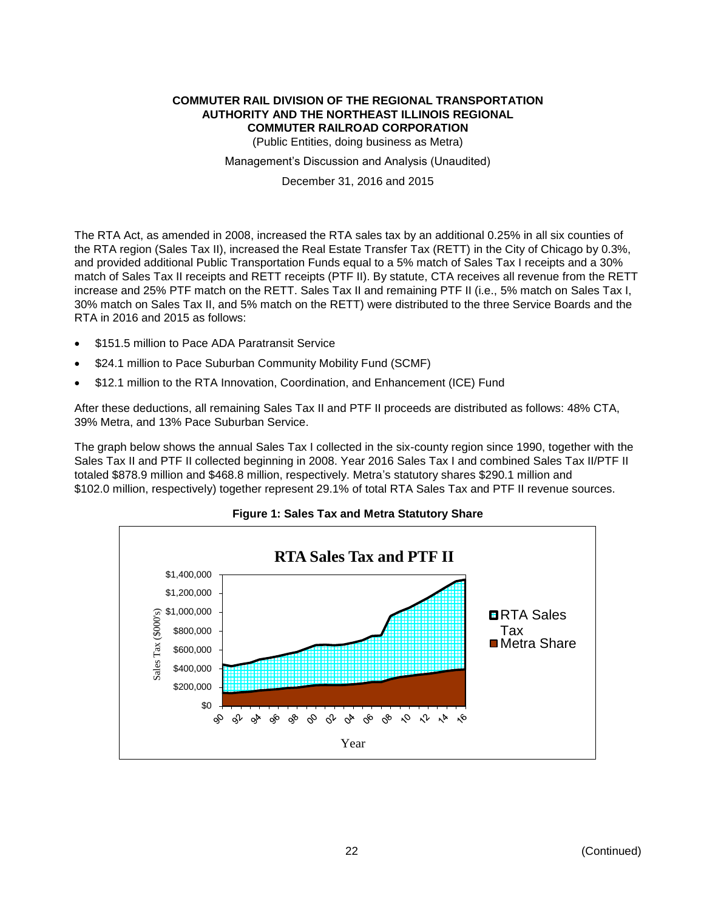The RTA Act, as amended in 2008, increased the RTA sales tax by an additional 0.25% in all six counties of the RTA region (Sales Tax II), increased the Real Estate Transfer Tax (RETT) in the City of Chicago by 0.3%, and provided additional Public Transportation Funds equal to a 5% match of Sales Tax I receipts and a 30% match of Sales Tax II receipts and RETT receipts (PTF II). By statute, CTA receives all revenue from the RETT increase and 25% PTF match on the RETT. Sales Tax II and remaining PTF II (i.e., 5% match on Sales Tax I, 30% match on Sales Tax II, and 5% match on the RETT) were distributed to the three Service Boards and the RTA in 2016 and 2015 as follows:

- $151.5 million to Pace ADA Paratransit Service
- $24.1 million to Pace Suburban Community Mobility Fund (SCMF)
- $12.1 million to the RTA Innovation, Coordination, and Enhancement (ICE) Fund

After these deductions, all remaining Sales Tax II and PTF II proceeds are distributed as follows: 48% CTA, 39% Metra, and 13% Pace Suburban Service.

The graph below shows the annual Sales Tax I collected in the six-county region since 1990, together with the Sales Tax II and PTF II collected beginning in 2008. Year 2016 Sales Tax I and combined Sales Tax II/PTF II totaled $878.9 million and $468.8 million, respectively. Metra's statutory shares $290.1 million and $102.0 million, respectively) together represent 29.1% of total RTA Sales Tax and PTF II revenue sources.

**Figure 1: Sales Tax and Metra Statutory Share**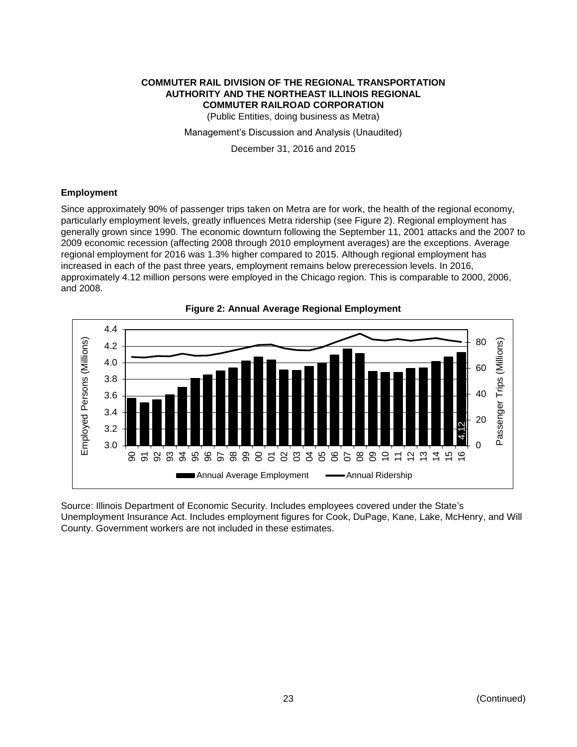## Employment

Since approximately 90% of passenger trips taken on Metra are for work, the health of the regional economy, particularly employment levels, greatly influences Metra ridership (see Figure 2). Regional employment has generally grown since 1990. The economic downturn following the September 11, 2001 attacks and the 2007 to 2009 economic recession (affecting 2008 through 2010 employment averages) are the exceptions. Average regional employment for 2016 was 1.3% higher compared to 2015. Although regional employment has increased in each of the past three years, employment remains below prerecession levels. In 2016, approximately 4.12 million persons were employed in the Chicago region. This is comparable to 2000, 2006, and 2008.

**Figure 2: Annual Average Regional Employment**

Source: Illinois Department of Economic Security. Includes employees covered under the State's Unemployment Insurance Act. Includes employment figures for Cook, DuPage, Kane, Lake, McHenry, and Will County. Government workers are not included in these estimates.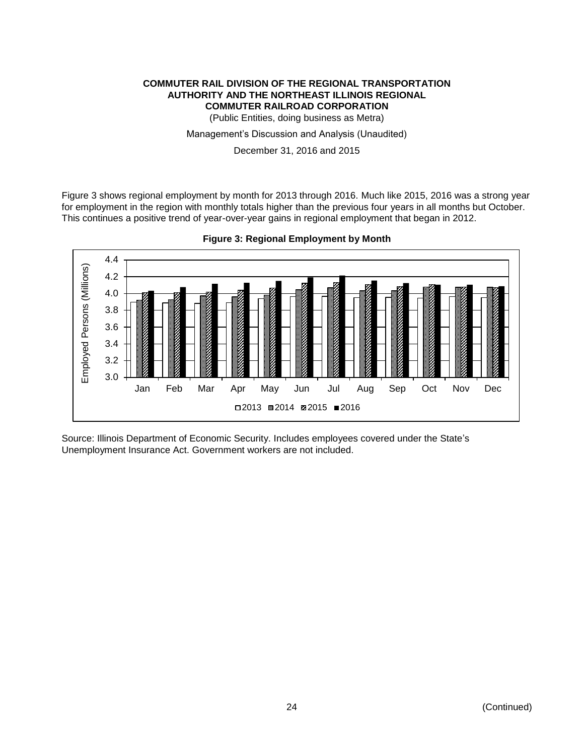Figure 3 shows regional employment by month for 2013 through 2016. Much like 2015, 2016 was a strong year for employment in the region with monthly totals higher than the previous four years in all months but October. This continues a positive trend of year-over-year gains in regional employment that began in 2012.

**Figure 3: Regional Employment by Month**

Source: Illinois Department of Economic Security. Includes employees covered under the State's Unemployment Insurance Act. Government workers are not included.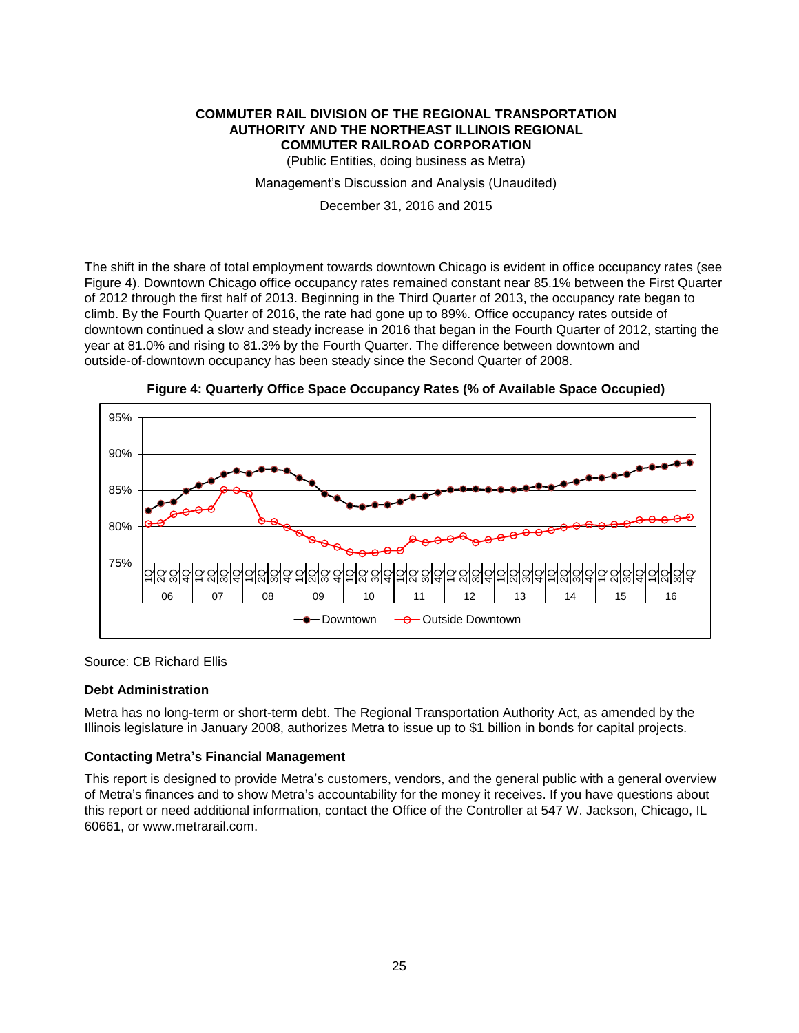The shift in the share of total employment towards downtown Chicago is evident in office occupancy rates (see Figure 4). Downtown Chicago office occupancy rates remained constant near 85.1% between the First Quarter of 2012 through the first half of 2013. Beginning in the Third Quarter of 2013, the occupancy rate began to climb. By the Fourth Quarter of 2016, the rate had gone up to 89%. Office occupancy rates outside of downtown continued a slow and steady increase in 2016 that began in the Fourth Quarter of 2012, starting the year at 81.0% and rising to 81.3% by the Fourth Quarter. The difference between downtown and outside-of-downtown occupancy has been steady since the Second Quarter of 2008.

**Figure 4: Quarterly Office Space Occupancy Rates (% of Available Space Occupied)**

Source: CB Richard Ellis

### Debt Administration

Metra has no long-term or short-term debt. The Regional Transportation Authority Act, as amended by the Illinois legislature in January 2008, authorizes Metra to issue up to $1 billion in bonds for capital projects.

### Contacting Metra's Financial Management

This report is designed to provide Metra's customers, vendors, and the general public with a general overview of Metra's finances and to show Metra's accountability for the money it receives. If you have questions about this report or need additional information, contact the Office of the Controller at 547 W. Jackson, Chicago, IL 60661, or www.metrarail.com.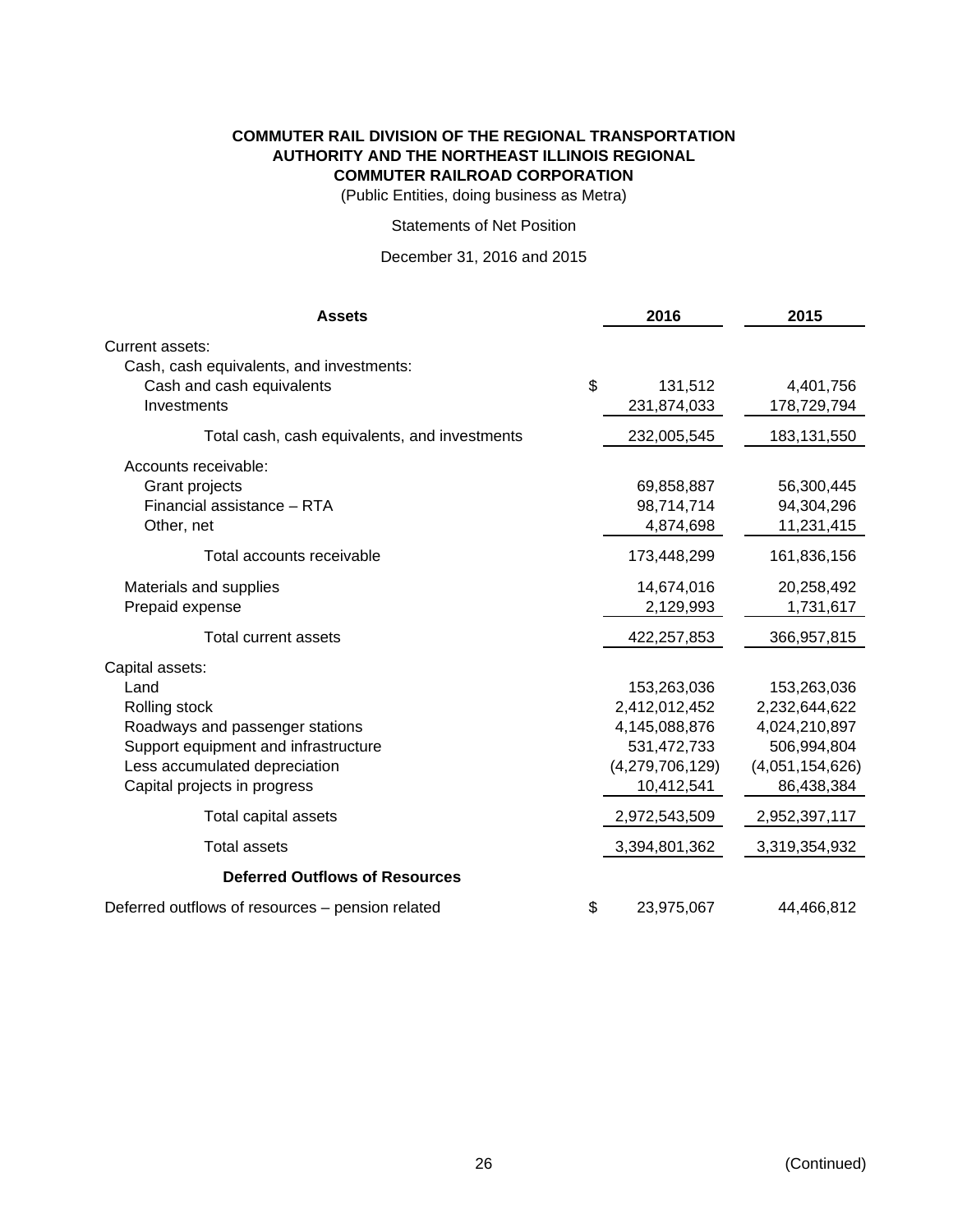**COMMUTER RAIL DIVISION OF THE REGIONAL TRANSPORTATION AUTHORITY AND THE NORTHEAST ILLINOIS REGIONAL COMMUTER RAILROAD CORPORATION**

(Public Entities, doing business as Metra)

Statements of Net Position

December 31, 2016 and 2015

| **Assets** | **2016** | **2015** |
|---|---|---|
| Current assets: | | |
| Cash, cash equivalents, and investments: | | |
| Cash and cash equivalents | $ 131,512 | 4,401,756 |
| Investments | 231,874,033 | 178,729,794 |
| Total cash, cash equivalents, and investments | 232,005,545 | 183,131,550 |
| Accounts receivable: | | |
| Grant projects | 69,858,887 | 56,300,445 |
| Financial assistance – RTA | 98,714,714 | 94,304,296 |
| Other, net | 4,874,698 | 11,231,415 |
| Total accounts receivable | 173,448,299 | 161,836,156 |
| Materials and supplies | 14,674,016 | 20,258,492 |
| Prepaid expense | 2,129,993 | 1,731,617 |
| Total current assets | 422,257,853 | 366,957,815 |
| Capital assets: | | |
| Land | 153,263,036 | 153,263,036 |
| Rolling stock | 2,412,012,452 | 2,232,644,622 |
| Roadways and passenger stations | 4,145,088,876 | 4,024,210,897 |
| Support equipment and infrastructure | 531,472,733 | 506,994,804 |
| Less accumulated depreciation | (4,279,706,129) | (4,051,154,626) |
| Capital projects in progress | 10,412,541 | 86,438,384 |
| Total capital assets | 2,972,543,509 | 2,952,397,117 |
| Total assets | 3,394,801,362 | 3,319,354,932 |
| **Deferred Outflows of Resources** | | |
| Deferred outflows of resources – pension related | $ 23,975,067 | 44,466,812 |

(Continued)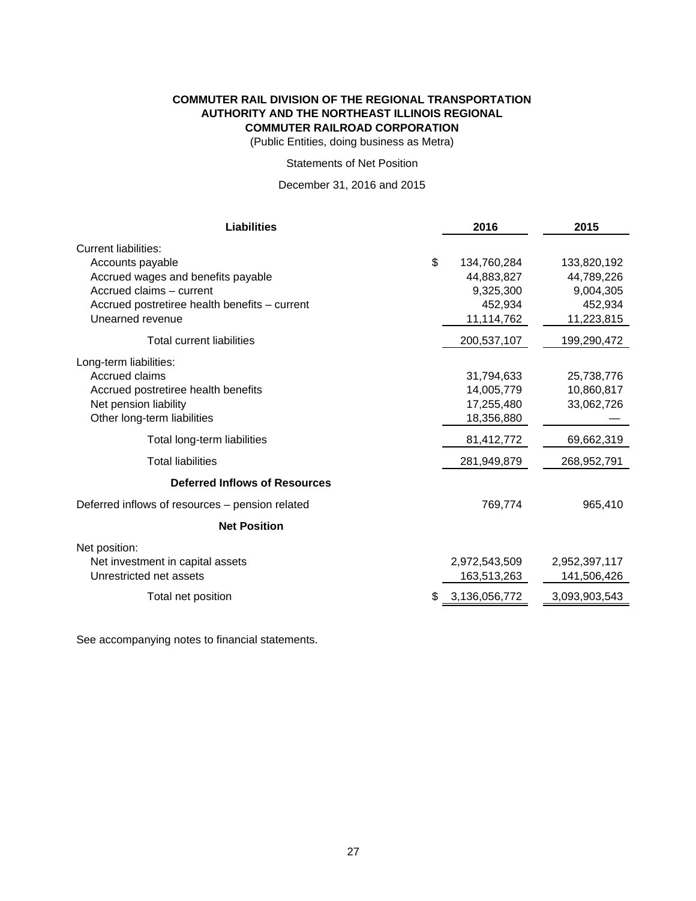**COMMUTER RAIL DIVISION OF THE REGIONAL TRANSPORTATION AUTHORITY AND THE NORTHEAST ILLINOIS REGIONAL COMMUTER RAILROAD CORPORATION**

(Public Entities, doing business as Metra)

Statements of Net Position

December 31, 2016 and 2015

| **Liabilities** | **2016** | **2015** |
|---|---|---|
| Current liabilities: | | |
| Accounts payable | $ 134,760,284 | 133,820,192 |
| Accrued wages and benefits payable | 44,883,827 | 44,789,226 |
| Accrued claims – current | 9,325,300 | 9,004,305 |
| Accrued postretiree health benefits – current | 452,934 | 452,934 |
| Unearned revenue | 11,114,762 | 11,223,815 |
| Total current liabilities | 200,537,107 | 199,290,472 |
| Long-term liabilities: | | |
| Accrued claims | 31,794,633 | 25,738,776 |
| Accrued postretiree health benefits | 14,005,779 | 10,860,817 |
| Net pension liability | 17,255,480 | 33,062,726 |
| Other long-term liabilities | 18,356,880 | — |
| Total long-term liabilities | 81,412,772 | 69,662,319 |
| Total liabilities | 281,949,879 | 268,952,791 |
| **Deferred Inflows of Resources** | | |
| Deferred inflows of resources – pension related | 769,774 | 965,410 |
| **Net Position** | | |
| Net position: | | |
| Net investment in capital assets | 2,972,543,509 | 2,952,397,117 |
| Unrestricted net assets | 163,513,263 | 141,506,426 |
| Total net position | $ 3,136,056,772 | 3,093,903,543 |

See accompanying notes to financial statements.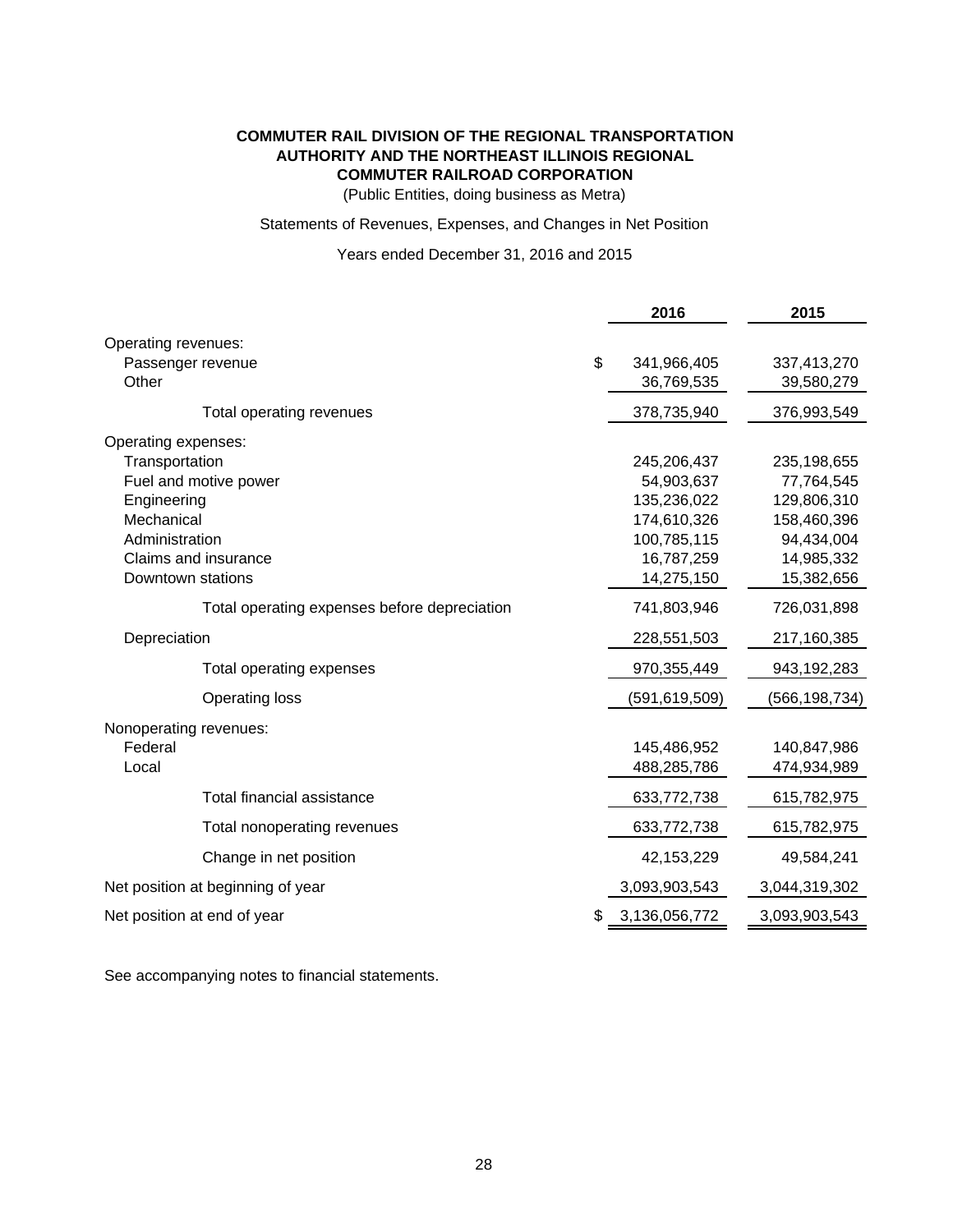**COMMUTER RAIL DIVISION OF THE REGIONAL TRANSPORTATION AUTHORITY AND THE NORTHEAST ILLINOIS REGIONAL COMMUTER RAILROAD CORPORATION**

(Public Entities, doing business as Metra)

Statements of Revenues, Expenses, and Changes in Net Position

Years ended December 31, 2016 and 2015

| | 2016 | 2015 |
|---|---|---|
| Operating revenues: | | |
| Passenger revenue | $ 341,966,405 | 337,413,270 |
| Other | 36,769,535 | 39,580,279 |
| Total operating revenues | 378,735,940 | 376,993,549 |
| Operating expenses: | | |
| Transportation | 245,206,437 | 235,198,655 |
| Fuel and motive power | 54,903,637 | 77,764,545 |
| Engineering | 135,236,022 | 129,806,310 |
| Mechanical | 174,610,326 | 158,460,396 |
| Administration | 100,785,115 | 94,434,004 |
| Claims and insurance | 16,787,259 | 14,985,332 |
| Downtown stations | 14,275,150 | 15,382,656 |
| Total operating expenses before depreciation | 741,803,946 | 726,031,898 |
| Depreciation | 228,551,503 | 217,160,385 |
| Total operating expenses | 970,355,449 | 943,192,283 |
| Operating loss | (591,619,509) | (566,198,734) |
| Nonoperating revenues: | | |
| Federal | 145,486,952 | 140,847,986 |
| Local | 488,285,786 | 474,934,989 |
| Total financial assistance | 633,772,738 | 615,782,975 |
| Total nonoperating revenues | 633,772,738 | 615,782,975 |
| Change in net position | 42,153,229 | 49,584,241 |
| Net position at beginning of year | 3,093,903,543 | 3,044,319,302 |
| Net position at end of year | $ 3,136,056,772 | 3,093,903,543 |

See accompanying notes to financial statements.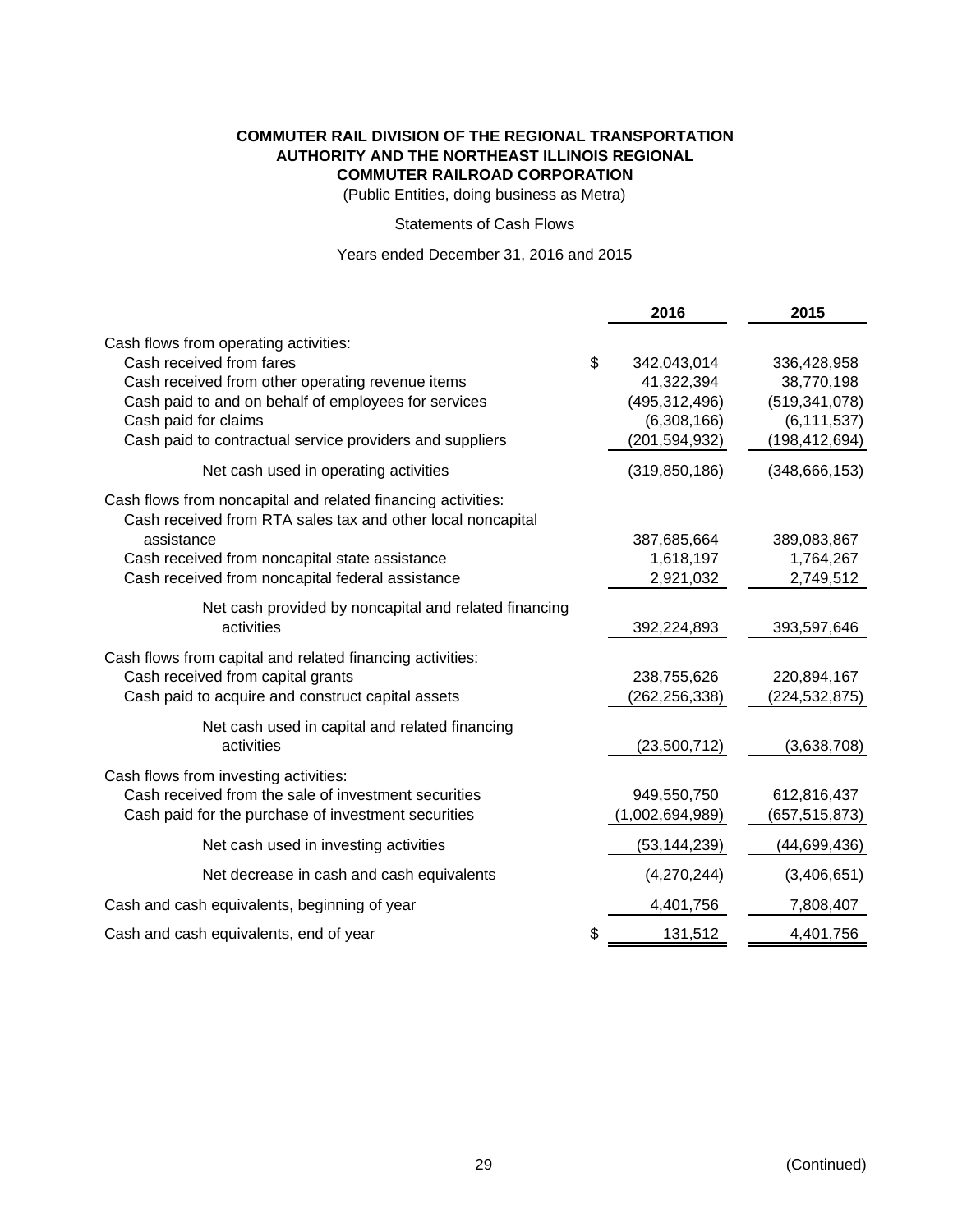**COMMUTER RAIL DIVISION OF THE REGIONAL TRANSPORTATION AUTHORITY AND THE NORTHEAST ILLINOIS REGIONAL COMMUTER RAILROAD CORPORATION**

(Public Entities, doing business as Metra)

Statements of Cash Flows

Years ended December 31, 2016 and 2015

| | 2016 | 2015 |
|---|---|---|
| Cash flows from operating activities: | | |
| Cash received from fares | $ 342,043,014 | 336,428,958 |
| Cash received from other operating revenue items | 41,322,394 | 38,770,198 |
| Cash paid to and on behalf of employees for services | (495,312,496) | (519,341,078) |
| Cash paid for claims | (6,308,166) | (6,111,537) |
| Cash paid to contractual service providers and suppliers | (201,594,932) | (198,412,694) |
| Net cash used in operating activities | (319,850,186) | (348,666,153) |
| Cash flows from noncapital and related financing activities: | | |
| Cash received from RTA sales tax and other local noncapital assistance | 387,685,664 | 389,083,867 |
| Cash received from noncapital state assistance | 1,618,197 | 1,764,267 |
| Cash received from noncapital federal assistance | 2,921,032 | 2,749,512 |
| Net cash provided by noncapital and related financing activities | 392,224,893 | 393,597,646 |
| Cash flows from capital and related financing activities: | | |
| Cash received from capital grants | 238,755,626 | 220,894,167 |
| Cash paid to acquire and construct capital assets | (262,256,338) | (224,532,875) |
| Net cash used in capital and related financing activities | (23,500,712) | (3,638,708) |
| Cash flows from investing activities: | | |
| Cash received from the sale of investment securities | 949,550,750 | 612,816,437 |
| Cash paid for the purchase of investment securities | (1,002,694,989) | (657,515,873) |
| Net cash used in investing activities | (53,144,239) | (44,699,436) |
| Net decrease in cash and cash equivalents | (4,270,244) | (3,406,651) |
| Cash and cash equivalents, beginning of year | 4,401,756 | 7,808,407 |
| Cash and cash equivalents, end of year | $ 131,512 | 4,401,756 |

(Continued)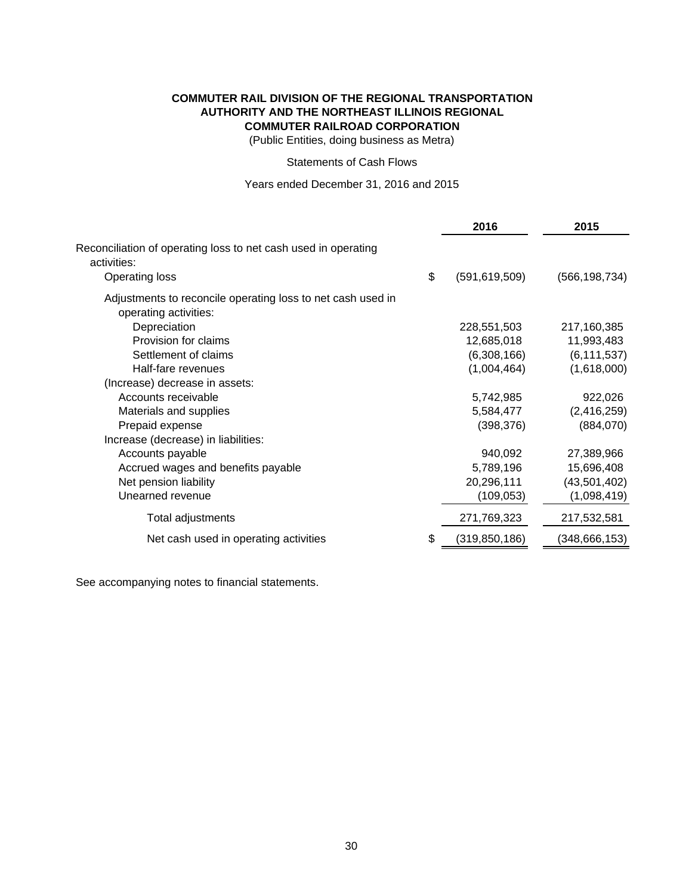**COMMUTER RAIL DIVISION OF THE REGIONAL TRANSPORTATION AUTHORITY AND THE NORTHEAST ILLINOIS REGIONAL COMMUTER RAILROAD CORPORATION**

(Public Entities, doing business as Metra)

Statements of Cash Flows

Years ended December 31, 2016 and 2015

| | 2016 | 2015 |
|---|---|---|
| Reconciliation of operating loss to net cash used in operating activities: | | |
| Operating loss | $ (591,619,509) | (566,198,734) |
| Adjustments to reconcile operating loss to net cash used in operating activities: | | |
| Depreciation | 228,551,503 | 217,160,385 |
| Provision for claims | 12,685,018 | 11,993,483 |
| Settlement of claims | (6,308,166) | (6,111,537) |
| Half-fare revenues | (1,004,464) | (1,618,000) |
| (Increase) decrease in assets: | | |
| Accounts receivable | 5,742,985 | 922,026 |
| Materials and supplies | 5,584,477 | (2,416,259) |
| Prepaid expense | (398,376) | (884,070) |
| Increase (decrease) in liabilities: | | |
| Accounts payable | 940,092 | 27,389,966 |
| Accrued wages and benefits payable | 5,789,196 | 15,696,408 |
| Net pension liability | 20,296,111 | (43,501,402) |
| Unearned revenue | (109,053) | (1,098,419) |
| Total adjustments | 271,769,323 | 217,532,581 |
| Net cash used in operating activities | $ (319,850,186) | (348,666,153) |

See accompanying notes to financial statements.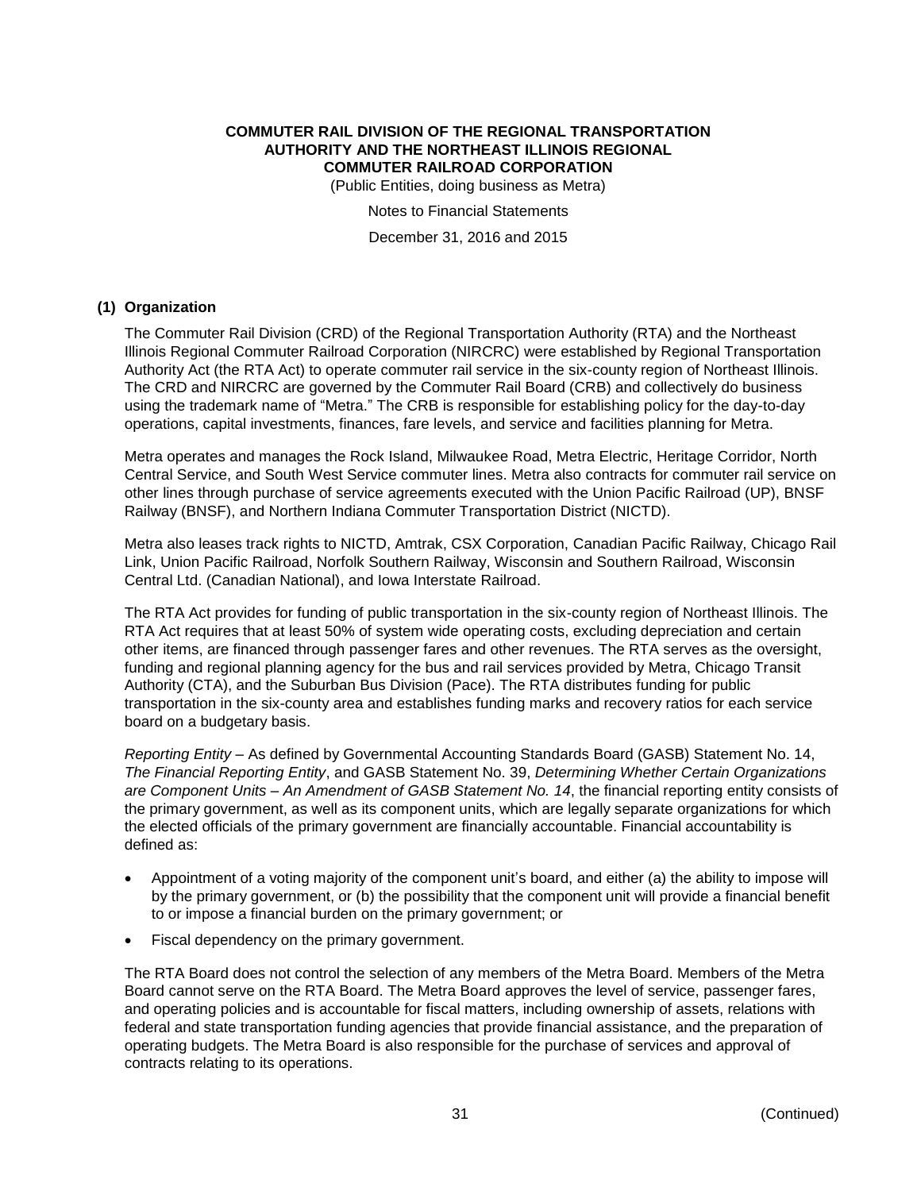**COMMUTER RAIL DIVISION OF THE REGIONAL TRANSPORTATION AUTHORITY AND THE NORTHEAST ILLINOIS REGIONAL COMMUTER RAILROAD CORPORATION**

(Public Entities, doing business as Metra)

Notes to Financial Statements

December 31, 2016 and 2015

## (1) Organization

The Commuter Rail Division (CRD) of the Regional Transportation Authority (RTA) and the Northeast Illinois Regional Commuter Railroad Corporation (NIRCRC) were established by Regional Transportation Authority Act (the RTA Act) to operate commuter rail service in the six-county region of Northeast Illinois. The CRD and NIRCRC are governed by the Commuter Rail Board (CRB) and collectively do business using the trademark name of "Metra." The CRB is responsible for establishing policy for the day-to-day operations, capital investments, finances, fare levels, and service and facilities planning for Metra.

Metra operates and manages the Rock Island, Milwaukee Road, Metra Electric, Heritage Corridor, North Central Service, and South West Service commuter lines. Metra also contracts for commuter rail service on other lines through purchase of service agreements executed with the Union Pacific Railroad (UP), BNSF Railway (BNSF), and Northern Indiana Commuter Transportation District (NICTD).

Metra also leases track rights to NICTD, Amtrak, CSX Corporation, Canadian Pacific Railway, Chicago Rail Link, Union Pacific Railroad, Norfolk Southern Railway, Wisconsin and Southern Railroad, Wisconsin Central Ltd. (Canadian National), and Iowa Interstate Railroad.

The RTA Act provides for funding of public transportation in the six-county region of Northeast Illinois. The RTA Act requires that at least 50% of system wide operating costs, excluding depreciation and certain other items, are financed through passenger fares and other revenues. The RTA serves as the oversight, funding and regional planning agency for the bus and rail services provided by Metra, Chicago Transit Authority (CTA), and the Suburban Bus Division (Pace). The RTA distributes funding for public transportation in the six-county area and establishes funding marks and recovery ratios for each service board on a budgetary basis.

*Reporting Entity* – As defined by Governmental Accounting Standards Board (GASB) Statement No. 14, *The Financial Reporting Entity*, and GASB Statement No. 39, *Determining Whether Certain Organizations are Component Units – An Amendment of GASB Statement No. 14*, the financial reporting entity consists of the primary government, as well as its component units, which are legally separate organizations for which the elected officials of the primary government are financially accountable. Financial accountability is defined as:

- Appointment of a voting majority of the component unit's board, and either (a) the ability to impose will by the primary government, or (b) the possibility that the component unit will provide a financial benefit to or impose a financial burden on the primary government; or
- Fiscal dependency on the primary government.

The RTA Board does not control the selection of any members of the Metra Board. Members of the Metra Board cannot serve on the RTA Board. The Metra Board approves the level of service, passenger fares, and operating policies and is accountable for fiscal matters, including ownership of assets, relations with federal and state transportation funding agencies that provide financial assistance, and the preparation of operating budgets. The Metra Board is also responsible for the purchase of services and approval of contracts relating to its operations.

(Continued)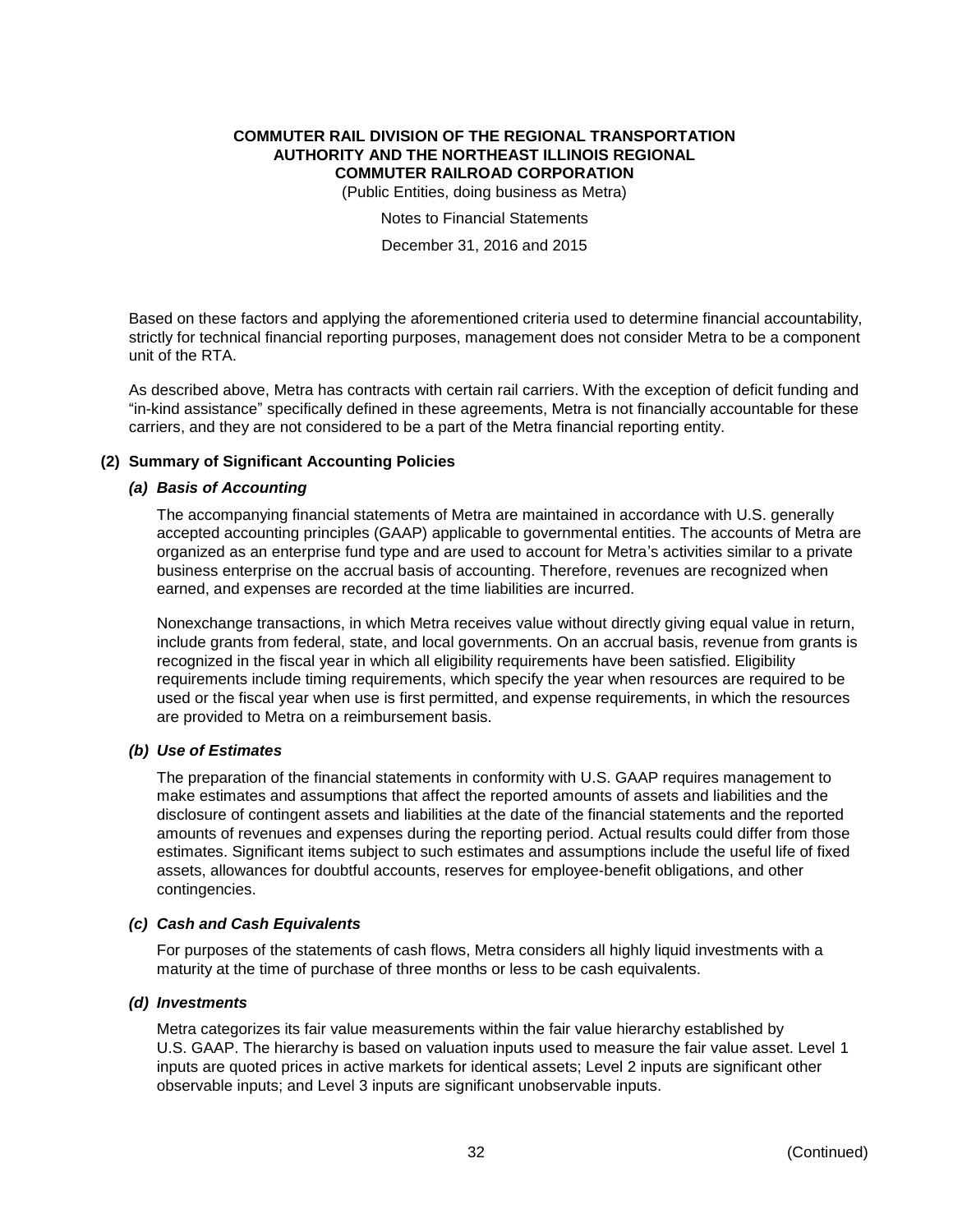Based on these factors and applying the aforementioned criteria used to determine financial accountability, strictly for technical financial reporting purposes, management does not consider Metra to be a component unit of the RTA.

As described above, Metra has contracts with certain rail carriers. With the exception of deficit funding and "in-kind assistance" specifically defined in these agreements, Metra is not financially accountable for these carriers, and they are not considered to be a part of the Metra financial reporting entity.

## (2) Summary of Significant Accounting Policies

### *(a) Basis of Accounting*

The accompanying financial statements of Metra are maintained in accordance with U.S. generally accepted accounting principles (GAAP) applicable to governmental entities. The accounts of Metra are organized as an enterprise fund type and are used to account for Metra's activities similar to a private business enterprise on the accrual basis of accounting. Therefore, revenues are recognized when earned, and expenses are recorded at the time liabilities are incurred.

Nonexchange transactions, in which Metra receives value without directly giving equal value in return, include grants from federal, state, and local governments. On an accrual basis, revenue from grants is recognized in the fiscal year in which all eligibility requirements have been satisfied. Eligibility requirements include timing requirements, which specify the year when resources are required to be used or the fiscal year when use is first permitted, and expense requirements, in which the resources are provided to Metra on a reimbursement basis.

### *(b) Use of Estimates*

The preparation of the financial statements in conformity with U.S. GAAP requires management to make estimates and assumptions that affect the reported amounts of assets and liabilities and the disclosure of contingent assets and liabilities at the date of the financial statements and the reported amounts of revenues and expenses during the reporting period. Actual results could differ from those estimates. Significant items subject to such estimates and assumptions include the useful life of fixed assets, allowances for doubtful accounts, reserves for employee-benefit obligations, and other contingencies.

### *(c) Cash and Cash Equivalents*

For purposes of the statements of cash flows, Metra considers all highly liquid investments with a maturity at the time of purchase of three months or less to be cash equivalents.

### *(d) Investments*

Metra categorizes its fair value measurements within the fair value hierarchy established by U.S. GAAP. The hierarchy is based on valuation inputs used to measure the fair value asset. Level 1 inputs are quoted prices in active markets for identical assets; Level 2 inputs are significant other observable inputs; and Level 3 inputs are significant unobservable inputs.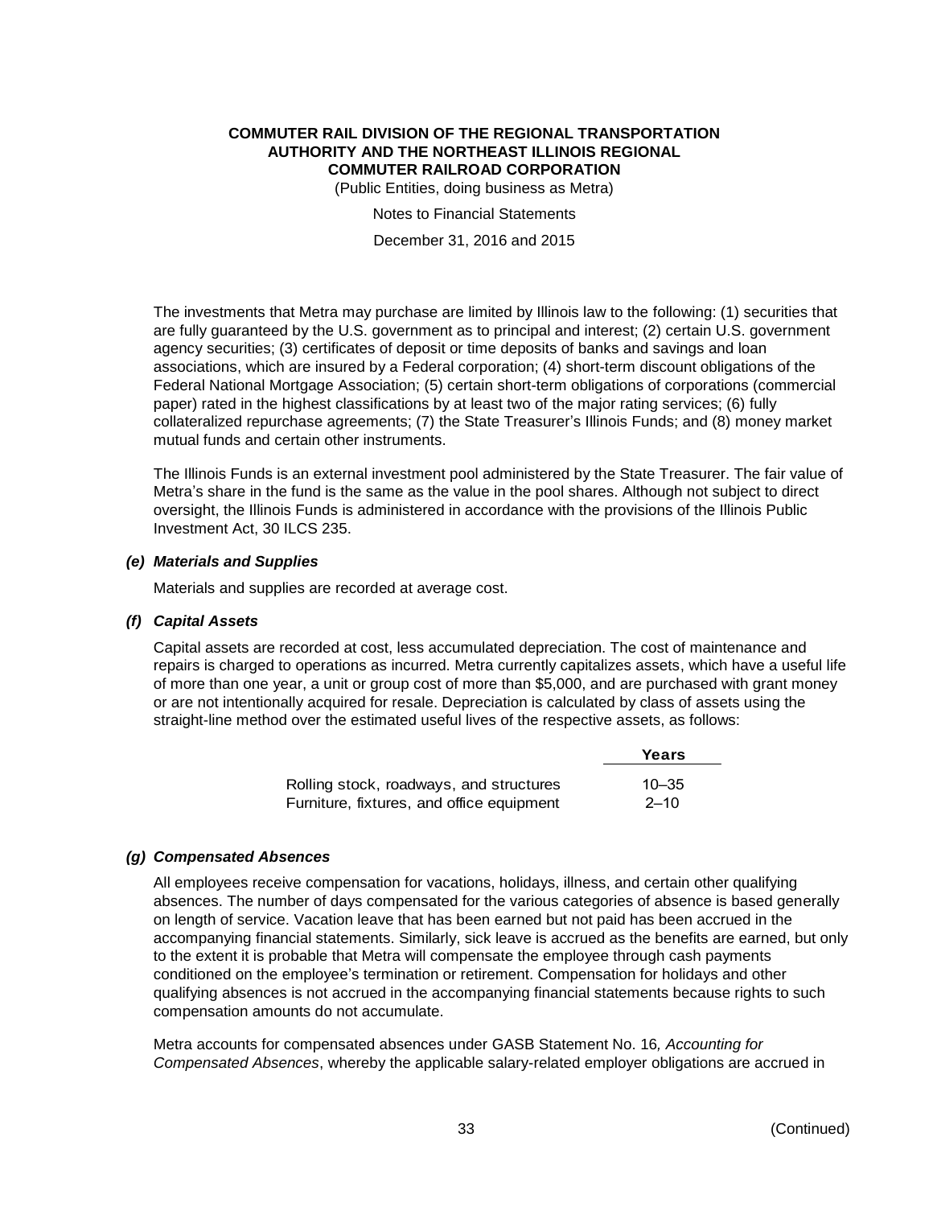The investments that Metra may purchase are limited by Illinois law to the following: (1) securities that are fully guaranteed by the U.S. government as to principal and interest; (2) certain U.S. government agency securities; (3) certificates of deposit or time deposits of banks and savings and loan associations, which are insured by a Federal corporation; (4) short-term discount obligations of the Federal National Mortgage Association; (5) certain short-term obligations of corporations (commercial paper) rated in the highest classifications by at least two of the major rating services; (6) fully collateralized repurchase agreements; (7) the State Treasurer's Illinois Funds; and (8) money market mutual funds and certain other instruments.

The Illinois Funds is an external investment pool administered by the State Treasurer. The fair value of Metra's share in the fund is the same as the value in the pool shares. Although not subject to direct oversight, the Illinois Funds is administered in accordance with the provisions of the Illinois Public Investment Act, 30 ILCS 235.

### *(e) Materials and Supplies*

Materials and supplies are recorded at average cost.

### *(f) Capital Assets*

Capital assets are recorded at cost, less accumulated depreciation. The cost of maintenance and repairs is charged to operations as incurred. Metra currently capitalizes assets, which have a useful life of more than one year, a unit or group cost of more than $5,000, and are purchased with grant money or are not intentionally acquired for resale. Depreciation is calculated by class of assets using the straight-line method over the estimated useful lives of the respective assets, as follows:

| | Years |
|---|---|
| Rolling stock, roadways, and structures | 10–35 |
| Furniture, fixtures, and office equipment | 2–10 |

### *(g) Compensated Absences*

All employees receive compensation for vacations, holidays, illness, and certain other qualifying absences. The number of days compensated for the various categories of absence is based generally on length of service. Vacation leave that has been earned but not paid has been accrued in the accompanying financial statements. Similarly, sick leave is accrued as the benefits are earned, but only to the extent it is probable that Metra will compensate the employee through cash payments conditioned on the employee's termination or retirement. Compensation for holidays and other qualifying absences is not accrued in the accompanying financial statements because rights to such compensation amounts do not accumulate.

Metra accounts for compensated absences under GASB Statement No. 16*, Accounting for Compensated Absences*, whereby the applicable salary-related employer obligations are accrued in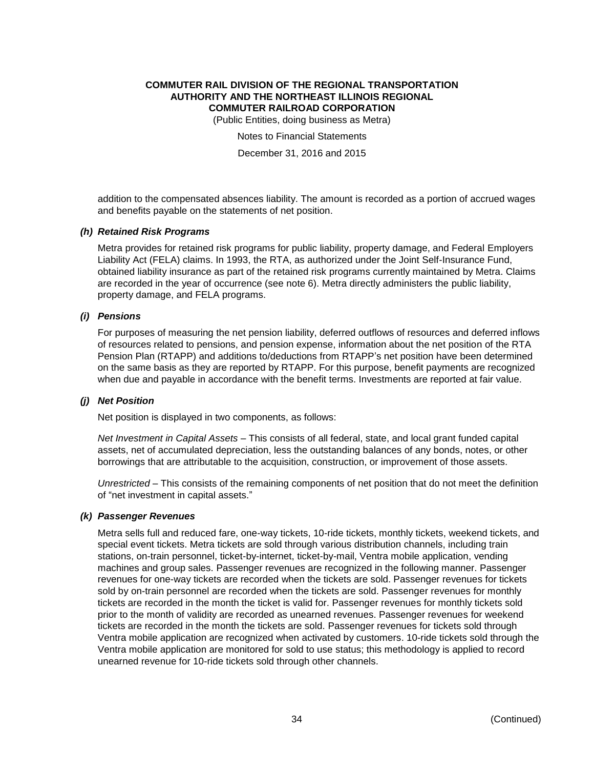addition to the compensated absences liability. The amount is recorded as a portion of accrued wages and benefits payable on the statements of net position.

### *(h) Retained Risk Programs*

Metra provides for retained risk programs for public liability, property damage, and Federal Employers Liability Act (FELA) claims. In 1993, the RTA, as authorized under the Joint Self-Insurance Fund, obtained liability insurance as part of the retained risk programs currently maintained by Metra. Claims are recorded in the year of occurrence (see note 6). Metra directly administers the public liability, property damage, and FELA programs.

### *(i) Pensions*

For purposes of measuring the net pension liability, deferred outflows of resources and deferred inflows of resources related to pensions, and pension expense, information about the net position of the RTA Pension Plan (RTAPP) and additions to/deductions from RTAPP's net position have been determined on the same basis as they are reported by RTAPP. For this purpose, benefit payments are recognized when due and payable in accordance with the benefit terms. Investments are reported at fair value.

### *(j) Net Position*

Net position is displayed in two components, as follows:

*Net Investment in Capital Assets* – This consists of all federal, state, and local grant funded capital assets, net of accumulated depreciation, less the outstanding balances of any bonds, notes, or other borrowings that are attributable to the acquisition, construction, or improvement of those assets.

*Unrestricted* – This consists of the remaining components of net position that do not meet the definition of "net investment in capital assets."

### *(k) Passenger Revenues*

Metra sells full and reduced fare, one-way tickets, 10-ride tickets, monthly tickets, weekend tickets, and special event tickets. Metra tickets are sold through various distribution channels, including train stations, on-train personnel, ticket-by-internet, ticket-by-mail, Ventra mobile application, vending machines and group sales. Passenger revenues are recognized in the following manner. Passenger revenues for one-way tickets are recorded when the tickets are sold. Passenger revenues for tickets sold by on-train personnel are recorded when the tickets are sold. Passenger revenues for monthly tickets are recorded in the month the ticket is valid for. Passenger revenues for monthly tickets sold prior to the month of validity are recorded as unearned revenues. Passenger revenues for weekend tickets are recorded in the month the tickets are sold. Passenger revenues for tickets sold through Ventra mobile application are recognized when activated by customers. 10-ride tickets sold through the Ventra mobile application are monitored for sold to use status; this methodology is applied to record unearned revenue for 10-ride tickets sold through other channels.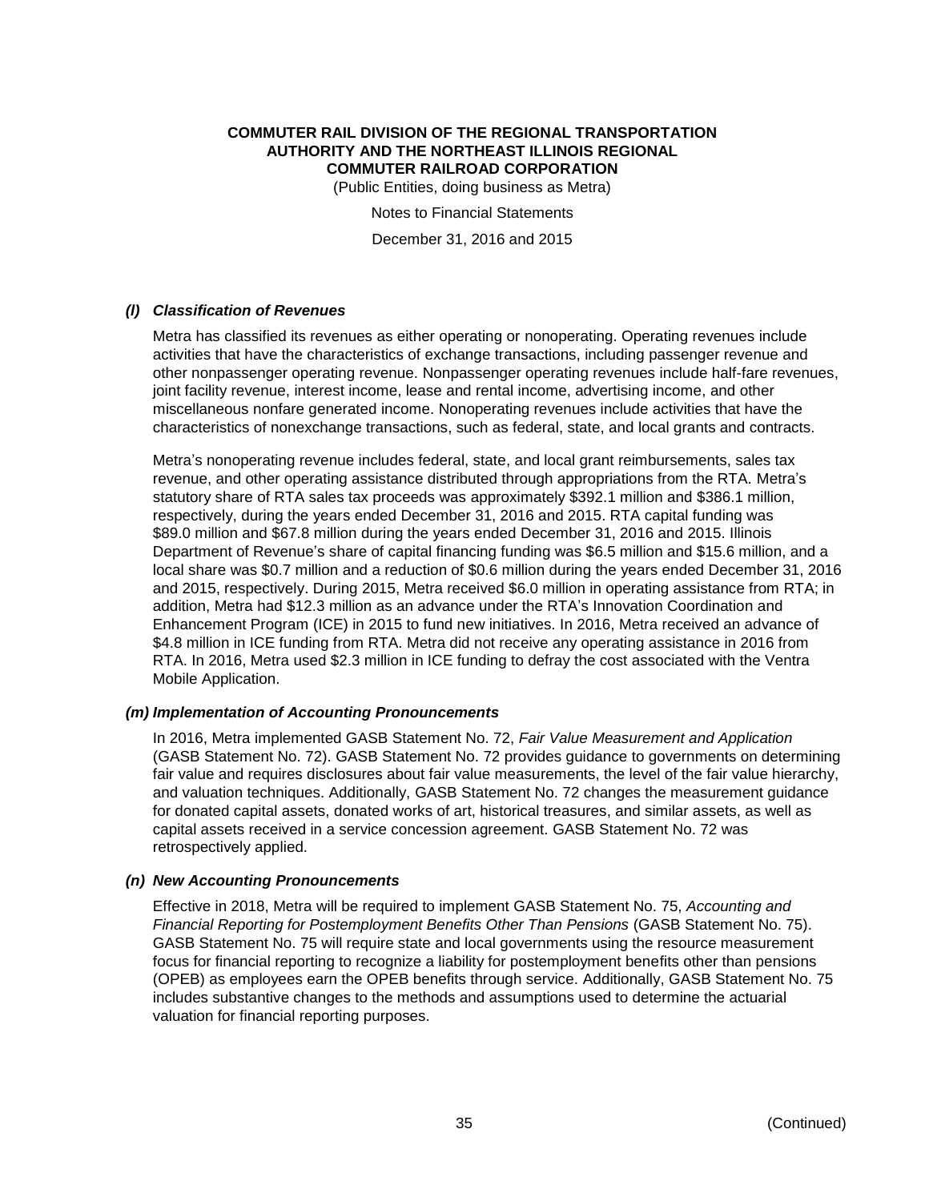### *(l) Classification of Revenues*

Metra has classified its revenues as either operating or nonoperating. Operating revenues include activities that have the characteristics of exchange transactions, including passenger revenue and other nonpassenger operating revenue. Nonpassenger operating revenues include half-fare revenues, joint facility revenue, interest income, lease and rental income, advertising income, and other miscellaneous nonfare generated income. Nonoperating revenues include activities that have the characteristics of nonexchange transactions, such as federal, state, and local grants and contracts.

Metra's nonoperating revenue includes federal, state, and local grant reimbursements, sales tax revenue, and other operating assistance distributed through appropriations from the RTA. Metra's statutory share of RTA sales tax proceeds was approximately $392.1 million and $386.1 million, respectively, during the years ended December 31, 2016 and 2015. RTA capital funding was $89.0 million and $67.8 million during the years ended December 31, 2016 and 2015. Illinois Department of Revenue's share of capital financing funding was $6.5 million and $15.6 million, and a local share was $0.7 million and a reduction of $0.6 million during the years ended December 31, 2016 and 2015, respectively. During 2015, Metra received $6.0 million in operating assistance from RTA; in addition, Metra had $12.3 million as an advance under the RTA's Innovation Coordination and Enhancement Program (ICE) in 2015 to fund new initiatives. In 2016, Metra received an advance of $4.8 million in ICE funding from RTA. Metra did not receive any operating assistance in 2016 from RTA. In 2016, Metra used $2.3 million in ICE funding to defray the cost associated with the Ventra Mobile Application.

### *(m) Implementation of Accounting Pronouncements*

In 2016, Metra implemented GASB Statement No. 72, *Fair Value Measurement and Application* (GASB Statement No. 72). GASB Statement No. 72 provides guidance to governments on determining fair value and requires disclosures about fair value measurements, the level of the fair value hierarchy, and valuation techniques. Additionally, GASB Statement No. 72 changes the measurement guidance for donated capital assets, donated works of art, historical treasures, and similar assets, as well as capital assets received in a service concession agreement. GASB Statement No. 72 was retrospectively applied.

### *(n) New Accounting Pronouncements*

Effective in 2018, Metra will be required to implement GASB Statement No. 75, *Accounting and Financial Reporting for Postemployment Benefits Other Than Pensions* (GASB Statement No. 75). GASB Statement No. 75 will require state and local governments using the resource measurement focus for financial reporting to recognize a liability for postemployment benefits other than pensions (OPEB) as employees earn the OPEB benefits through service. Additionally, GASB Statement No. 75 includes substantive changes to the methods and assumptions used to determine the actuarial valuation for financial reporting purposes.

(Continued)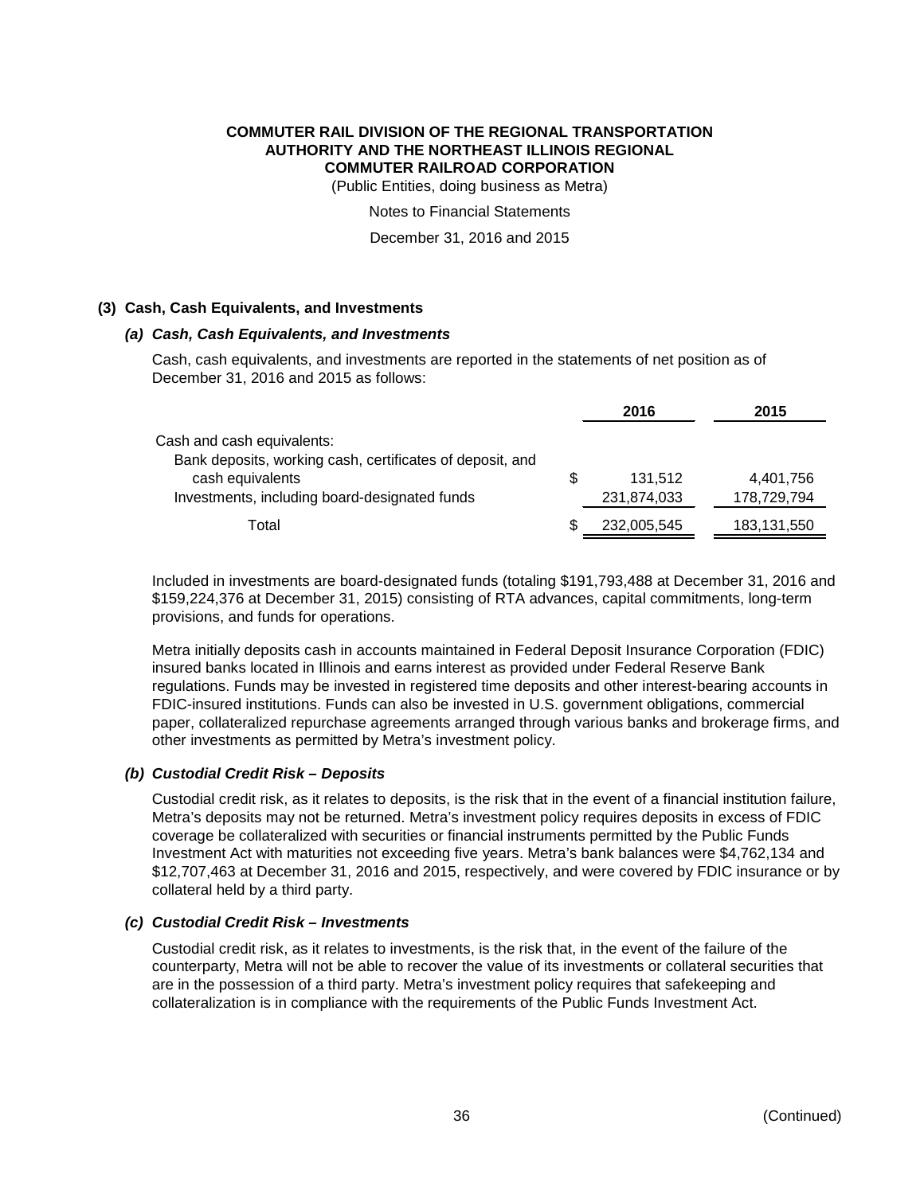# COMMUTER RAIL DIVISION OF THE REGIONAL TRANSPORTATION AUTHORITY AND THE NORTHEAST ILLINOIS REGIONAL COMMUTER RAILROAD CORPORATION

(Public Entities, doing business as Metra)

Notes to Financial Statements

December 31, 2016 and 2015

## (3) Cash, Cash Equivalents, and Investments

### *(a) Cash, Cash Equivalents, and Investments*

Cash, cash equivalents, and investments are reported in the statements of net position as of December 31, 2016 and 2015 as follows:

| | | 2016 | 2015 |
|---|---|---|---|
| Cash and cash equivalents: | | | |
| Bank deposits, working cash, certificates of deposit, and cash equivalents | $ | 131,512 | 4,401,756 |
| Investments, including board-designated funds | | 231,874,033 | 178,729,794 |
| Total | $ | 232,005,545 | 183,131,550 |

Included in investments are board-designated funds (totaling $191,793,488 at December 31, 2016 and $159,224,376 at December 31, 2015) consisting of RTA advances, capital commitments, long-term provisions, and funds for operations.

Metra initially deposits cash in accounts maintained in Federal Deposit Insurance Corporation (FDIC) insured banks located in Illinois and earns interest as provided under Federal Reserve Bank regulations. Funds may be invested in registered time deposits and other interest-bearing accounts in FDIC-insured institutions. Funds can also be invested in U.S. government obligations, commercial paper, collateralized repurchase agreements arranged through various banks and brokerage firms, and other investments as permitted by Metra's investment policy.

### *(b) Custodial Credit Risk – Deposits*

Custodial credit risk, as it relates to deposits, is the risk that in the event of a financial institution failure, Metra's deposits may not be returned. Metra's investment policy requires deposits in excess of FDIC coverage be collateralized with securities or financial instruments permitted by the Public Funds Investment Act with maturities not exceeding five years. Metra's bank balances were $4,762,134 and $12,707,463 at December 31, 2016 and 2015, respectively, and were covered by FDIC insurance or by collateral held by a third party.

### *(c) Custodial Credit Risk – Investments*

Custodial credit risk, as it relates to investments, is the risk that, in the event of the failure of the counterparty, Metra will not be able to recover the value of its investments or collateral securities that are in the possession of a third party. Metra's investment policy requires that safekeeping and collateralization is in compliance with the requirements of the Public Funds Investment Act.

(Continued)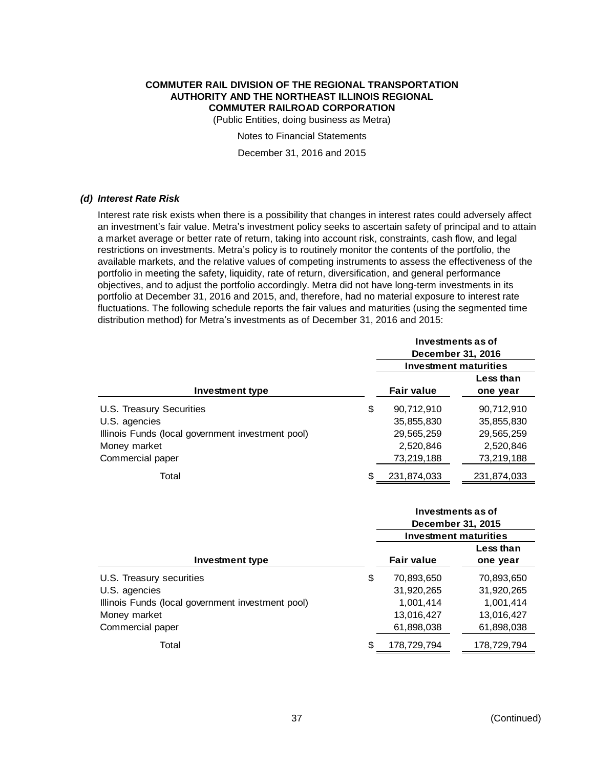**COMMUTER RAIL DIVISION OF THE REGIONAL TRANSPORTATION AUTHORITY AND THE NORTHEAST ILLINOIS REGIONAL COMMUTER RAILROAD CORPORATION**

(Public Entities, doing business as Metra)

Notes to Financial Statements

December 31, 2016 and 2015

### *(d) Interest Rate Risk*

Interest rate risk exists when there is a possibility that changes in interest rates could adversely affect an investment's fair value. Metra's investment policy seeks to ascertain safety of principal and to attain a market average or better rate of return, taking into account risk, constraints, cash flow, and legal restrictions on investments. Metra's policy is to routinely monitor the contents of the portfolio, the available markets, and the relative values of competing instruments to assess the effectiveness of the portfolio in meeting the safety, liquidity, rate of return, diversification, and general performance objectives, and to adjust the portfolio accordingly. Metra did not have long-term investments in its portfolio at December 31, 2016 and 2015, and, therefore, had no material exposure to interest rate fluctuations. The following schedule reports the fair values and maturities (using the segmented time distribution method) for Metra's investments as of December 31, 2016 and 2015:

| | Investments as of December 31, 2016 | |
|---|---|---|
| | Investment maturities | |
| **Investment type** | **Fair value** | **Less than one year** |
| U.S. Treasury Securities | $ 90,712,910 | 90,712,910 |
| U.S. agencies | 35,855,830 | 35,855,830 |
| Illinois Funds (local government investment pool) | 29,565,259 | 29,565,259 |
| Money market | 2,520,846 | 2,520,846 |
| Commercial paper | 73,219,188 | 73,219,188 |
| Total | $ 231,874,033 | 231,874,033 |

| | Investments as of December 31, 2015 | |
|---|---|---|
| | Investment maturities | |
| **Investment type** | **Fair value** | **Less than one year** |
| U.S. Treasury securities | $ 70,893,650 | 70,893,650 |
| U.S. agencies | 31,920,265 | 31,920,265 |
| Illinois Funds (local government investment pool) | 1,001,414 | 1,001,414 |
| Money market | 13,016,427 | 13,016,427 |
| Commercial paper | 61,898,038 | 61,898,038 |
| Total | $ 178,729,794 | 178,729,794 |

(Continued)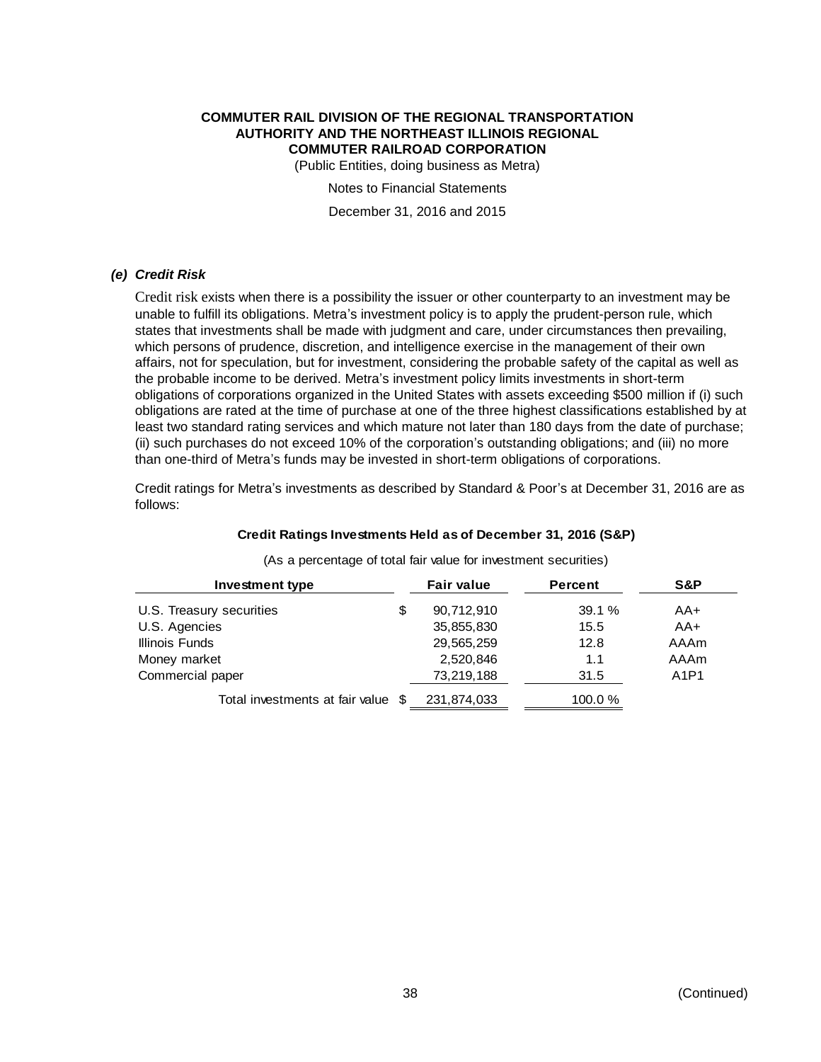COMMUTER RAIL DIVISION OF THE REGIONAL TRANSPORTATION AUTHORITY AND THE NORTHEAST ILLINOIS REGIONAL COMMUTER RAILROAD CORPORATION
(Public Entities, doing business as Metra)

Notes to Financial Statements

December 31, 2016 and 2015

### *(e) Credit Risk*

Credit risk exists when there is a possibility the issuer or other counterparty to an investment may be unable to fulfill its obligations. Metra's investment policy is to apply the prudent-person rule, which states that investments shall be made with judgment and care, under circumstances then prevailing, which persons of prudence, discretion, and intelligence exercise in the management of their own affairs, not for speculation, but for investment, considering the probable safety of the capital as well as the probable income to be derived. Metra's investment policy limits investments in short-term obligations of corporations organized in the United States with assets exceeding $500 million if (i) such obligations are rated at the time of purchase at one of the three highest classifications established by at least two standard rating services and which mature not later than 180 days from the date of purchase; (ii) such purchases do not exceed 10% of the corporation's outstanding obligations; and (iii) no more than one-third of Metra's funds may be invested in short-term obligations of corporations.

Credit ratings for Metra's investments as described by Standard & Poor's at December 31, 2016 are as follows:

**Credit Ratings Investments Held as of December 31, 2016 (S&P)**

(As a percentage of total fair value for investment securities)

| Investment type | Fair value | Percent | S&P |
|---|---|---|---|
| U.S. Treasury securities | $ 90,712,910 | 39.1 % | AA+ |
| U.S. Agencies | 35,855,830 | 15.5 | AA+ |
| Illinois Funds | 29,565,259 | 12.8 | AAAm |
| Money market | 2,520,846 | 1.1 | AAAm |
| Commercial paper | 73,219,188 | 31.5 | A1P1 |
| Total investments at fair value | $ 231,874,033 | 100.0 % | |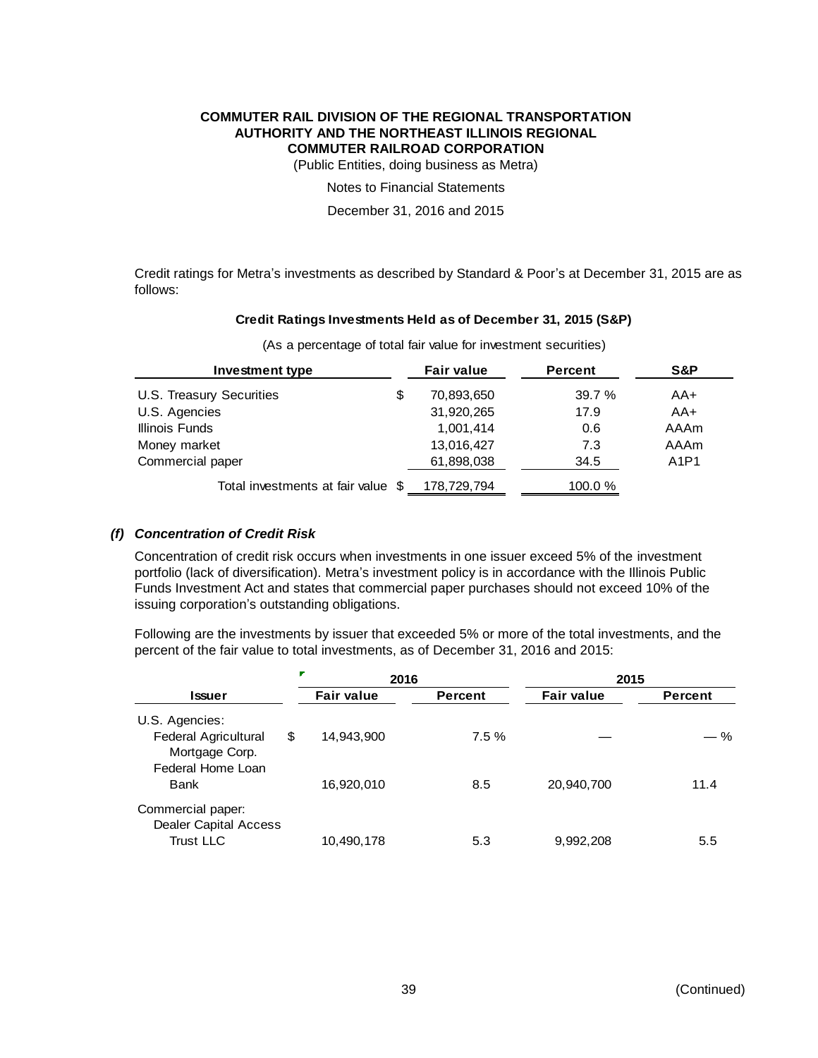COMMUTER RAIL DIVISION OF THE REGIONAL TRANSPORTATION AUTHORITY AND THE NORTHEAST ILLINOIS REGIONAL COMMUTER RAILROAD CORPORATION

(Public Entities, doing business as Metra)

Notes to Financial Statements

December 31, 2016 and 2015

Credit ratings for Metra's investments as described by Standard & Poor's at December 31, 2015 are as follows:

**Credit Ratings Investments Held as of December 31, 2015 (S&P)**

(As a percentage of total fair value for investment securities)

| Investment type | | Fair value | Percent | S&P |
|---|---|---|---|---|
| U.S. Treasury Securities | $ | 70,893,650 | 39.7 % | AA+ |
| U.S. Agencies | | 31,920,265 | 17.9 | AA+ |
| Illinois Funds | | 1,001,414 | 0.6 | AAAm |
| Money market | | 13,016,427 | 7.3 | AAAm |
| Commercial paper | | 61,898,038 | 34.5 | A1P1 |
| Total investments at fair value | $ | 178,729,794 | 100.0 % | |

### *(f) Concentration of Credit Risk*

Concentration of credit risk occurs when investments in one issuer exceed 5% of the investment portfolio (lack of diversification). Metra's investment policy is in accordance with the Illinois Public Funds Investment Act and states that commercial paper purchases should not exceed 10% of the issuing corporation's outstanding obligations.

Following are the investments by issuer that exceeded 5% or more of the total investments, and the percent of the fair value to total investments, as of December 31, 2016 and 2015:

| | | 2016 | | 2015 | |
|---|---|---|---|---|---|
| **Issuer** | | **Fair value** | **Percent** | **Fair value** | **Percent** |
| U.S. Agencies: | | | | | |
| Federal Agricultural Mortgage Corp. | $ | 14,943,900 | 7.5 % | — | — % |
| Federal Home Loan Bank | | 16,920,010 | 8.5 | 20,940,700 | 11.4 |
| Commercial paper: | | | | | |
| Dealer Capital Access Trust LLC | | 10,490,178 | 5.3 | 9,992,208 | 5.5 |

(Continued)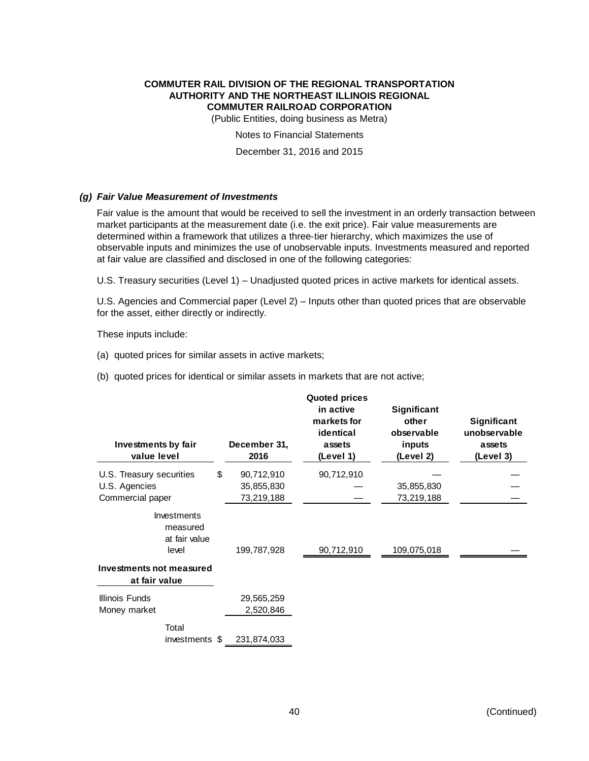### (g) *Fair Value Measurement of Investments*

Fair value is the amount that would be received to sell the investment in an orderly transaction between market participants at the measurement date (i.e. the exit price). Fair value measurements are determined within a framework that utilizes a three-tier hierarchy, which maximizes the use of observable inputs and minimizes the use of unobservable inputs. Investments measured and reported at fair value are classified and disclosed in one of the following categories:

U.S. Treasury securities (Level 1) – Unadjusted quoted prices in active markets for identical assets.

U.S. Agencies and Commercial paper (Level 2) – Inputs other than quoted prices that are observable for the asset, either directly or indirectly.

These inputs include:

(a) quoted prices for similar assets in active markets;

(b) quoted prices for identical or similar assets in markets that are not active;

| Investments by fair value level | December 31, 2016 | Quoted prices in active markets for identical assets (Level 1) | Significant other observable inputs (Level 2) | Significant unobservable assets (Level 3) |
|---|---|---|---|---|
| U.S. Treasury securities | $ 90,712,910 | 90,712,910 | — | — |
| U.S. Agencies | 35,855,830 | — | 35,855,830 | — |
| Commercial paper | 73,219,188 | — | 73,219,188 | — |
| Investments measured at fair value level | 199,787,928 | 90,712,910 | 109,075,018 | — |
| **Investments not measured at fair value** | | | | |
| Illinois Funds | 29,565,259 | | | |
| Money market | 2,520,846 | | | |
| Total investments | $ 231,874,033 | | | |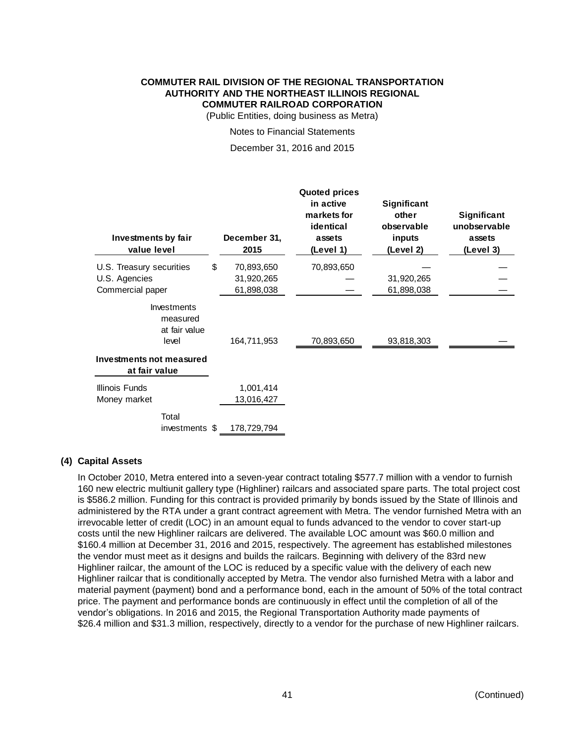**COMMUTER RAIL DIVISION OF THE REGIONAL TRANSPORTATION AUTHORITY AND THE NORTHEAST ILLINOIS REGIONAL COMMUTER RAILROAD CORPORATION**

(Public Entities, doing business as Metra)

Notes to Financial Statements

December 31, 2016 and 2015

| Investments by fair value level | December 31, 2015 | Quoted prices in active markets for identical assets (Level 1) | Significant other observable inputs (Level 2) | Significant unobservable assets (Level 3) |
|---|---|---|---|---|
| U.S. Treasury securities | $ 70,893,650 | 70,893,650 | — | — |
| U.S. Agencies | 31,920,265 | — | 31,920,265 | — |
| Commercial paper | 61,898,038 | — | 61,898,038 | — |
| Investments measured at fair value level | 164,711,953 | 70,893,650 | 93,818,303 | — |
| **Investments not measured at fair value** | | | | |
| Illinois Funds | 1,001,414 | | | |
| Money market | 13,016,427 | | | |
| Total investments | $ 178,729,794 | | | |

## (4) Capital Assets

In October 2010, Metra entered into a seven-year contract totaling $577.7 million with a vendor to furnish 160 new electric multiunit gallery type (Highliner) railcars and associated spare parts. The total project cost is $586.2 million. Funding for this contract is provided primarily by bonds issued by the State of Illinois and administered by the RTA under a grant contract agreement with Metra. The vendor furnished Metra with an irrevocable letter of credit (LOC) in an amount equal to funds advanced to the vendor to cover start-up costs until the new Highliner railcars are delivered. The available LOC amount was $60.0 million and $160.4 million at December 31, 2016 and 2015, respectively. The agreement has established milestones the vendor must meet as it designs and builds the railcars. Beginning with delivery of the 83rd new Highliner railcar, the amount of the LOC is reduced by a specific value with the delivery of each new Highliner railcar that is conditionally accepted by Metra. The vendor also furnished Metra with a labor and material payment (payment) bond and a performance bond, each in the amount of 50% of the total contract price. The payment and performance bonds are continuously in effect until the completion of all of the vendor's obligations. In 2016 and 2015, the Regional Transportation Authority made payments of $26.4 million and $31.3 million, respectively, directly to a vendor for the purchase of new Highliner railcars.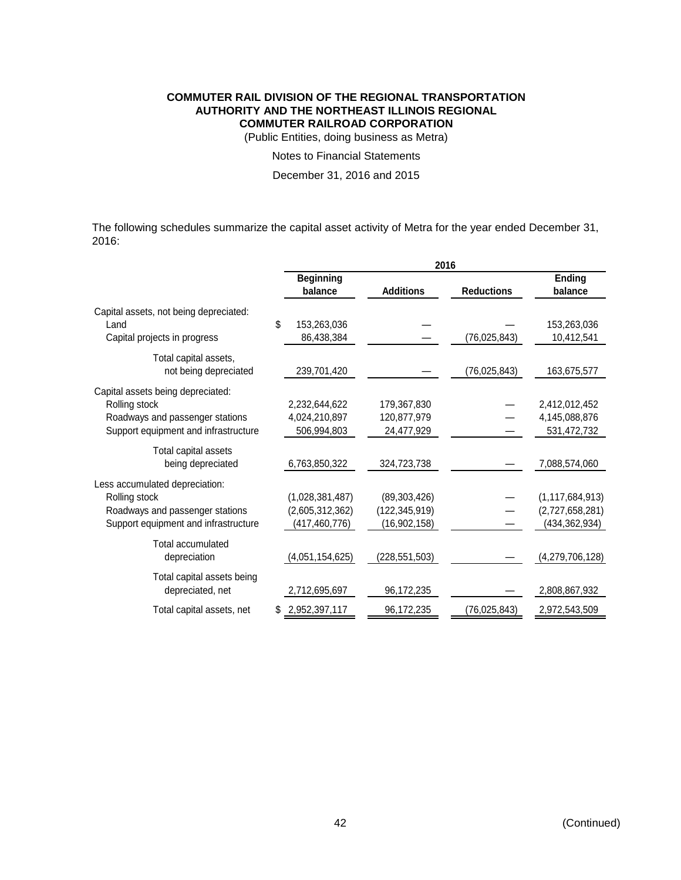**COMMUTER RAIL DIVISION OF THE REGIONAL TRANSPORTATION AUTHORITY AND THE NORTHEAST ILLINOIS REGIONAL COMMUTER RAILROAD CORPORATION**

(Public Entities, doing business as Metra)

Notes to Financial Statements

December 31, 2016 and 2015

The following schedules summarize the capital asset activity of Metra for the year ended December 31, 2016:

| | 2016 | | | |
|---|---|---|---|---|
| | Beginning balance | Additions | Reductions | Ending balance |
| Capital assets, not being depreciated: | | | | |
| Land | $ 153,263,036 | — | — | 153,263,036 |
| Capital projects in progress | 86,438,384 | — | (76,025,843) | 10,412,541 |
| Total capital assets, not being depreciated | 239,701,420 | — | (76,025,843) | 163,675,577 |
| Capital assets being depreciated: | | | | |
| Rolling stock | 2,232,644,622 | 179,367,830 | — | 2,412,012,452 |
| Roadways and passenger stations | 4,024,210,897 | 120,877,979 | — | 4,145,088,876 |
| Support equipment and infrastructure | 506,994,803 | 24,477,929 | — | 531,472,732 |
| Total capital assets being depreciated | 6,763,850,322 | 324,723,738 | — | 7,088,574,060 |
| Less accumulated depreciation: | | | | |
| Rolling stock | (1,028,381,487) | (89,303,426) | — | (1,117,684,913) |
| Roadways and passenger stations | (2,605,312,362) | (122,345,919) | — | (2,727,658,281) |
| Support equipment and infrastructure | (417,460,776) | (16,902,158) | — | (434,362,934) |
| Total accumulated depreciation | (4,051,154,625) | (228,551,503) | — | (4,279,706,128) |
| Total capital assets being depreciated, net | 2,712,695,697 | 96,172,235 | — | 2,808,867,932 |
| Total capital assets, net | $ 2,952,397,117 | 96,172,235 | (76,025,843) | 2,972,543,509 |

(Continued)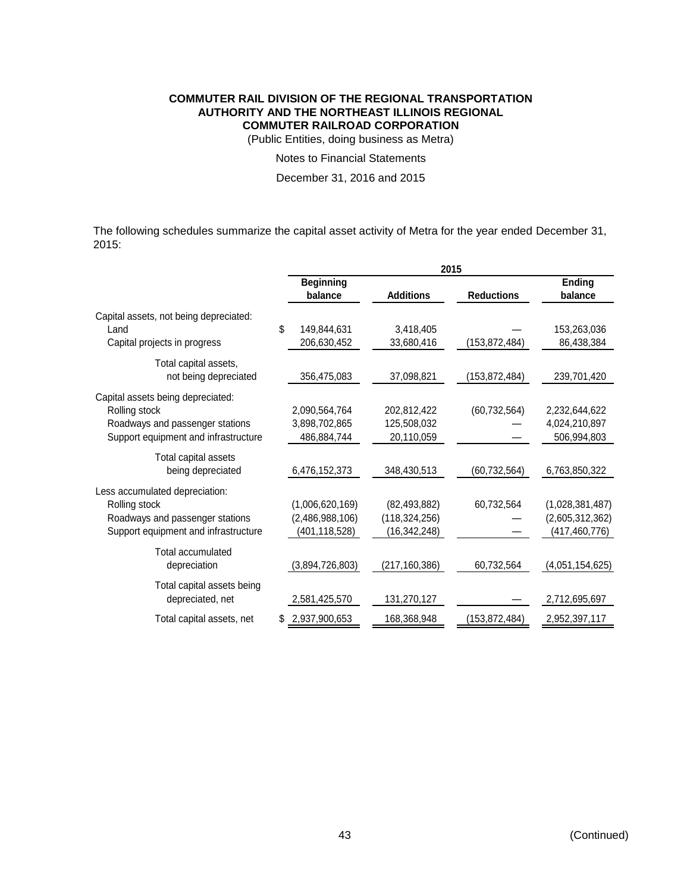**COMMUTER RAIL DIVISION OF THE REGIONAL TRANSPORTATION AUTHORITY AND THE NORTHEAST ILLINOIS REGIONAL COMMUTER RAILROAD CORPORATION**

(Public Entities, doing business as Metra)

Notes to Financial Statements

December 31, 2016 and 2015

The following schedules summarize the capital asset activity of Metra for the year ended December 31, 2015:

| | 2015 | | | |
|---|---|---|---|---|
| | Beginning balance | Additions | Reductions | Ending balance |
| Capital assets, not being depreciated: | | | | |
| Land | $ 149,844,631 | 3,418,405 | — | 153,263,036 |
| Capital projects in progress | 206,630,452 | 33,680,416 | (153,872,484) | 86,438,384 |
| Total capital assets, not being depreciated | 356,475,083 | 37,098,821 | (153,872,484) | 239,701,420 |
| Capital assets being depreciated: | | | | |
| Rolling stock | 2,090,564,764 | 202,812,422 | (60,732,564) | 2,232,644,622 |
| Roadways and passenger stations | 3,898,702,865 | 125,508,032 | — | 4,024,210,897 |
| Support equipment and infrastructure | 486,884,744 | 20,110,059 | — | 506,994,803 |
| Total capital assets being depreciated | 6,476,152,373 | 348,430,513 | (60,732,564) | 6,763,850,322 |
| Less accumulated depreciation: | | | | |
| Rolling stock | (1,006,620,169) | (82,493,882) | 60,732,564 | (1,028,381,487) |
| Roadways and passenger stations | (2,486,988,106) | (118,324,256) | — | (2,605,312,362) |
| Support equipment and infrastructure | (401,118,528) | (16,342,248) | — | (417,460,776) |
| Total accumulated depreciation | (3,894,726,803) | (217,160,386) | 60,732,564 | (4,051,154,625) |
| Total capital assets being depreciated, net | 2,581,425,570 | 131,270,127 | — | 2,712,695,697 |
| Total capital assets, net | $ 2,937,900,653 | 168,368,948 | (153,872,484) | 2,952,397,117 |

(Continued)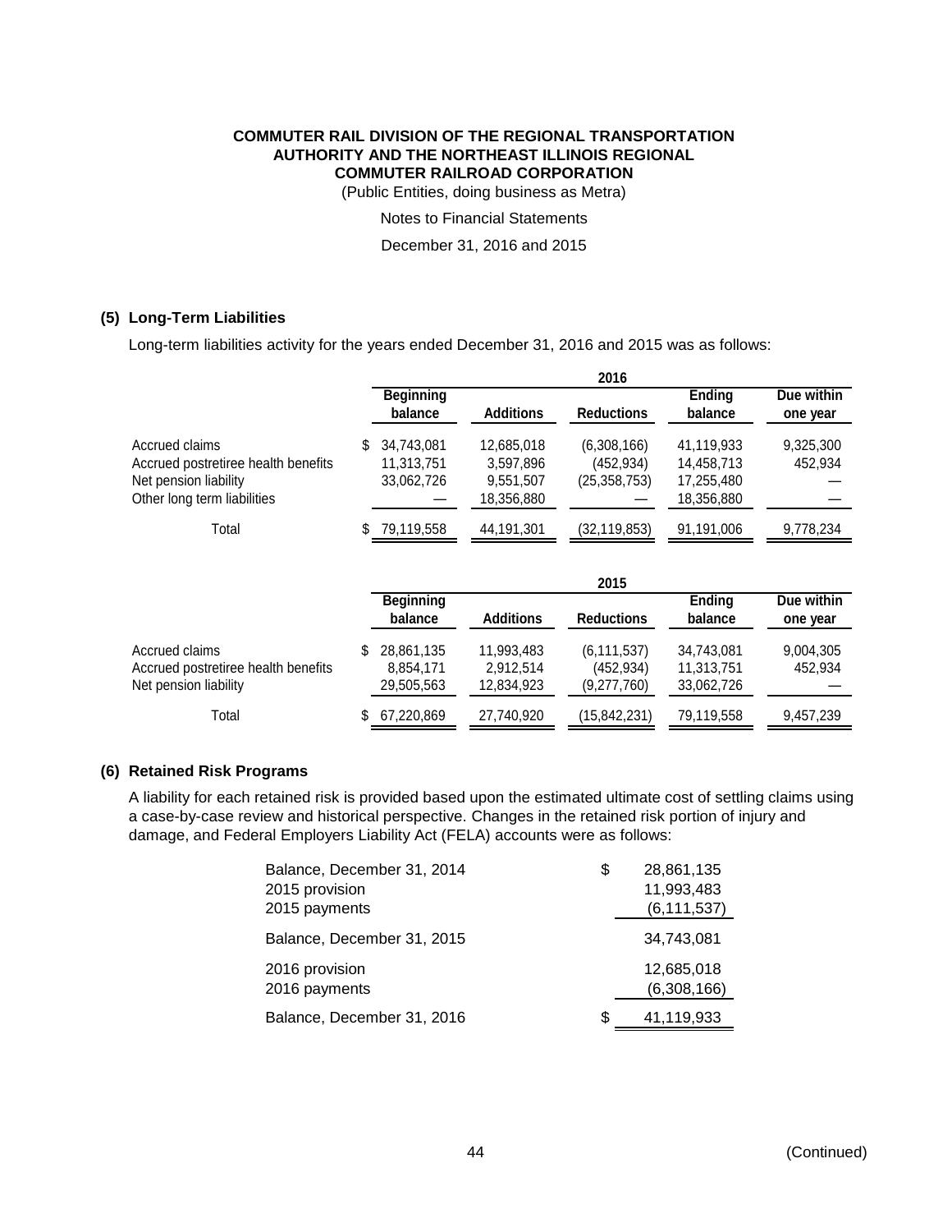**COMMUTER RAIL DIVISION OF THE REGIONAL TRANSPORTATION AUTHORITY AND THE NORTHEAST ILLINOIS REGIONAL COMMUTER RAILROAD CORPORATION**

(Public Entities, doing business as Metra)

Notes to Financial Statements

December 31, 2016 and 2015

## (5) Long-Term Liabilities

Long-term liabilities activity for the years ended December 31, 2016 and 2015 was as follows:

| | 2016 | | | | |
|---|---|---|---|---|---|
| | Beginning balance | Additions | Reductions | Ending balance | Due within one year |
| Accrued claims | $ 34,743,081 | 12,685,018 | (6,308,166) | 41,119,933 | 9,325,300 |
| Accrued postretiree health benefits | 11,313,751 | 3,597,896 | (452,934) | 14,458,713 | 452,934 |
| Net pension liability | 33,062,726 | 9,551,507 | (25,358,753) | 17,255,480 | — |
| Other long term liabilities | — | 18,356,880 | — | 18,356,880 | — |
| Total | $ 79,119,558 | 44,191,301 | (32,119,853) | 91,191,006 | 9,778,234 |

| | 2015 | | | | |
|---|---|---|---|---|---|
| | Beginning balance | Additions | Reductions | Ending balance | Due within one year |
| Accrued claims | $ 28,861,135 | 11,993,483 | (6,111,537) | 34,743,081 | 9,004,305 |
| Accrued postretiree health benefits | 8,854,171 | 2,912,514 | (452,934) | 11,313,751 | 452,934 |
| Net pension liability | 29,505,563 | 12,834,923 | (9,277,760) | 33,062,726 | — |
| Total | $ 67,220,869 | 27,740,920 | (15,842,231) | 79,119,558 | 9,457,239 |

## (6) Retained Risk Programs

A liability for each retained risk is provided based upon the estimated ultimate cost of settling claims using a case-by-case review and historical perspective. Changes in the retained risk portion of injury and damage, and Federal Employers Liability Act (FELA) accounts were as follows:

| | |
|---|---|
| Balance, December 31, 2014 | $ 28,861,135 |
| 2015 provision | 11,993,483 |
| 2015 payments | (6,111,537) |
| Balance, December 31, 2015 | 34,743,081 |
| 2016 provision | 12,685,018 |
| 2016 payments | (6,308,166) |
| Balance, December 31, 2016 | $ 41,119,933 |

(Continued)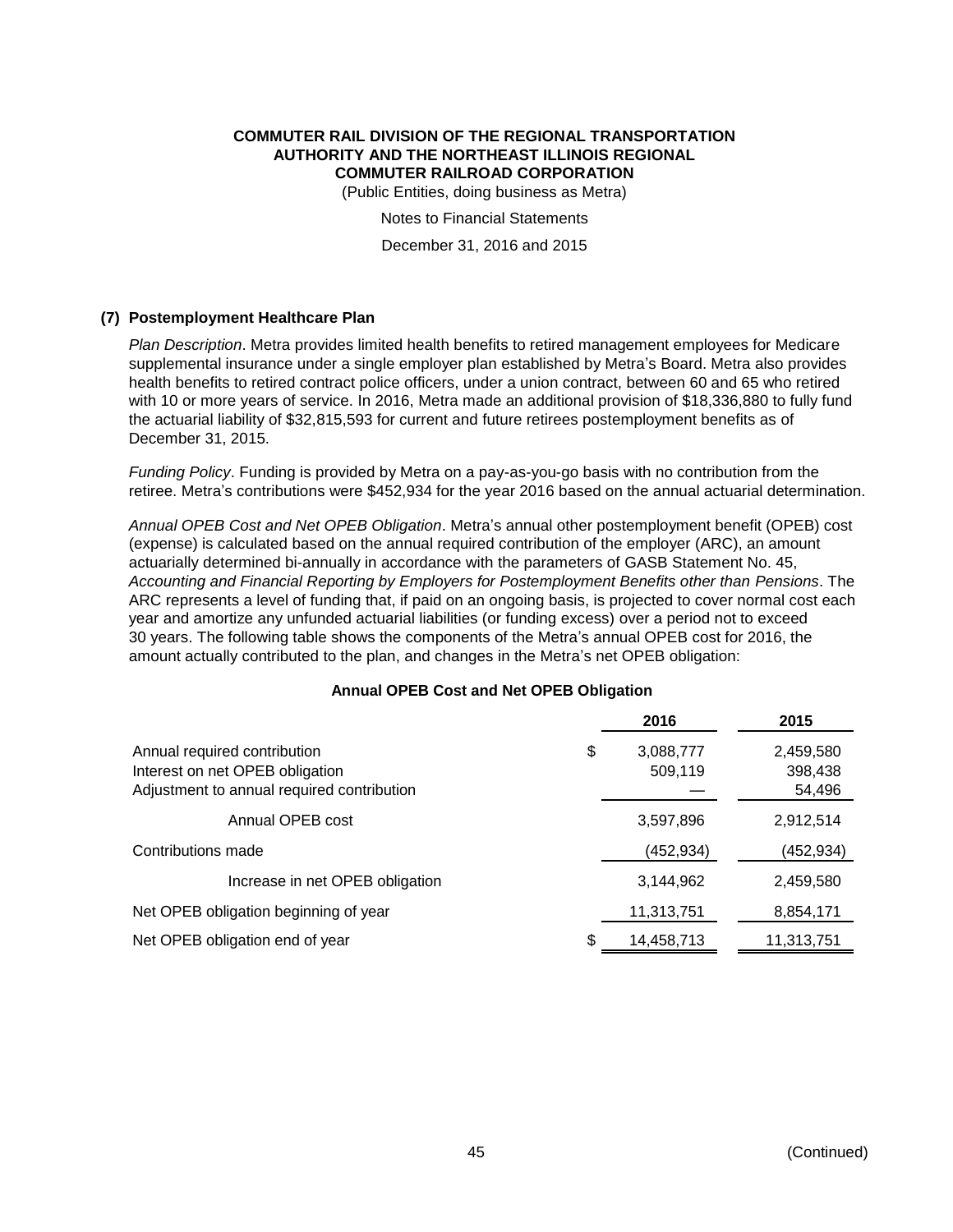# COMMUTER RAIL DIVISION OF THE REGIONAL TRANSPORTATION AUTHORITY AND THE NORTHEAST ILLINOIS REGIONAL COMMUTER RAILROAD CORPORATION

(Public Entities, doing business as Metra)

Notes to Financial Statements

December 31, 2016 and 2015

## (7) Postemployment Healthcare Plan

*Plan Description*. Metra provides limited health benefits to retired management employees for Medicare supplemental insurance under a single employer plan established by Metra's Board. Metra also provides health benefits to retired contract police officers, under a union contract, between 60 and 65 who retired with 10 or more years of service. In 2016, Metra made an additional provision of $18,336,880 to fully fund the actuarial liability of $32,815,593 for current and future retirees postemployment benefits as of December 31, 2015.

*Funding Policy*. Funding is provided by Metra on a pay-as-you-go basis with no contribution from the retiree. Metra's contributions were $452,934 for the year 2016 based on the annual actuarial determination.

*Annual OPEB Cost and Net OPEB Obligation*. Metra's annual other postemployment benefit (OPEB) cost (expense) is calculated based on the annual required contribution of the employer (ARC), an amount actuarially determined bi-annually in accordance with the parameters of GASB Statement No. 45, *Accounting and Financial Reporting by Employers for Postemployment Benefits other than Pensions*. The ARC represents a level of funding that, if paid on an ongoing basis, is projected to cover normal cost each year and amortize any unfunded actuarial liabilities (or funding excess) over a period not to exceed 30 years. The following table shows the components of the Metra's annual OPEB cost for 2016, the amount actually contributed to the plan, and changes in the Metra's net OPEB obligation:

**Annual OPEB Cost and Net OPEB Obligation**

| | 2016 | 2015 |
|---|---|---|
| Annual required contribution | $ 3,088,777 | 2,459,580 |
| Interest on net OPEB obligation | 509,119 | 398,438 |
| Adjustment to annual required contribution | — | 54,496 |
| Annual OPEB cost | 3,597,896 | 2,912,514 |
| Contributions made | (452,934) | (452,934) |
| Increase in net OPEB obligation | 3,144,962 | 2,459,580 |
| Net OPEB obligation beginning of year | 11,313,751 | 8,854,171 |
| Net OPEB obligation end of year | $ 14,458,713 | 11,313,751 |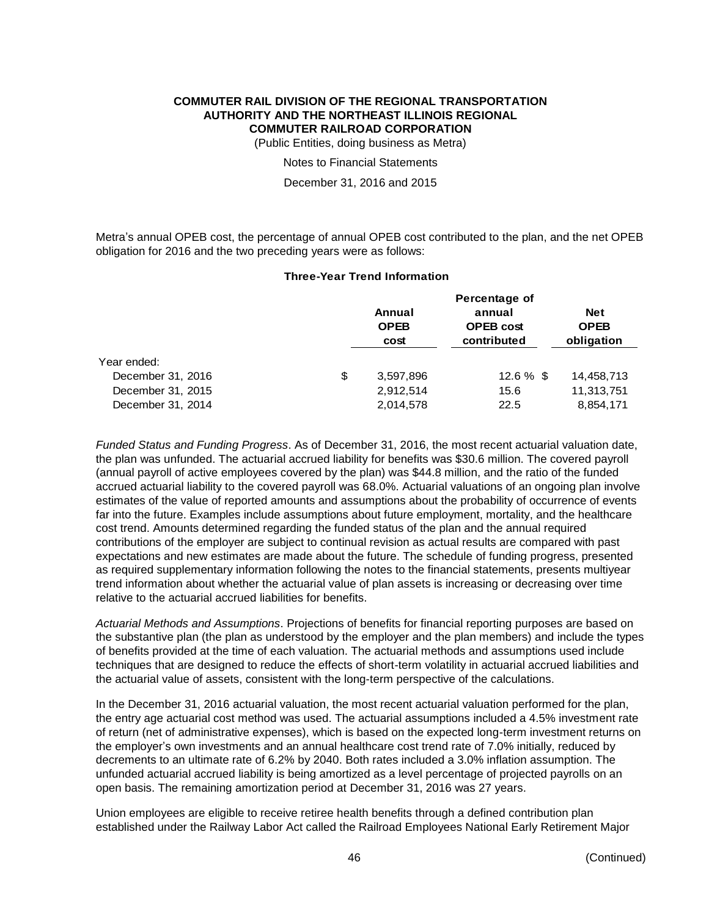Metra's annual OPEB cost, the percentage of annual OPEB cost contributed to the plan, and the net OPEB obligation for 2016 and the two preceding years were as follows:

**Three-Year Trend Information**

| | Annual OPEB cost | Percentage of annual OPEB cost contributed | Net OPEB obligation |
|---|---|---|---|
| Year ended: | | | |
| December 31, 2016 | $ 3,597,896 | 12.6 % | $ 14,458,713 |
| December 31, 2015 | 2,912,514 | 15.6 | 11,313,751 |
| December 31, 2014 | 2,014,578 | 22.5 | 8,854,171 |

*Funded Status and Funding Progress*. As of December 31, 2016, the most recent actuarial valuation date, the plan was unfunded. The actuarial accrued liability for benefits was $30.6 million. The covered payroll (annual payroll of active employees covered by the plan) was $44.8 million, and the ratio of the funded accrued actuarial liability to the covered payroll was 68.0%. Actuarial valuations of an ongoing plan involve estimates of the value of reported amounts and assumptions about the probability of occurrence of events far into the future. Examples include assumptions about future employment, mortality, and the healthcare cost trend. Amounts determined regarding the funded status of the plan and the annual required contributions of the employer are subject to continual revision as actual results are compared with past expectations and new estimates are made about the future. The schedule of funding progress, presented as required supplementary information following the notes to the financial statements, presents multiyear trend information about whether the actuarial value of plan assets is increasing or decreasing over time relative to the actuarial accrued liabilities for benefits.

*Actuarial Methods and Assumptions*. Projections of benefits for financial reporting purposes are based on the substantive plan (the plan as understood by the employer and the plan members) and include the types of benefits provided at the time of each valuation. The actuarial methods and assumptions used include techniques that are designed to reduce the effects of short-term volatility in actuarial accrued liabilities and the actuarial value of assets, consistent with the long-term perspective of the calculations.

In the December 31, 2016 actuarial valuation, the most recent actuarial valuation performed for the plan, the entry age actuarial cost method was used. The actuarial assumptions included a 4.5% investment rate of return (net of administrative expenses), which is based on the expected long-term investment returns on the employer's own investments and an annual healthcare cost trend rate of 7.0% initially, reduced by decrements to an ultimate rate of 6.2% by 2040. Both rates included a 3.0% inflation assumption. The unfunded actuarial accrued liability is being amortized as a level percentage of projected payrolls on an open basis. The remaining amortization period at December 31, 2016 was 27 years.

Union employees are eligible to receive retiree health benefits through a defined contribution plan established under the Railway Labor Act called the Railroad Employees National Early Retirement Major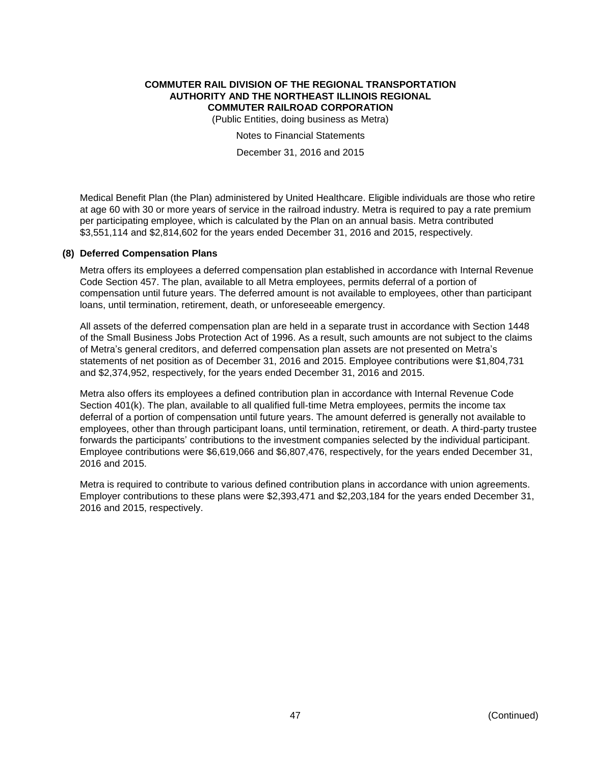Medical Benefit Plan (the Plan) administered by United Healthcare. Eligible individuals are those who retire at age 60 with 30 or more years of service in the railroad industry. Metra is required to pay a rate premium per participating employee, which is calculated by the Plan on an annual basis. Metra contributed $3,551,114 and $2,814,602 for the years ended December 31, 2016 and 2015, respectively.

## (8) Deferred Compensation Plans

Metra offers its employees a deferred compensation plan established in accordance with Internal Revenue Code Section 457. The plan, available to all Metra employees, permits deferral of a portion of compensation until future years. The deferred amount is not available to employees, other than participant loans, until termination, retirement, death, or unforeseeable emergency.

All assets of the deferred compensation plan are held in a separate trust in accordance with Section 1448 of the Small Business Jobs Protection Act of 1996. As a result, such amounts are not subject to the claims of Metra's general creditors, and deferred compensation plan assets are not presented on Metra's statements of net position as of December 31, 2016 and 2015. Employee contributions were $1,804,731 and $2,374,952, respectively, for the years ended December 31, 2016 and 2015.

Metra also offers its employees a defined contribution plan in accordance with Internal Revenue Code Section 401(k). The plan, available to all qualified full-time Metra employees, permits the income tax deferral of a portion of compensation until future years. The amount deferred is generally not available to employees, other than through participant loans, until termination, retirement, or death. A third-party trustee forwards the participants' contributions to the investment companies selected by the individual participant. Employee contributions were $6,619,066 and $6,807,476, respectively, for the years ended December 31, 2016 and 2015.

Metra is required to contribute to various defined contribution plans in accordance with union agreements. Employer contributions to these plans were $2,393,471 and $2,203,184 for the years ended December 31, 2016 and 2015, respectively.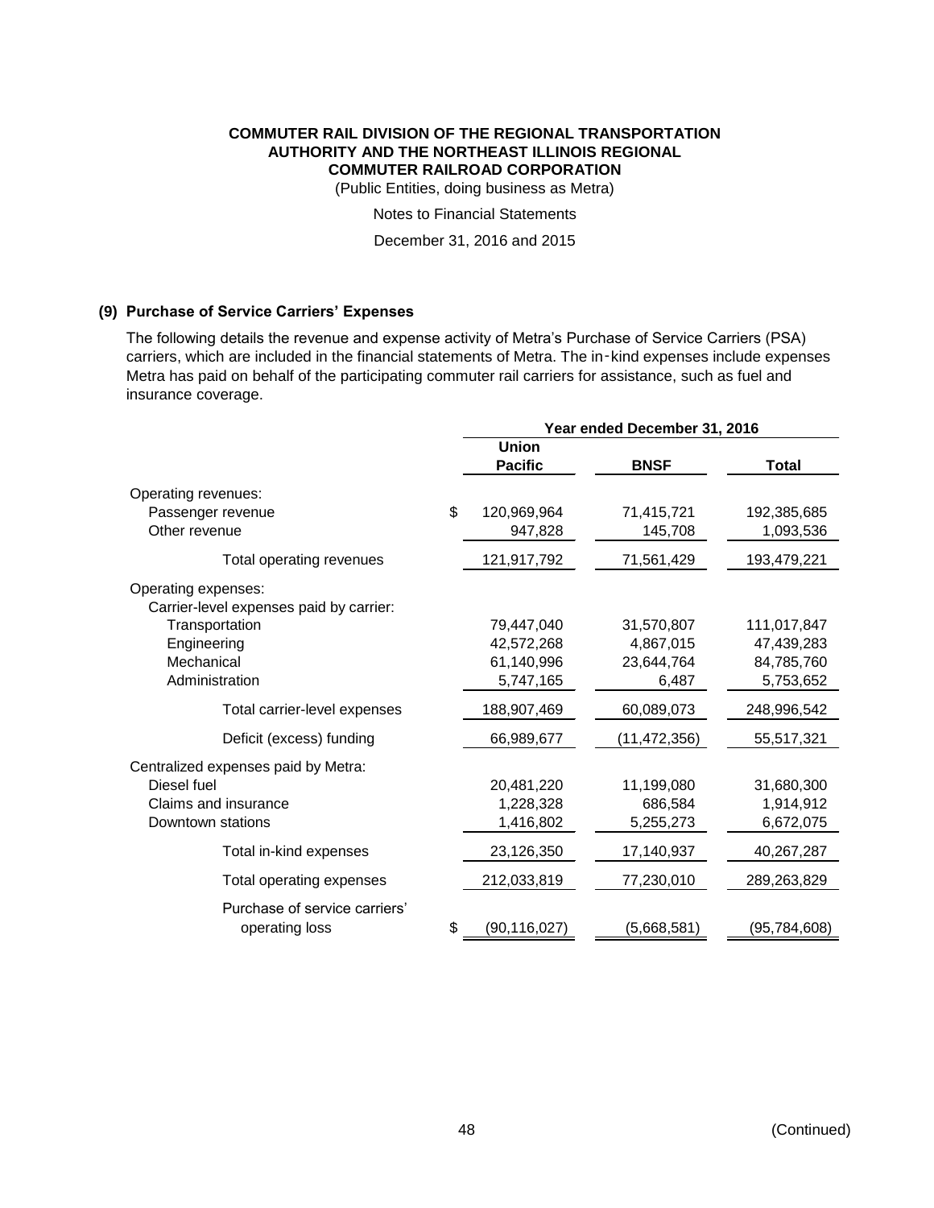**COMMUTER RAIL DIVISION OF THE REGIONAL TRANSPORTATION AUTHORITY AND THE NORTHEAST ILLINOIS REGIONAL COMMUTER RAILROAD CORPORATION**

(Public Entities, doing business as Metra)

Notes to Financial Statements

December 31, 2016 and 2015

### (9) Purchase of Service Carriers' Expenses

The following details the revenue and expense activity of Metra's Purchase of Service Carriers (PSA) carriers, which are included in the financial statements of Metra. The in-kind expenses include expenses Metra has paid on behalf of the participating commuter rail carriers for assistance, such as fuel and insurance coverage.

| | Year ended December 31, 2016 | | |
|---|---|---|---|
| | Union Pacific | BNSF | Total |
| Operating revenues: | | | |
| Passenger revenue | $ 120,969,964 | 71,415,721 | 192,385,685 |
| Other revenue | 947,828 | 145,708 | 1,093,536 |
| Total operating revenues | 121,917,792 | 71,561,429 | 193,479,221 |
| Operating expenses: | | | |
| Carrier-level expenses paid by carrier: | | | |
| Transportation | 79,447,040 | 31,570,807 | 111,017,847 |
| Engineering | 42,572,268 | 4,867,015 | 47,439,283 |
| Mechanical | 61,140,996 | 23,644,764 | 84,785,760 |
| Administration | 5,747,165 | 6,487 | 5,753,652 |
| Total carrier-level expenses | 188,907,469 | 60,089,073 | 248,996,542 |
| Deficit (excess) funding | 66,989,677 | (11,472,356) | 55,517,321 |
| Centralized expenses paid by Metra: | | | |
| Diesel fuel | 20,481,220 | 11,199,080 | 31,680,300 |
| Claims and insurance | 1,228,328 | 686,584 | 1,914,912 |
| Downtown stations | 1,416,802 | 5,255,273 | 6,672,075 |
| Total in-kind expenses | 23,126,350 | 17,140,937 | 40,267,287 |
| Total operating expenses | 212,033,819 | 77,230,010 | 289,263,829 |
| Purchase of service carriers' operating loss | $ (90,116,027) | (5,668,581) | (95,784,608) |

(Continued)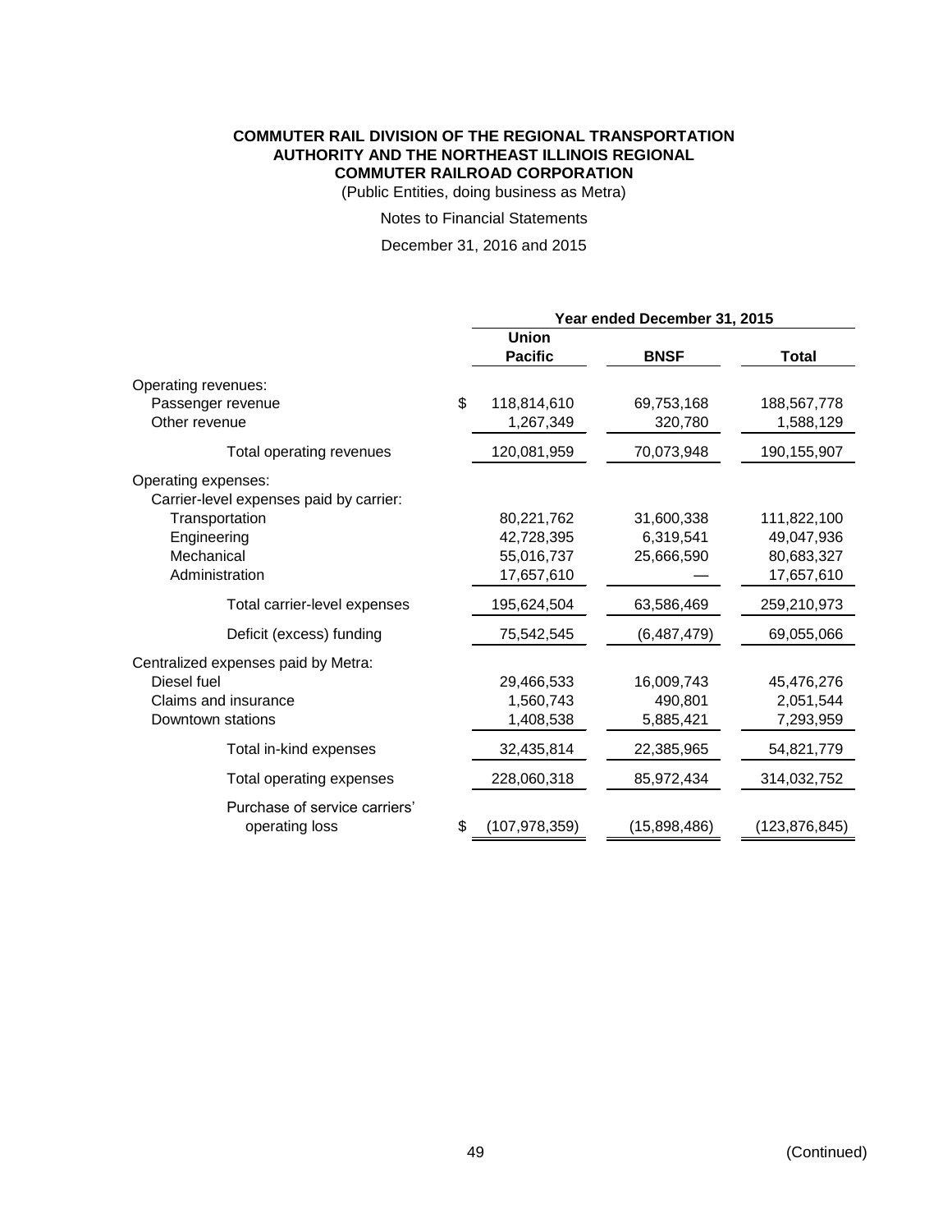**COMMUTER RAIL DIVISION OF THE REGIONAL TRANSPORTATION AUTHORITY AND THE NORTHEAST ILLINOIS REGIONAL COMMUTER RAILROAD CORPORATION**

(Public Entities, doing business as Metra)

Notes to Financial Statements

December 31, 2016 and 2015

| | Year ended December 31, 2015 | | |
|---|---|---|---|
| | Union Pacific | BNSF | Total |
| Operating revenues: | | | |
| Passenger revenue | $ 118,814,610 | 69,753,168 | 188,567,778 |
| Other revenue | 1,267,349 | 320,780 | 1,588,129 |
| Total operating revenues | 120,081,959 | 70,073,948 | 190,155,907 |
| Operating expenses: | | | |
| Carrier-level expenses paid by carrier: | | | |
| Transportation | 80,221,762 | 31,600,338 | 111,822,100 |
| Engineering | 42,728,395 | 6,319,541 | 49,047,936 |
| Mechanical | 55,016,737 | 25,666,590 | 80,683,327 |
| Administration | 17,657,610 | — | 17,657,610 |
| Total carrier-level expenses | 195,624,504 | 63,586,469 | 259,210,973 |
| Deficit (excess) funding | 75,542,545 | (6,487,479) | 69,055,066 |
| Centralized expenses paid by Metra: | | | |
| Diesel fuel | 29,466,533 | 16,009,743 | 45,476,276 |
| Claims and insurance | 1,560,743 | 490,801 | 2,051,544 |
| Downtown stations | 1,408,538 | 5,885,421 | 7,293,959 |
| Total in-kind expenses | 32,435,814 | 22,385,965 | 54,821,779 |
| Total operating expenses | 228,060,318 | 85,972,434 | 314,032,752 |
| Purchase of service carriers' operating loss | $ (107,978,359) | (15,898,486) | (123,876,845) |

(Continued)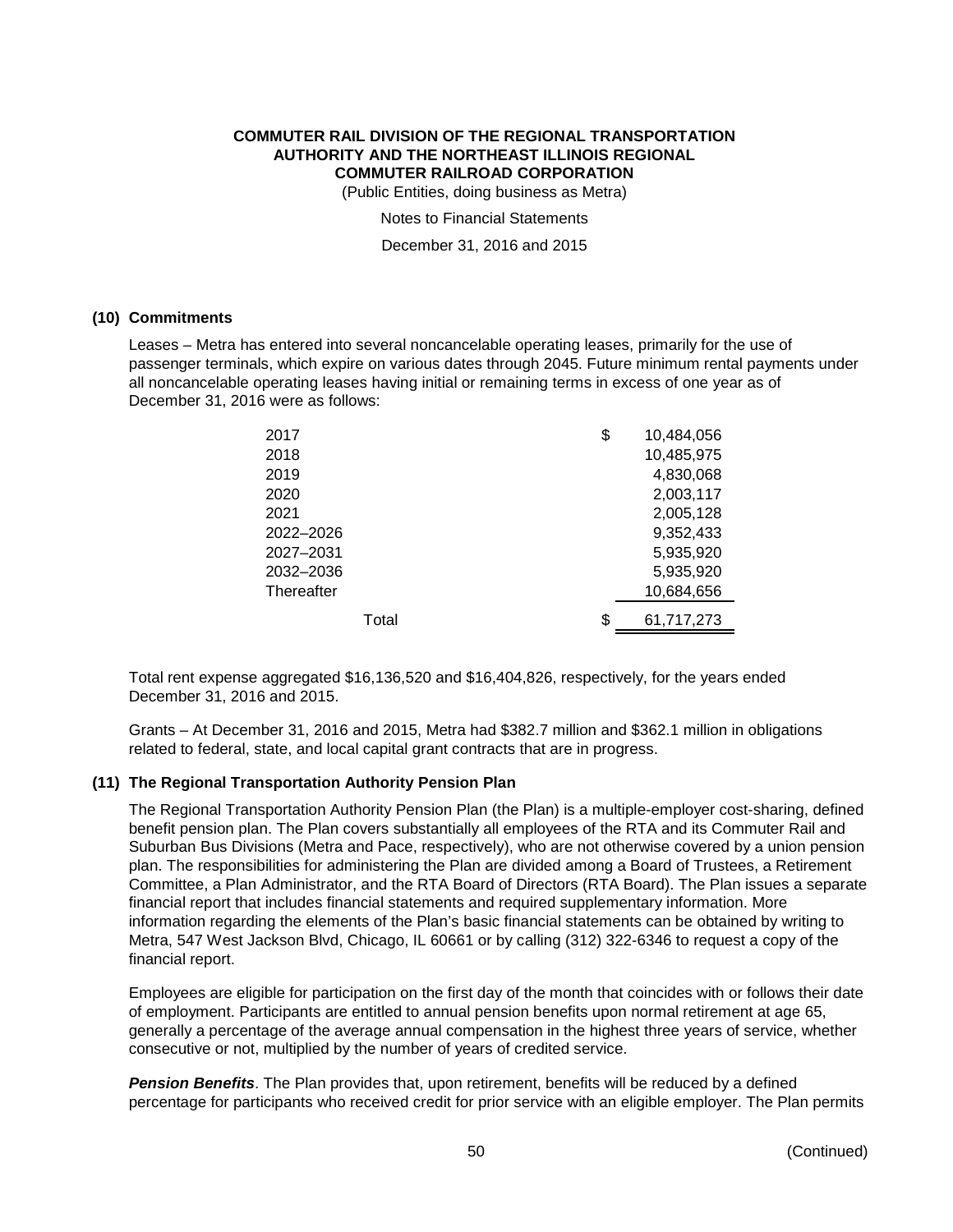### (10) Commitments

Leases – Metra has entered into several noncancelable operating leases, primarily for the use of passenger terminals, which expire on various dates through 2045. Future minimum rental payments under all noncancelable operating leases having initial or remaining terms in excess of one year as of December 31, 2016 were as follows:

| | |
|---|---|
| 2017 | $ 10,484,056 |
| 2018 | 10,485,975 |
| 2019 | 4,830,068 |
| 2020 | 2,003,117 |
| 2021 | 2,005,128 |
| 2022–2026 | 9,352,433 |
| 2027–2031 | 5,935,920 |
| 2032–2036 | 5,935,920 |
| Thereafter | 10,684,656 |
| Total | $ 61,717,273 |

Total rent expense aggregated $16,136,520 and $16,404,826, respectively, for the years ended December 31, 2016 and 2015.

Grants – At December 31, 2016 and 2015, Metra had $382.7 million and $362.1 million in obligations related to federal, state, and local capital grant contracts that are in progress.

### (11) The Regional Transportation Authority Pension Plan

The Regional Transportation Authority Pension Plan (the Plan) is a multiple-employer cost-sharing, defined benefit pension plan. The Plan covers substantially all employees of the RTA and its Commuter Rail and Suburban Bus Divisions (Metra and Pace, respectively), who are not otherwise covered by a union pension plan. The responsibilities for administering the Plan are divided among a Board of Trustees, a Retirement Committee, a Plan Administrator, and the RTA Board of Directors (RTA Board). The Plan issues a separate financial report that includes financial statements and required supplementary information. More information regarding the elements of the Plan's basic financial statements can be obtained by writing to Metra, 547 West Jackson Blvd, Chicago, IL 60661 or by calling (312) 322-6346 to request a copy of the financial report.

Employees are eligible for participation on the first day of the month that coincides with or follows their date of employment. Participants are entitled to annual pension benefits upon normal retirement at age 65, generally a percentage of the average annual compensation in the highest three years of service, whether consecutive or not, multiplied by the number of years of credited service.

***Pension Benefits***. The Plan provides that, upon retirement, benefits will be reduced by a defined percentage for participants who received credit for prior service with an eligible employer. The Plan permits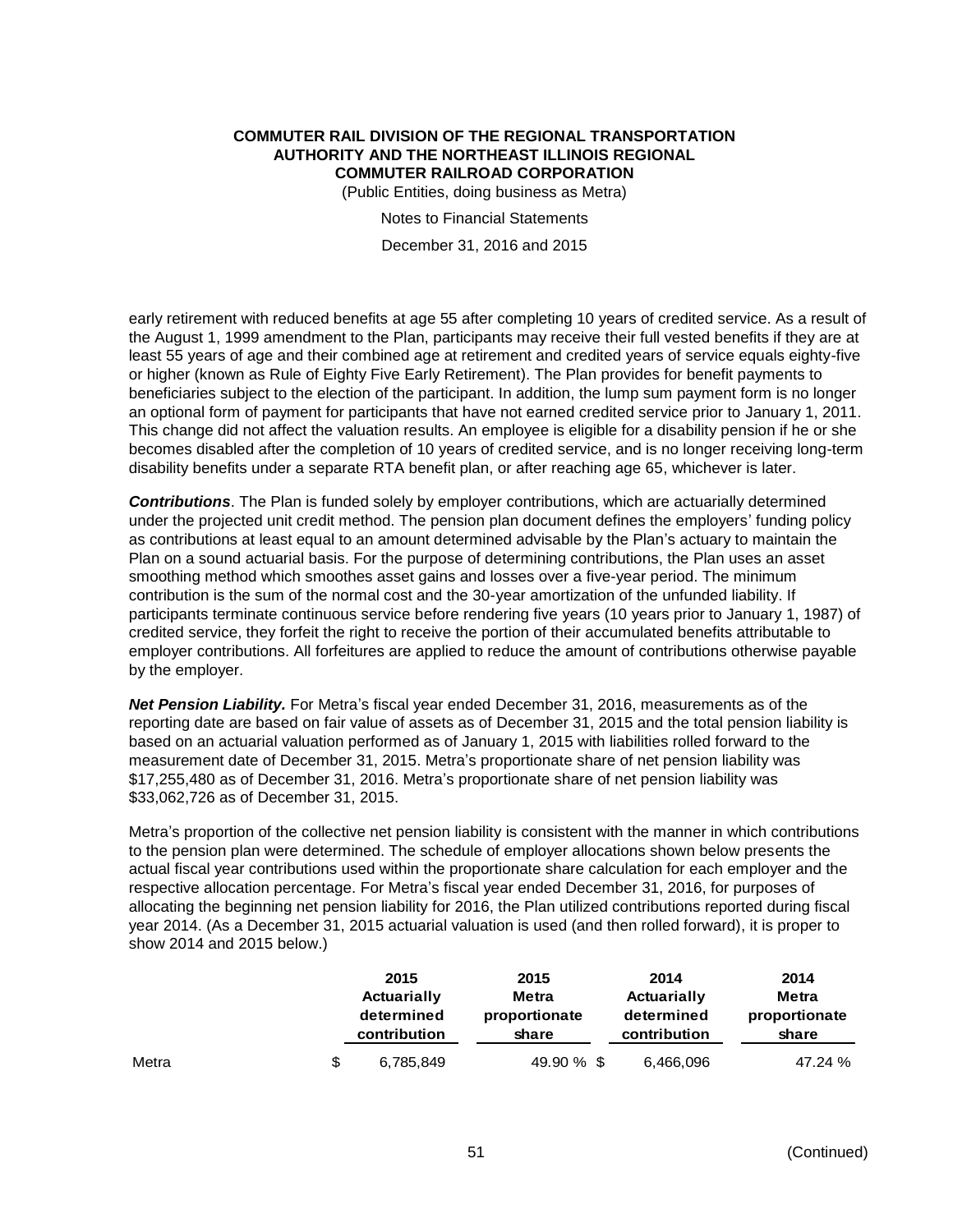early retirement with reduced benefits at age 55 after completing 10 years of credited service. As a result of the August 1, 1999 amendment to the Plan, participants may receive their full vested benefits if they are at least 55 years of age and their combined age at retirement and credited years of service equals eighty-five or higher (known as Rule of Eighty Five Early Retirement). The Plan provides for benefit payments to beneficiaries subject to the election of the participant. In addition, the lump sum payment form is no longer an optional form of payment for participants that have not earned credited service prior to January 1, 2011. This change did not affect the valuation results. An employee is eligible for a disability pension if he or she becomes disabled after the completion of 10 years of credited service, and is no longer receiving long-term disability benefits under a separate RTA benefit plan, or after reaching age 65, whichever is later.

***Contributions***. The Plan is funded solely by employer contributions, which are actuarially determined under the projected unit credit method. The pension plan document defines the employers' funding policy as contributions at least equal to an amount determined advisable by the Plan's actuary to maintain the Plan on a sound actuarial basis. For the purpose of determining contributions, the Plan uses an asset smoothing method which smoothes asset gains and losses over a five-year period. The minimum contribution is the sum of the normal cost and the 30-year amortization of the unfunded liability. If participants terminate continuous service before rendering five years (10 years prior to January 1, 1987) of credited service, they forfeit the right to receive the portion of their accumulated benefits attributable to employer contributions. All forfeitures are applied to reduce the amount of contributions otherwise payable by the employer.

***Net Pension Liability.*** For Metra's fiscal year ended December 31, 2016, measurements as of the reporting date are based on fair value of assets as of December 31, 2015 and the total pension liability is based on an actuarial valuation performed as of January 1, 2015 with liabilities rolled forward to the measurement date of December 31, 2015. Metra's proportionate share of net pension liability was \$17,255,480 as of December 31, 2016. Metra's proportionate share of net pension liability was \$33,062,726 as of December 31, 2015.

Metra's proportion of the collective net pension liability is consistent with the manner in which contributions to the pension plan were determined. The schedule of employer allocations shown below presents the actual fiscal year contributions used within the proportionate share calculation for each employer and the respective allocation percentage. For Metra's fiscal year ended December 31, 2016, for purposes of allocating the beginning net pension liability for 2016, the Plan utilized contributions reported during fiscal year 2014. (As a December 31, 2015 actuarial valuation is used (and then rolled forward), it is proper to show 2014 and 2015 below.)

| | 2015 Actuarially determined contribution | 2015 Metra proportionate share | 2014 Actuarially determined contribution | 2014 Metra proportionate share |
|---|---|---|---|---|
| Metra | \$ 6,785,849 | 49.90 % | \$ 6,466,096 | 47.24 % |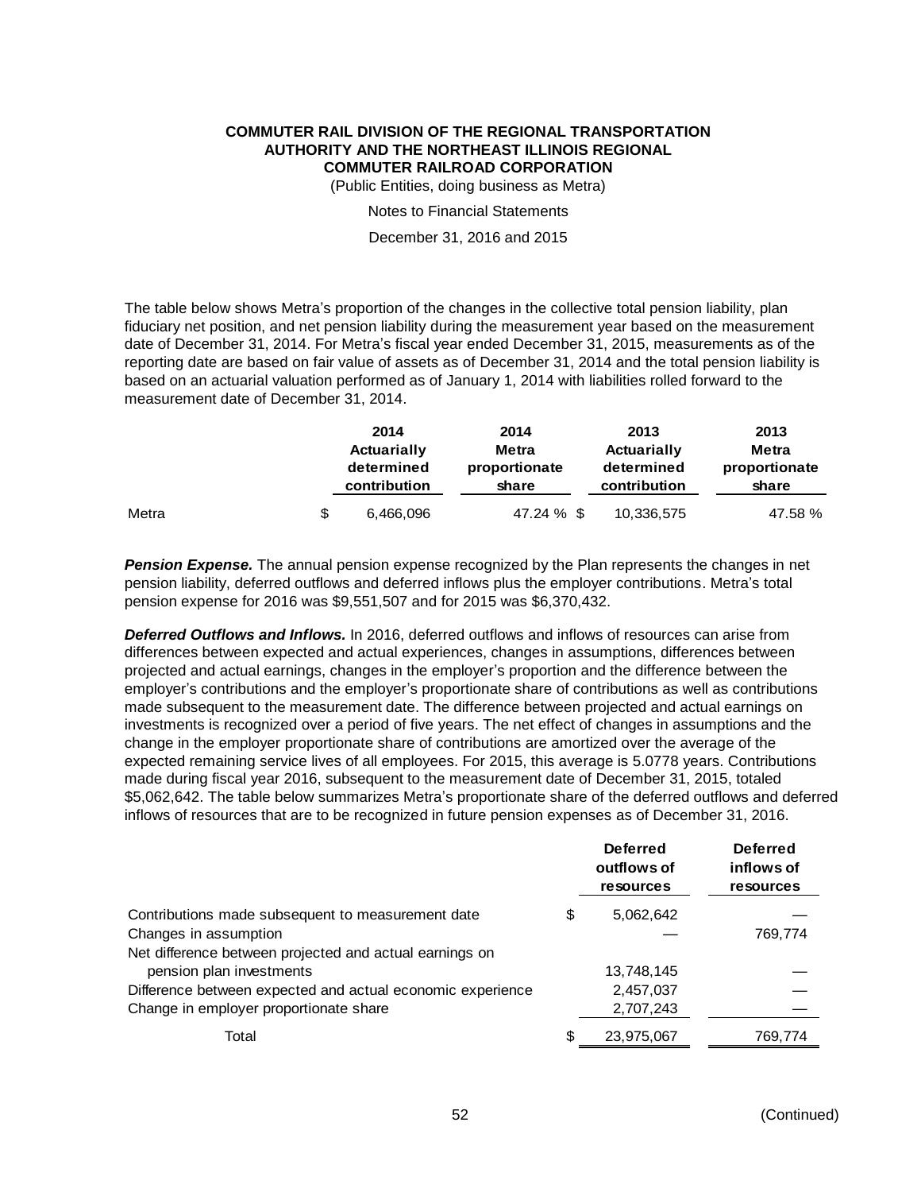The table below shows Metra's proportion of the changes in the collective total pension liability, plan fiduciary net position, and net pension liability during the measurement year based on the measurement date of December 31, 2014. For Metra's fiscal year ended December 31, 2015, measurements as of the reporting date are based on fair value of assets as of December 31, 2014 and the total pension liability is based on an actuarial valuation performed as of January 1, 2014 with liabilities rolled forward to the measurement date of December 31, 2014.

| | 2014 Actuarially determined contribution | 2014 Metra proportionate share | 2013 Actuarially determined contribution | 2013 Metra proportionate share |
|---|---|---|---|---|
| Metra | $ 6,466,096 | 47.24 % | $ 10,336,575 | 47.58 % |

***Pension Expense.*** The annual pension expense recognized by the Plan represents the changes in net pension liability, deferred outflows and deferred inflows plus the employer contributions. Metra's total pension expense for 2016 was $9,551,507 and for 2015 was $6,370,432.

***Deferred Outflows and Inflows.*** In 2016, deferred outflows and inflows of resources can arise from differences between expected and actual experiences, changes in assumptions, differences between projected and actual earnings, changes in the employer's proportion and the difference between the employer's contributions and the employer's proportionate share of contributions as well as contributions made subsequent to the measurement date. The difference between projected and actual earnings on investments is recognized over a period of five years. The net effect of changes in assumptions and the change in the employer proportionate share of contributions are amortized over the average of the expected remaining service lives of all employees. For 2015, this average is 5.0778 years. Contributions made during fiscal year 2016, subsequent to the measurement date of December 31, 2015, totaled $5,062,642. The table below summarizes Metra's proportionate share of the deferred outflows and deferred inflows of resources that are to be recognized in future pension expenses as of December 31, 2016.

| | Deferred outflows of resources | Deferred inflows of resources |
|---|---|---|
| Contributions made subsequent to measurement date | $ 5,062,642 | — |
| Changes in assumption | — | 769,774 |
| Net difference between projected and actual earnings on pension plan investments | 13,748,145 | — |
| Difference between expected and actual economic experience | 2,457,037 | — |
| Change in employer proportionate share | 2,707,243 | — |
| Total | $ 23,975,067 | 769,774 |

(Continued)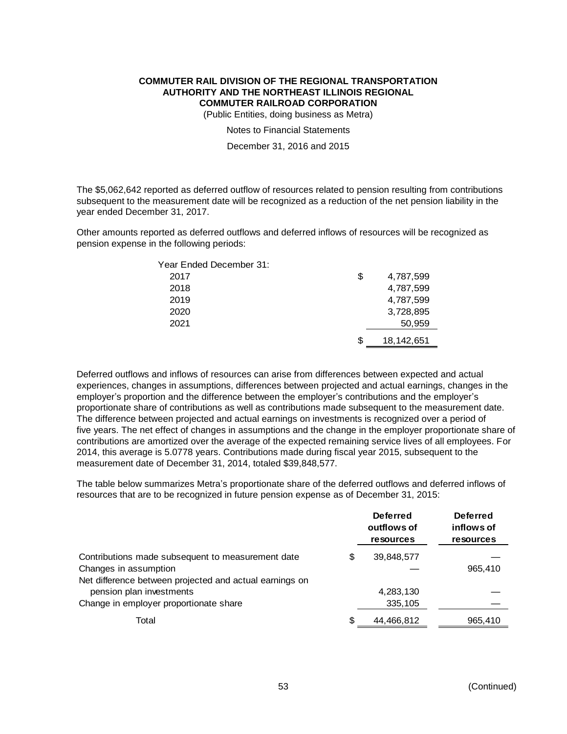The $5,062,642 reported as deferred outflow of resources related to pension resulting from contributions subsequent to the measurement date will be recognized as a reduction of the net pension liability in the year ended December 31, 2017.

Other amounts reported as deferred outflows and deferred inflows of resources will be recognized as pension expense in the following periods:

| Year Ended December 31: | |
|---|---|
| 2017 | $ 4,787,599 |
| 2018 | 4,787,599 |
| 2019 | 4,787,599 |
| 2020 | 3,728,895 |
| 2021 | 50,959 |
| | $ 18,142,651 |

Deferred outflows and inflows of resources can arise from differences between expected and actual experiences, changes in assumptions, differences between projected and actual earnings, changes in the employer's proportion and the difference between the employer's contributions and the employer's proportionate share of contributions as well as contributions made subsequent to the measurement date. The difference between projected and actual earnings on investments is recognized over a period of five years. The net effect of changes in assumptions and the change in the employer proportionate share of contributions are amortized over the average of the expected remaining service lives of all employees. For 2014, this average is 5.0778 years. Contributions made during fiscal year 2015, subsequent to the measurement date of December 31, 2014, totaled $39,848,577.

The table below summarizes Metra's proportionate share of the deferred outflows and deferred inflows of resources that are to be recognized in future pension expense as of December 31, 2015:

| | Deferred outflows of resources | Deferred inflows of resources |
|---|---|---|
| Contributions made subsequent to measurement date | $ 39,848,577 | — |
| Changes in assumption | — | 965,410 |
| Net difference between projected and actual earnings on pension plan investments | 4,283,130 | — |
| Change in employer proportionate share | 335,105 | — |
| Total | $ 44,466,812 | 965,410 |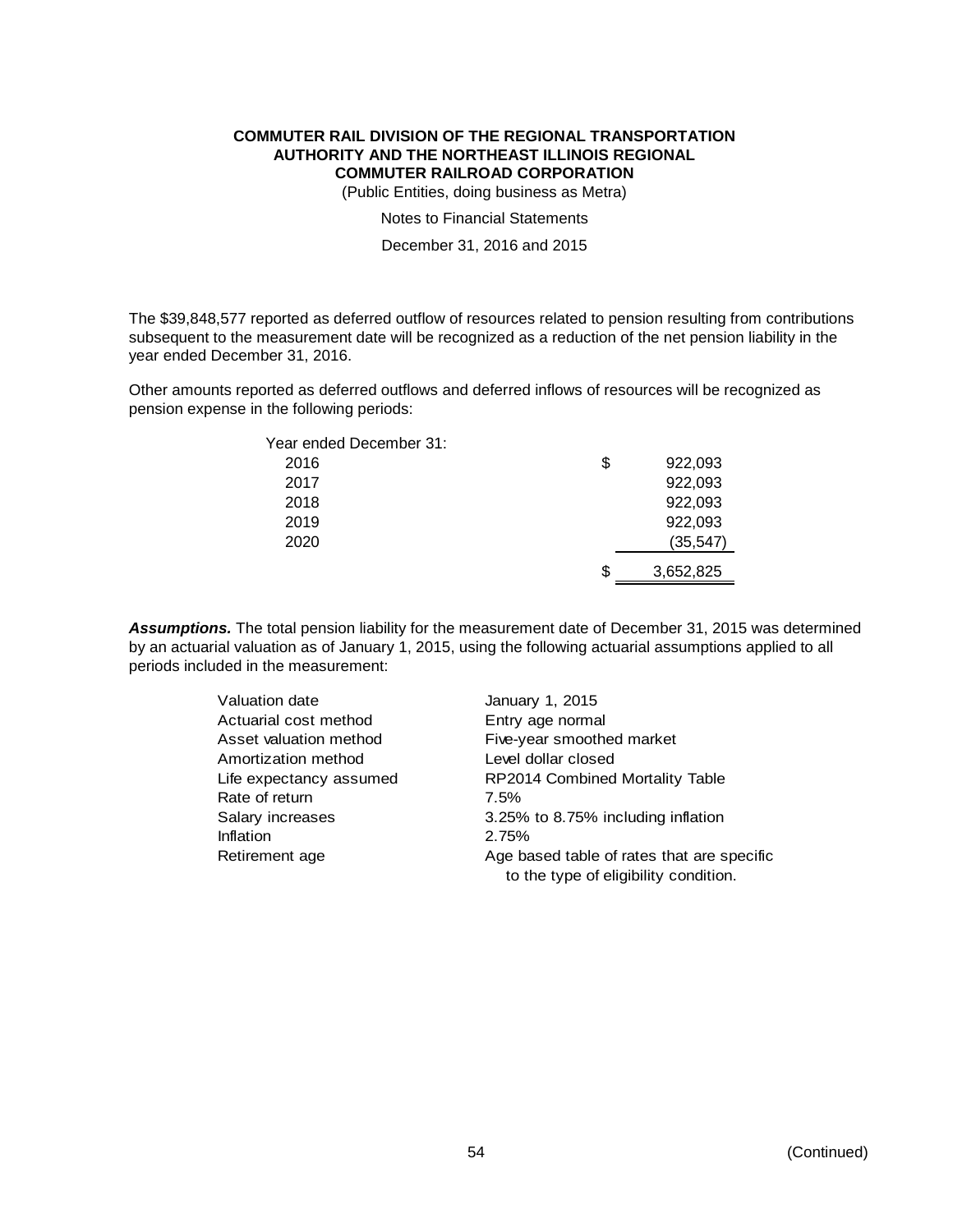The $39,848,577 reported as deferred outflow of resources related to pension resulting from contributions subsequent to the measurement date will be recognized as a reduction of the net pension liability in the year ended December 31, 2016.

Other amounts reported as deferred outflows and deferred inflows of resources will be recognized as pension expense in the following periods:

| Year ended December 31: | |
|---|---|
| 2016 | $ 922,093 |
| 2017 | 922,093 |
| 2018 | 922,093 |
| 2019 | 922,093 |
| 2020 | (35,547) |
| | $ 3,652,825 |

***Assumptions.*** The total pension liability for the measurement date of December 31, 2015 was determined by an actuarial valuation as of January 1, 2015, using the following actuarial assumptions applied to all periods included in the measurement:

| | |
|---|---|
| Valuation date | January 1, 2015 |
| Actuarial cost method | Entry age normal |
| Asset valuation method | Five-year smoothed market |
| Amortization method | Level dollar closed |
| Life expectancy assumed | RP2014 Combined Mortality Table |
| Rate of return | 7.5% |
| Salary increases | 3.25% to 8.75% including inflation |
| Inflation | 2.75% |
| Retirement age | Age based table of rates that are specific to the type of eligibility condition. |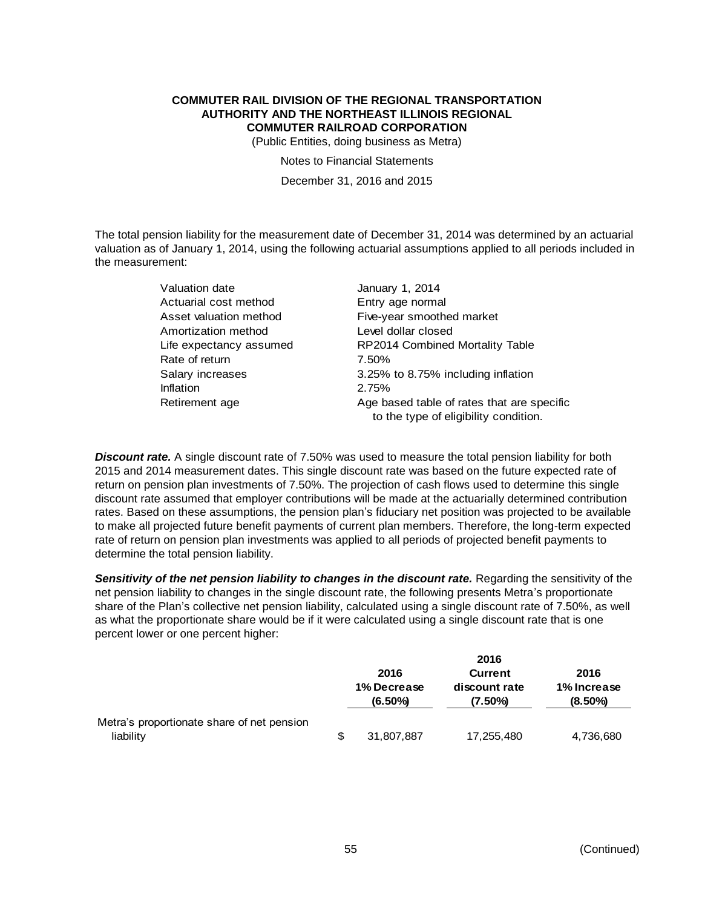The total pension liability for the measurement date of December 31, 2014 was determined by an actuarial valuation as of January 1, 2014, using the following actuarial assumptions applied to all periods included in the measurement:

| | |
|---|---|
| Valuation date | January 1, 2014 |
| Actuarial cost method | Entry age normal |
| Asset valuation method | Five-year smoothed market |
| Amortization method | Level dollar closed |
| Life expectancy assumed | RP2014 Combined Mortality Table |
| Rate of return | 7.50% |
| Salary increases | 3.25% to 8.75% including inflation |
| Inflation | 2.75% |
| Retirement age | Age based table of rates that are specific to the type of eligibility condition. |

***Discount rate.*** A single discount rate of 7.50% was used to measure the total pension liability for both 2015 and 2014 measurement dates. This single discount rate was based on the future expected rate of return on pension plan investments of 7.50%. The projection of cash flows used to determine this single discount rate assumed that employer contributions will be made at the actuarially determined contribution rates. Based on these assumptions, the pension plan's fiduciary net position was projected to be available to make all projected future benefit payments of current plan members. Therefore, the long-term expected rate of return on pension plan investments was applied to all periods of projected benefit payments to determine the total pension liability.

***Sensitivity of the net pension liability to changes in the discount rate.*** Regarding the sensitivity of the net pension liability to changes in the single discount rate, the following presents Metra's proportionate share of the Plan's collective net pension liability, calculated using a single discount rate of 7.50%, as well as what the proportionate share would be if it were calculated using a single discount rate that is one percent lower or one percent higher:

| | 2016 1% Decrease (6.50%) | 2016 Current discount rate (7.50%) | 2016 1% Increase (8.50%) |
|---|---|---|---|
| Metra's proportionate share of net pension liability | $ 31,807,887 | 17,255,480 | 4,736,680 |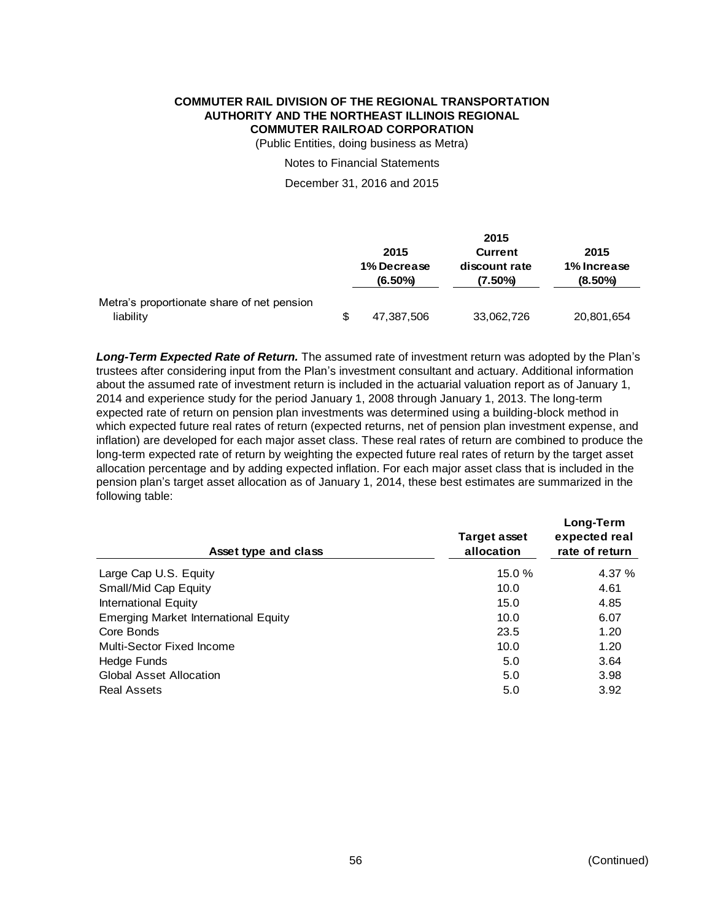|  | 2015 1% Decrease (6.50%) | 2015 Current discount rate (7.50%) | 2015 1% Increase (8.50%) |
|---|---|---|---|
| Metra's proportionate share of net pension liability | $ 47,387,506 | 33,062,726 | 20,801,654 |

***Long-Term Expected Rate of Return.*** The assumed rate of investment return was adopted by the Plan's trustees after considering input from the Plan's investment consultant and actuary. Additional information about the assumed rate of investment return is included in the actuarial valuation report as of January 1, 2014 and experience study for the period January 1, 2008 through January 1, 2013. The long-term expected rate of return on pension plan investments was determined using a building-block method in which expected future real rates of return (expected returns, net of pension plan investment expense, and inflation) are developed for each major asset class. These real rates of return are combined to produce the long-term expected rate of return by weighting the expected future real rates of return by the target asset allocation percentage and by adding expected inflation. For each major asset class that is included in the pension plan's target asset allocation as of January 1, 2014, these best estimates are summarized in the following table:

| Asset type and class | Target asset allocation | Long-Term expected real rate of return |
|---|---|---|
| Large Cap U.S. Equity | 15.0 % | 4.37 % |
| Small/Mid Cap Equity | 10.0 | 4.61 |
| International Equity | 15.0 | 4.85 |
| Emerging Market International Equity | 10.0 | 6.07 |
| Core Bonds | 23.5 | 1.20 |
| Multi-Sector Fixed Income | 10.0 | 1.20 |
| Hedge Funds | 5.0 | 3.64 |
| Global Asset Allocation | 5.0 | 3.98 |
| Real Assets | 5.0 | 3.92 |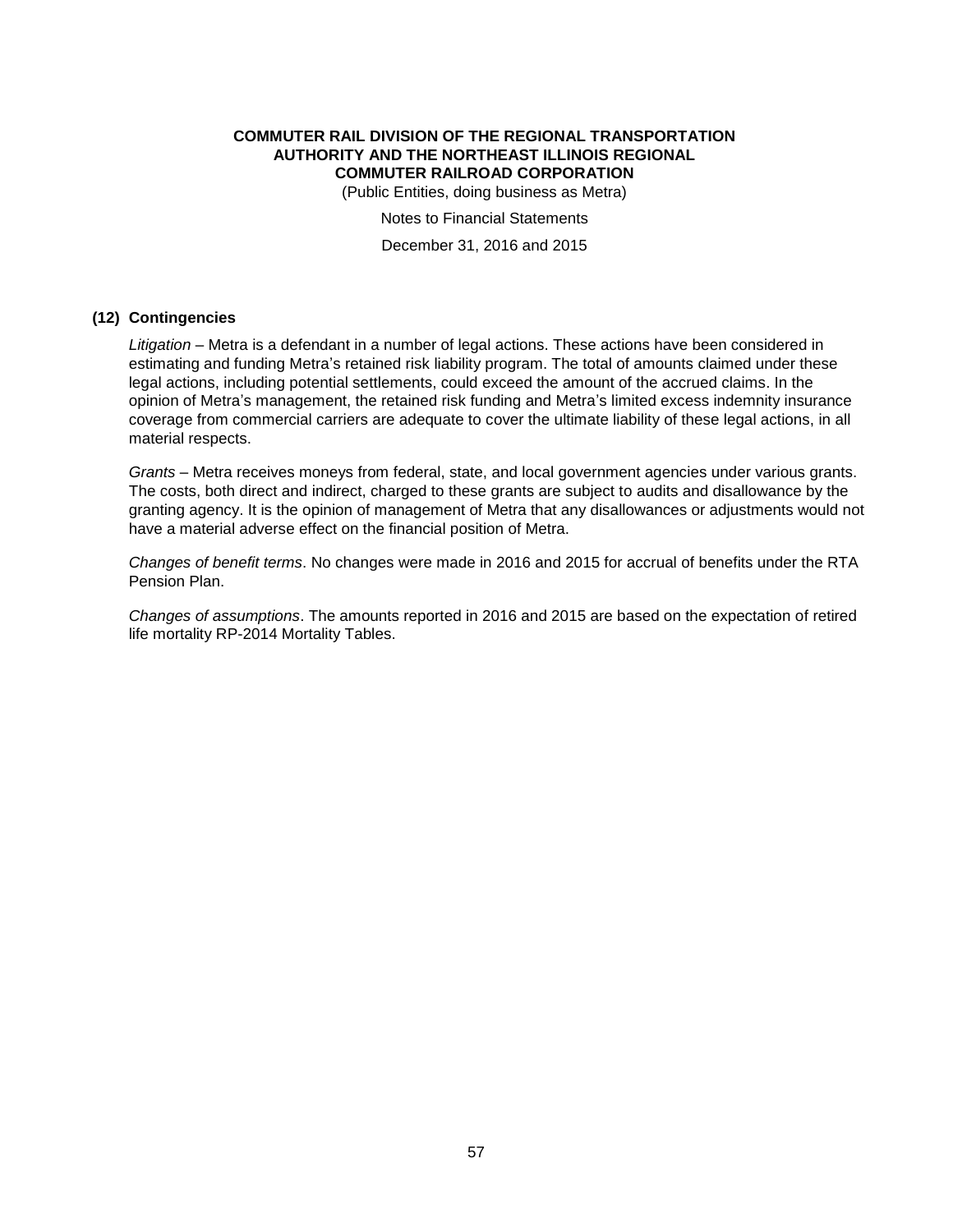## (12) Contingencies

*Litigation* – Metra is a defendant in a number of legal actions. These actions have been considered in estimating and funding Metra's retained risk liability program. The total of amounts claimed under these legal actions, including potential settlements, could exceed the amount of the accrued claims. In the opinion of Metra's management, the retained risk funding and Metra's limited excess indemnity insurance coverage from commercial carriers are adequate to cover the ultimate liability of these legal actions, in all material respects.

*Grants* – Metra receives moneys from federal, state, and local government agencies under various grants. The costs, both direct and indirect, charged to these grants are subject to audits and disallowance by the granting agency. It is the opinion of management of Metra that any disallowances or adjustments would not have a material adverse effect on the financial position of Metra.

*Changes of benefit terms*. No changes were made in 2016 and 2015 for accrual of benefits under the RTA Pension Plan.

*Changes of assumptions*. The amounts reported in 2016 and 2015 are based on the expectation of retired life mortality RP-2014 Mortality Tables.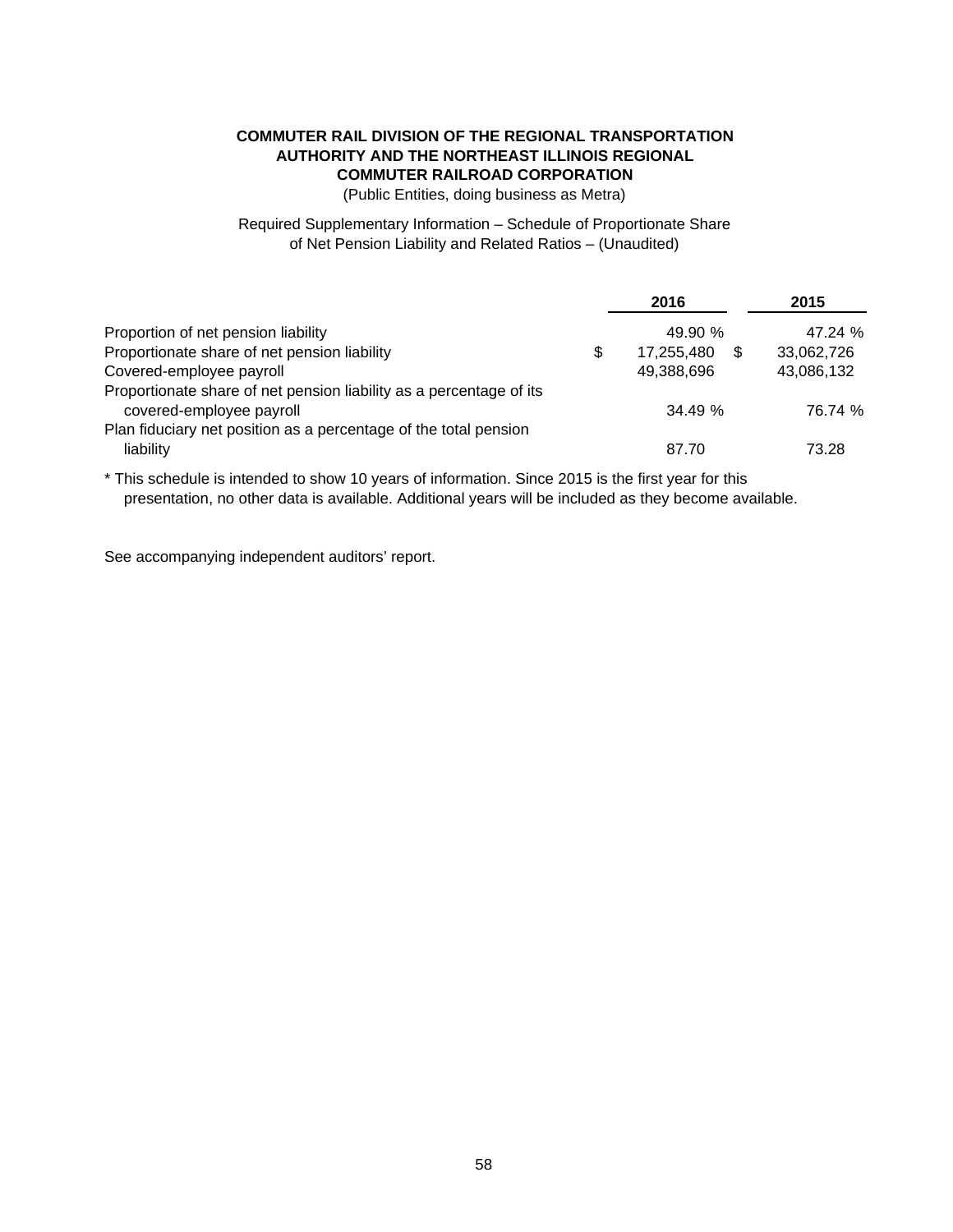**COMMUTER RAIL DIVISION OF THE REGIONAL TRANSPORTATION AUTHORITY AND THE NORTHEAST ILLINOIS REGIONAL COMMUTER RAILROAD CORPORATION**

(Public Entities, doing business as Metra)

Required Supplementary Information – Schedule of Proportionate Share of Net Pension Liability and Related Ratios – (Unaudited)

| | 2016 | 2015 |
|---|---|---|
| Proportion of net pension liability | 49.90 % | 47.24 % |
| Proportionate share of net pension liability | $ 17,255,480 | $ 33,062,726 |
| Covered-employee payroll | 49,388,696 | 43,086,132 |
| Proportionate share of net pension liability as a percentage of its covered-employee payroll | 34.49 % | 76.74 % |
| Plan fiduciary net position as a percentage of the total pension liability | 87.70 | 73.28 |

* This schedule is intended to show 10 years of information. Since 2015 is the first year for this presentation, no other data is available. Additional years will be included as they become available.

See accompanying independent auditors' report.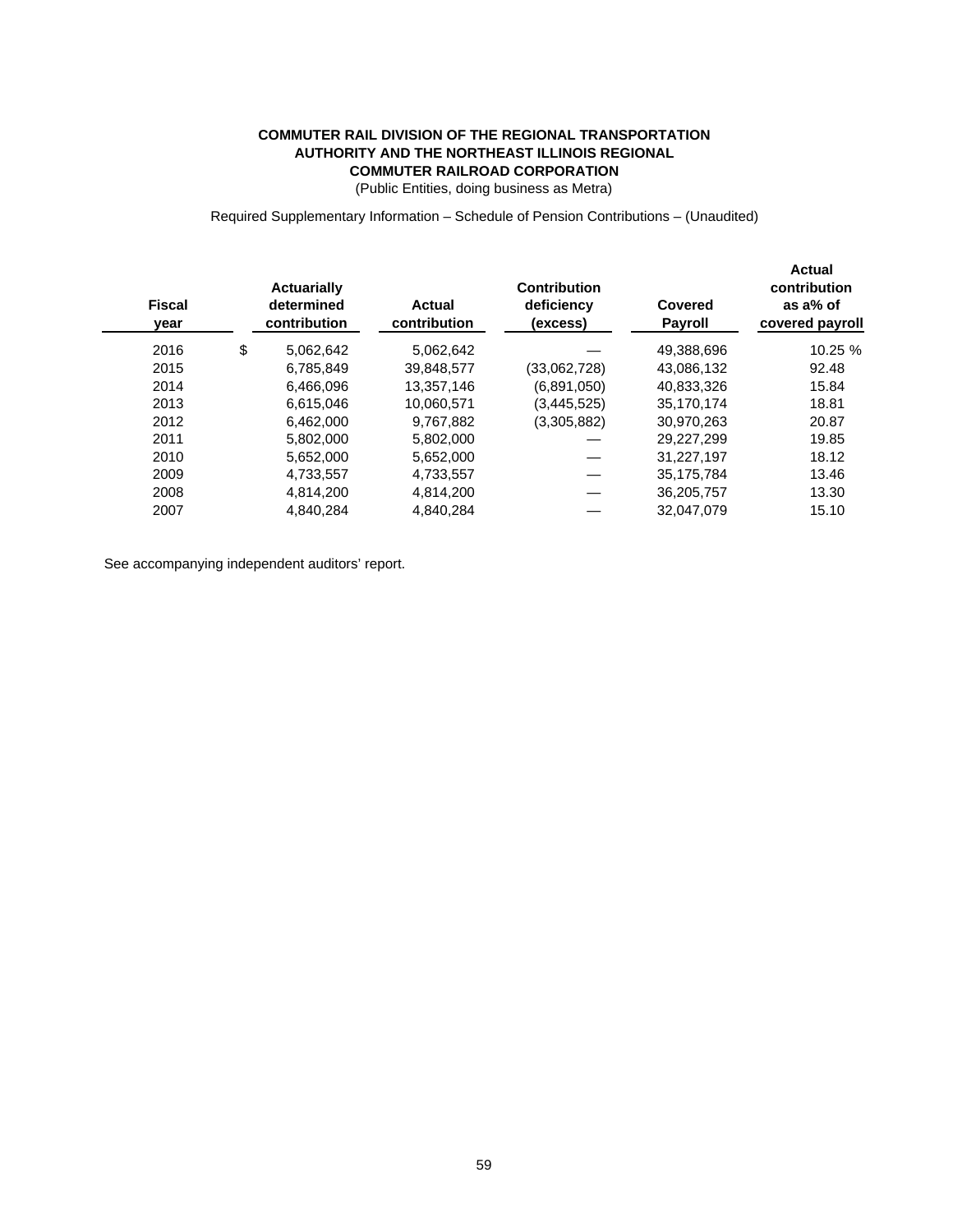**COMMUTER RAIL DIVISION OF THE REGIONAL TRANSPORTATION AUTHORITY AND THE NORTHEAST ILLINOIS REGIONAL COMMUTER RAILROAD CORPORATION**

(Public Entities, doing business as Metra)

Required Supplementary Information – Schedule of Pension Contributions – (Unaudited)

| Fiscal year | Actuarially determined contribution | Actual contribution | Contribution deficiency (excess) | Covered Payroll | Actual contribution as a% of covered payroll |
|---|---|---|---|---|---|
| 2016 | $ 5,062,642 | 5,062,642 | — | 49,388,696 | 10.25 % |
| 2015 | 6,785,849 | 39,848,577 | (33,062,728) | 43,086,132 | 92.48 |
| 2014 | 6,466,096 | 13,357,146 | (6,891,050) | 40,833,326 | 15.84 |
| 2013 | 6,615,046 | 10,060,571 | (3,445,525) | 35,170,174 | 18.81 |
| 2012 | 6,462,000 | 9,767,882 | (3,305,882) | 30,970,263 | 20.87 |
| 2011 | 5,802,000 | 5,802,000 | — | 29,227,299 | 19.85 |
| 2010 | 5,652,000 | 5,652,000 | — | 31,227,197 | 18.12 |
| 2009 | 4,733,557 | 4,733,557 | — | 35,175,784 | 13.46 |
| 2008 | 4,814,200 | 4,814,200 | — | 36,205,757 | 13.30 |
| 2007 | 4,840,284 | 4,840,284 | — | 32,047,079 | 15.10 |

See accompanying independent auditors' report.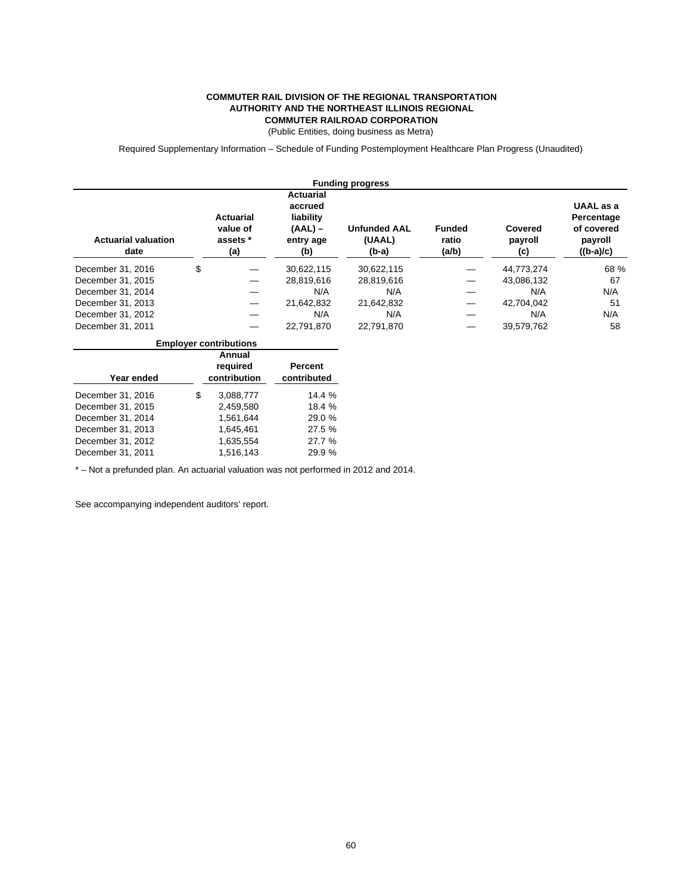**COMMUTER RAIL DIVISION OF THE REGIONAL TRANSPORTATION AUTHORITY AND THE NORTHEAST ILLINOIS REGIONAL COMMUTER RAILROAD CORPORATION**

(Public Entities, doing business as Metra)

Required Supplementary Information – Schedule of Funding Postemployment Healthcare Plan Progress (Unaudited)

**Funding progress**

| Actuarial valuation date | Actuarial value of assets * (a) | Actuarial accrued liability (AAL) – entry age (b) | Unfunded AAL (UAAL) (b-a) | Funded ratio (a/b) | Covered payroll (c) | UAAL as a Percentage of covered payroll ((b-a)/c) |
|---|---|---|---|---|---|---|
| December 31, 2016 | $ — | 30,622,115 | 30,622,115 | — | 44,773,274 | 68 % |
| December 31, 2015 | — | 28,819,616 | 28,819,616 | — | 43,086,132 | 67 |
| December 31, 2014 | — | N/A | N/A | — | N/A | N/A |
| December 31, 2013 | — | 21,642,832 | 21,642,832 | — | 42,704,042 | 51 |
| December 31, 2012 | — | N/A | N/A | — | N/A | N/A |
| December 31, 2011 | — | 22,791,870 | 22,791,870 | — | 39,579,762 | 58 |

**Employer contributions**

| Year ended | Annual required contribution | Percent contributed |
|---|---|---|
| December 31, 2016 | $ 3,088,777 | 14.4 % |
| December 31, 2015 | 2,459,580 | 18.4 % |
| December 31, 2014 | 1,561,644 | 29.0 % |
| December 31, 2013 | 1,645,461 | 27.5 % |
| December 31, 2012 | 1,635,554 | 27.7 % |
| December 31, 2011 | 1,516,143 | 29.9 % |

* – Not a prefunded plan. An actuarial valuation was not performed in 2012 and 2014.

See accompanying independent auditors' report.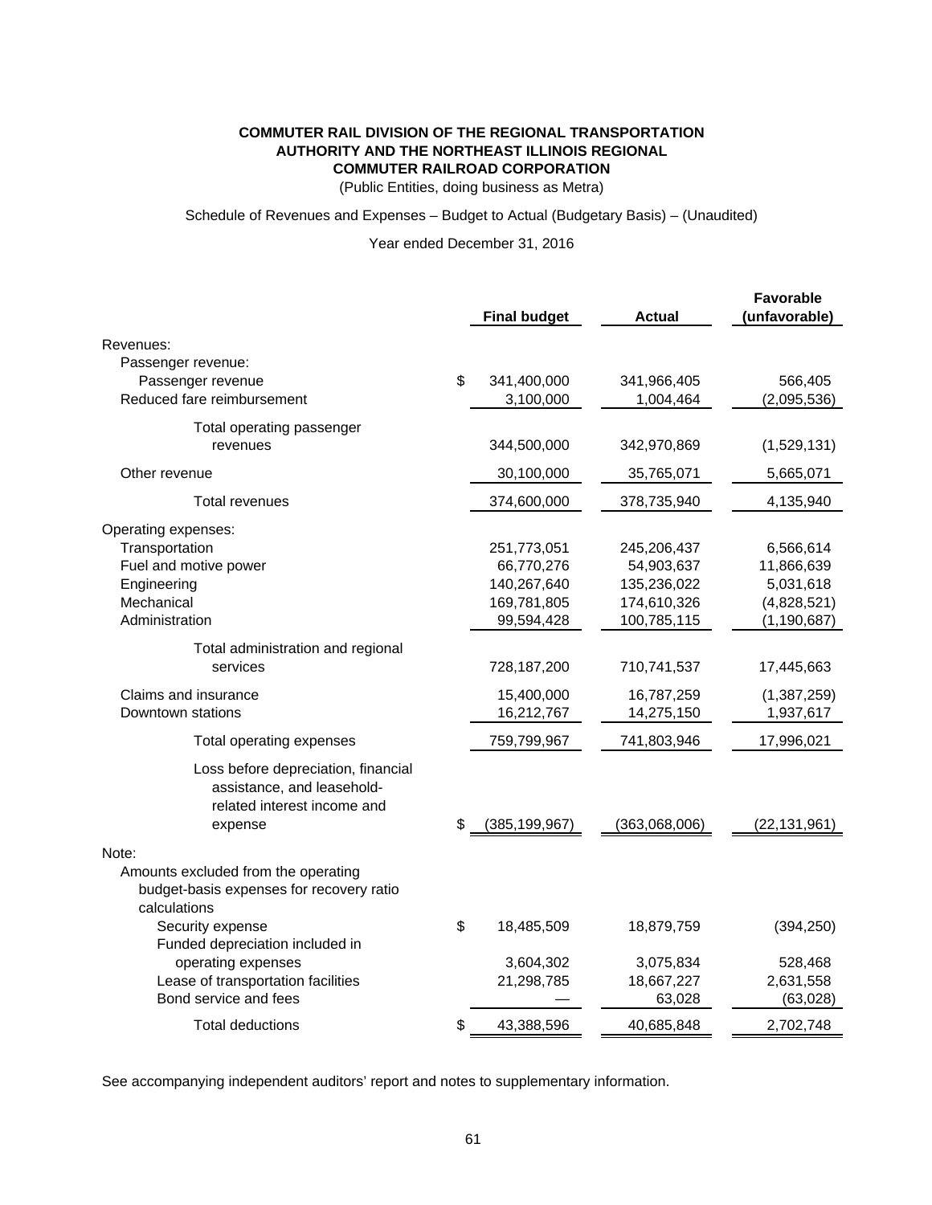**COMMUTER RAIL DIVISION OF THE REGIONAL TRANSPORTATION AUTHORITY AND THE NORTHEAST ILLINOIS REGIONAL COMMUTER RAILROAD CORPORATION**

(Public Entities, doing business as Metra)

Schedule of Revenues and Expenses – Budget to Actual (Budgetary Basis) – (Unaudited)

Year ended December 31, 2016

| | Final budget | Actual | Favorable (unfavorable) |
|---|---|---|---|
| Revenues: | | | |
| Passenger revenue: | | | |
| Passenger revenue | $ 341,400,000 | 341,966,405 | 566,405 |
| Reduced fare reimbursement | 3,100,000 | 1,004,464 | (2,095,536) |
| Total operating passenger revenues | 344,500,000 | 342,970,869 | (1,529,131) |
| Other revenue | 30,100,000 | 35,765,071 | 5,665,071 |
| Total revenues | 374,600,000 | 378,735,940 | 4,135,940 |
| Operating expenses: | | | |
| Transportation | 251,773,051 | 245,206,437 | 6,566,614 |
| Fuel and motive power | 66,770,276 | 54,903,637 | 11,866,639 |
| Engineering | 140,267,640 | 135,236,022 | 5,031,618 |
| Mechanical | 169,781,805 | 174,610,326 | (4,828,521) |
| Administration | 99,594,428 | 100,785,115 | (1,190,687) |
| Total administration and regional services | 728,187,200 | 710,741,537 | 17,445,663 |
| Claims and insurance | 15,400,000 | 16,787,259 | (1,387,259) |
| Downtown stations | 16,212,767 | 14,275,150 | 1,937,617 |
| Total operating expenses | 759,799,967 | 741,803,946 | 17,996,021 |
| Loss before depreciation, financial assistance, and leasehold-related interest income and expense | $ (385,199,967) | (363,068,006) | (22,131,961) |
| Note: | | | |
| Amounts excluded from the operating budget-basis expenses for recovery ratio calculations | | | |
| Security expense | $ 18,485,509 | 18,879,759 | (394,250) |
| Funded depreciation included in operating expenses | 3,604,302 | 3,075,834 | 528,468 |
| Lease of transportation facilities | 21,298,785 | 18,667,227 | 2,631,558 |
| Bond service and fees | — | 63,028 | (63,028) |
| Total deductions | $ 43,388,596 | 40,685,848 | 2,702,748 |

See accompanying independent auditors' report and notes to supplementary information.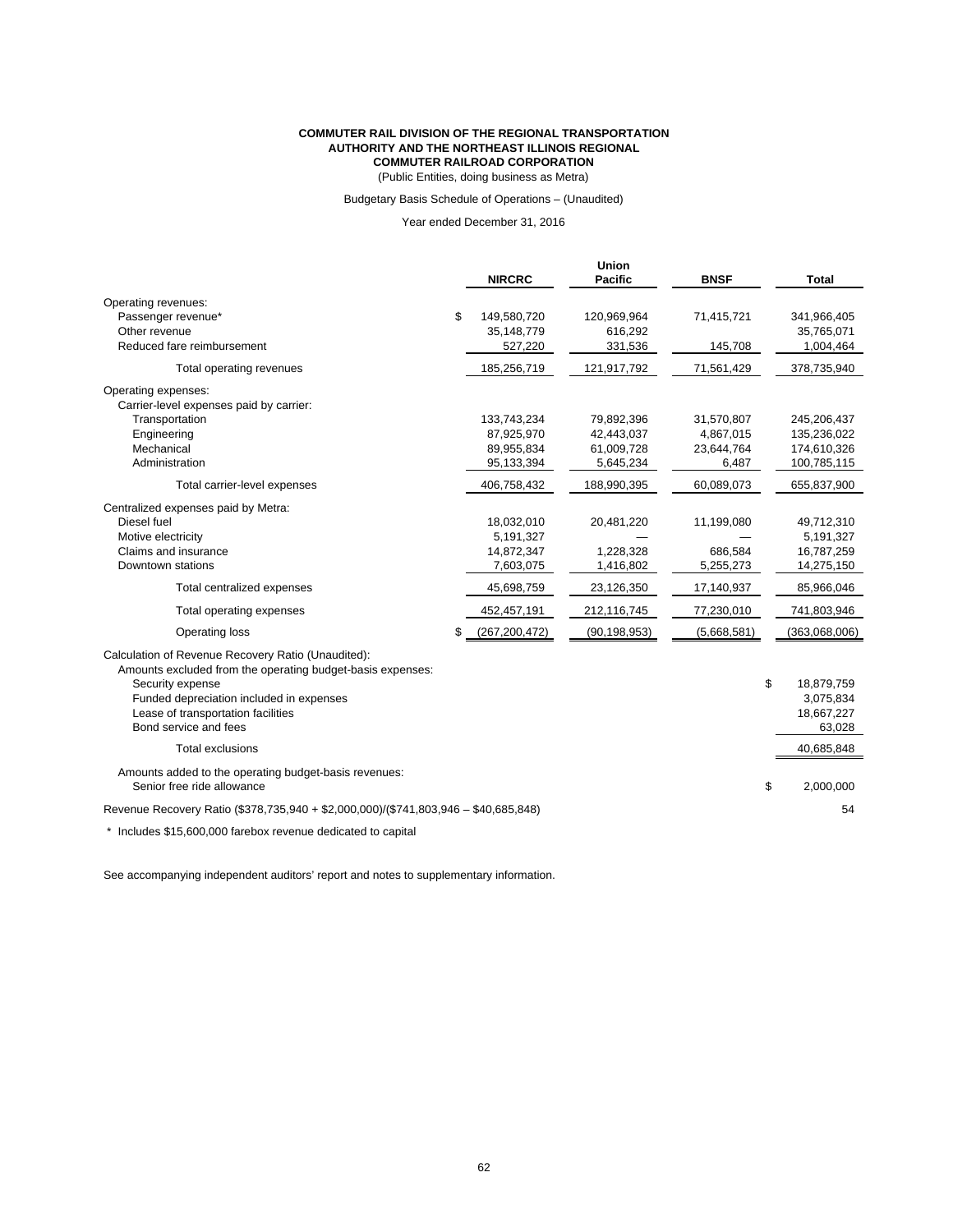**COMMUTER RAIL DIVISION OF THE REGIONAL TRANSPORTATION AUTHORITY AND THE NORTHEAST ILLINOIS REGIONAL COMMUTER RAILROAD CORPORATION**

(Public Entities, doing business as Metra)

Budgetary Basis Schedule of Operations – (Unaudited)

Year ended December 31, 2016

| | NIRCRC | Union Pacific | BNSF | Total |
|---|---|---|---|---|
| Operating revenues: | | | | |
| Passenger revenue* | $ 149,580,720 | 120,969,964 | 71,415,721 | 341,966,405 |
| Other revenue | 35,148,779 | 616,292 | | 35,765,071 |
| Reduced fare reimbursement | 527,220 | 331,536 | 145,708 | 1,004,464 |
| Total operating revenues | 185,256,719 | 121,917,792 | 71,561,429 | 378,735,940 |
| Operating expenses: | | | | |
| Carrier-level expenses paid by carrier: | | | | |
| Transportation | 133,743,234 | 79,892,396 | 31,570,807 | 245,206,437 |
| Engineering | 87,925,970 | 42,443,037 | 4,867,015 | 135,236,022 |
| Mechanical | 89,955,834 | 61,009,728 | 23,644,764 | 174,610,326 |
| Administration | 95,133,394 | 5,645,234 | 6,487 | 100,785,115 |
| Total carrier-level expenses | 406,758,432 | 188,990,395 | 60,089,073 | 655,837,900 |
| Centralized expenses paid by Metra: | | | | |
| Diesel fuel | 18,032,010 | 20,481,220 | 11,199,080 | 49,712,310 |
| Motive electricity | 5,191,327 | — | — | 5,191,327 |
| Claims and insurance | 14,872,347 | 1,228,328 | 686,584 | 16,787,259 |
| Downtown stations | 7,603,075 | 1,416,802 | 5,255,273 | 14,275,150 |
| Total centralized expenses | 45,698,759 | 23,126,350 | 17,140,937 | 85,966,046 |
| Total operating expenses | 452,457,191 | 212,116,745 | 77,230,010 | 741,803,946 |
| Operating loss | $ (267,200,472) | (90,198,953) | (5,668,581) | (363,068,006) |
| Calculation of Revenue Recovery Ratio (Unaudited): | | | | |
| Amounts excluded from the operating budget-basis expenses: | | | | |
| Security expense | | | | $ 18,879,759 |
| Funded depreciation included in expenses | | | | 3,075,834 |
| Lease of transportation facilities | | | | 18,667,227 |
| Bond service and fees | | | | 63,028 |
| Total exclusions | | | | 40,685,848 |
| Amounts added to the operating budget-basis revenues: | | | | |
| Senior free ride allowance | | | | $ 2,000,000 |
| Revenue Recovery Ratio ($378,735,940 + $2,000,000)/($741,803,946 – $40,685,848) | | | | 54 |

\* Includes $15,600,000 farebox revenue dedicated to capital

See accompanying independent auditors' report and notes to supplementary information.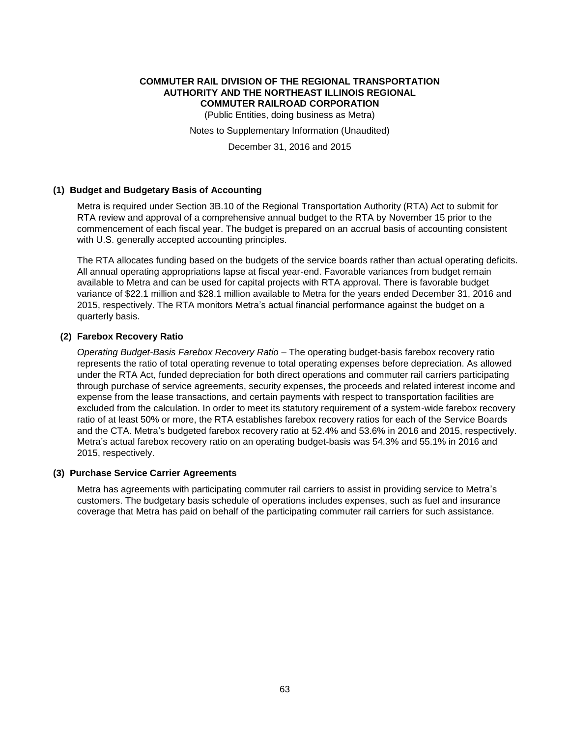**COMMUTER RAIL DIVISION OF THE REGIONAL TRANSPORTATION AUTHORITY AND THE NORTHEAST ILLINOIS REGIONAL COMMUTER RAILROAD CORPORATION**

(Public Entities, doing business as Metra)

Notes to Supplementary Information (Unaudited)

December 31, 2016 and 2015

## (1) Budget and Budgetary Basis of Accounting

Metra is required under Section 3B.10 of the Regional Transportation Authority (RTA) Act to submit for RTA review and approval of a comprehensive annual budget to the RTA by November 15 prior to the commencement of each fiscal year. The budget is prepared on an accrual basis of accounting consistent with U.S. generally accepted accounting principles.

The RTA allocates funding based on the budgets of the service boards rather than actual operating deficits. All annual operating appropriations lapse at fiscal year-end. Favorable variances from budget remain available to Metra and can be used for capital projects with RTA approval. There is favorable budget variance of $22.1 million and $28.1 million available to Metra for the years ended December 31, 2016 and 2015, respectively. The RTA monitors Metra's actual financial performance against the budget on a quarterly basis.

## (2) Farebox Recovery Ratio

*Operating Budget-Basis Farebox Recovery Ratio* – The operating budget-basis farebox recovery ratio represents the ratio of total operating revenue to total operating expenses before depreciation. As allowed under the RTA Act, funded depreciation for both direct operations and commuter rail carriers participating through purchase of service agreements, security expenses, the proceeds and related interest income and expense from the lease transactions, and certain payments with respect to transportation facilities are excluded from the calculation. In order to meet its statutory requirement of a system-wide farebox recovery ratio of at least 50% or more, the RTA establishes farebox recovery ratios for each of the Service Boards and the CTA. Metra's budgeted farebox recovery ratio at 52.4% and 53.6% in 2016 and 2015, respectively. Metra's actual farebox recovery ratio on an operating budget-basis was 54.3% and 55.1% in 2016 and 2015, respectively.

## (3) Purchase Service Carrier Agreements

Metra has agreements with participating commuter rail carriers to assist in providing service to Metra's customers. The budgetary basis schedule of operations includes expenses, such as fuel and insurance coverage that Metra has paid on behalf of the participating commuter rail carriers for such assistance.